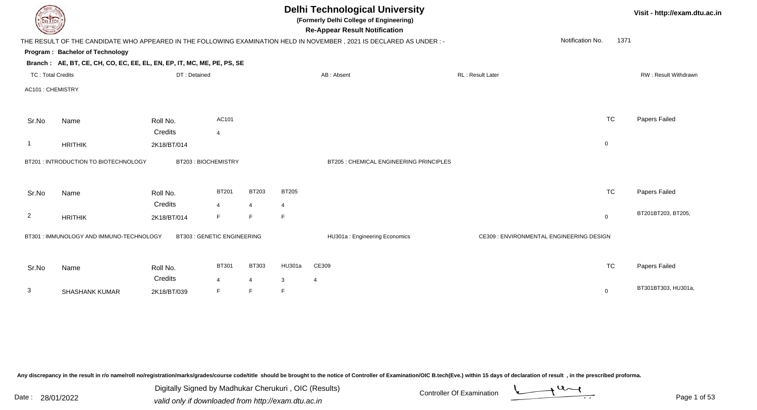# Delhi Technological University

**(Formerly Delhi College of Engineering)**

**Re-Appear Result Notification**

Visit - http://exam.dtu.ac.in

THE RESULT OF THE CANDIDATE WHO APPEARED IN THE FOLLOWING EXAMINATION HELD IN NOVEMBER , 2021 IS DECLARED AS UNDER : -

Notification No. 1371

**Program : Bachelor of Technology**

**Branch : AE, BT, CE, CH, CO, EC, EE, EL, EN, EP, IT, MC, ME, PE, PS, SE**

TC : Total Credits | DT : Detained | AB : Absent | RL : Result Later | RW : Result Withdrawn

AC101 : CHEMISTRY

| Sr.No | Name | Roll No. | AC101 | TC | Papers Failed |
|---|---|---|---|---|---|
| | | Credits | 4 | | |
| 1 | HRITHIK | 2K18/BT/014 | | 0 | |

BT201 : INTRODUCTION TO BIOTECHNOLOGY | BT203 : BIOCHEMISTRY | BT205 : CHEMICAL ENGINEERING PRINCIPLES

| Sr.No | Name | Roll No. | BT201 | BT203 | BT205 | TC | Papers Failed |
|---|---|---|---|---|---|---|---|
| | | Credits | 4 | 4 | 4 | | |
| 2 | HRITHIK | 2K18/BT/014 | F | F | F | 0 | BT201BT203, BT205, |

BT301 : IMMUNOLOGY AND IMMUNO-TECHNOLOGY | BT303 : GENETIC ENGINEERING | HU301a : Engineering Economics | CE309 : ENVIRONMENTAL ENGINEERING DESIGN

| Sr.No | Name | Roll No. | BT301 | BT303 | HU301a | CE309 | TC | Papers Failed |
|---|---|---|---|---|---|---|---|---|
| | | Credits | 4 | 4 | 3 | 4 | | |
| 3 | SHASHANK KUMAR | 2K18/BT/039 | F | F | F | | 0 | BT301BT303, HU301a, |

Any discrepancy in the result in r/o name/roll no/registration/marks/grades/course code/title should be brought to the notice of Controller of Examination/OIC B.tech(Eve.) within 15 days of declaration of result , in the prescribed proforma.

Date : 28/01/2022

Digitally Signed by Madhukar Cherukuri , OIC (Results)
valid only if downloaded from http://exam.dtu.ac.in

Controller Of Examination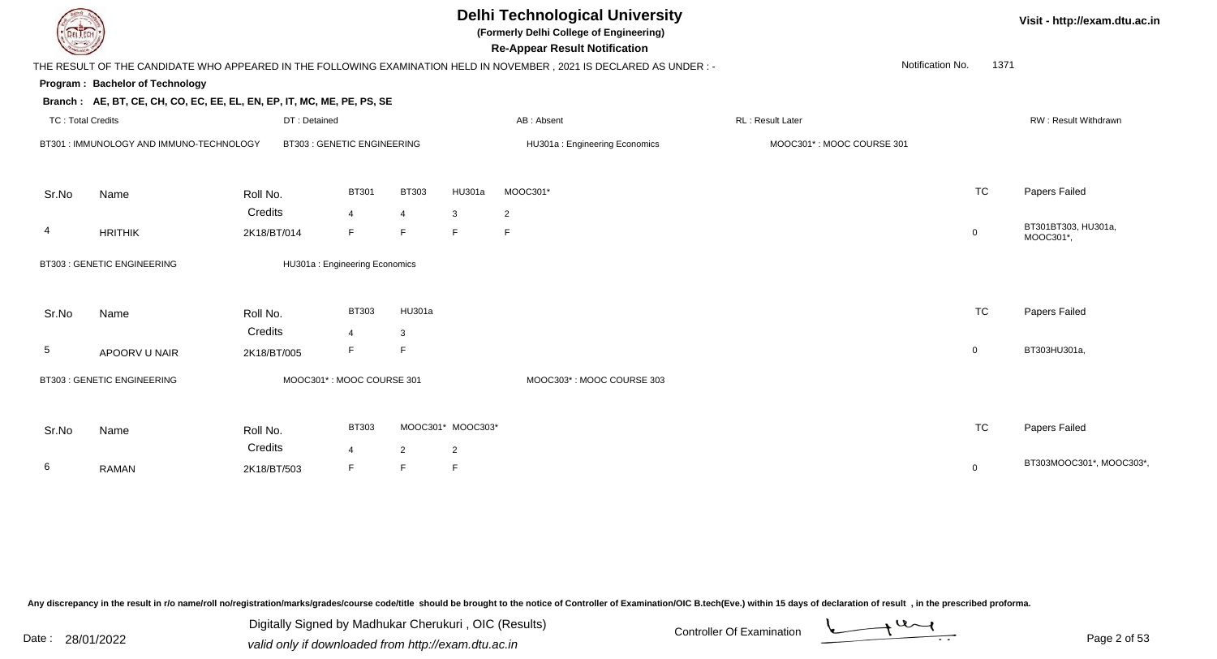# Delhi Technological University

**(Formerly Delhi College of Engineering)**

**Re-Appear Result Notification**

Visit - http://exam.dtu.ac.in

THE RESULT OF THE CANDIDATE WHO APPEARED IN THE FOLLOWING EXAMINATION HELD IN NOVEMBER , 2021 IS DECLARED AS UNDER : -

Notification No. 1371

**Program : Bachelor of Technology**

**Branch : AE, BT, CE, CH, CO, EC, EE, EL, EN, EP, IT, MC, ME, PE, PS, SE**

TC : Total Credits | DT : Detained | AB : Absent | RL : Result Later | RW : Result Withdrawn

BT301 : IMMUNOLOGY AND IMMUNO-TECHNOLOGY | BT303 : GENETIC ENGINEERING | HU301a : Engineering Economics | MOOC301* : MOOC COURSE 301

| Sr.No | Name | Roll No. | BT301 | BT303 | HU301a | MOOC301* | TC | Papers Failed |
|---|---|---|---|---|---|---|---|---|
| | | Credits | 4 | 4 | 3 | 2 | | |
| 4 | HRITHIK | 2K18/BT/014 | F | F | F | F | 0 | BT301BT303, HU301a, MOOC301*, |

BT303 : GENETIC ENGINEERING | HU301a : Engineering Economics

| Sr.No | Name | Roll No. | BT303 | HU301a | TC | Papers Failed |
|---|---|---|---|---|---|---|
| | | Credits | 4 | 3 | | |
| 5 | APOORV U NAIR | 2K18/BT/005 | F | F | 0 | BT303HU301a, |

BT303 : GENETIC ENGINEERING | MOOC301* : MOOC COURSE 301 | MOOC303* : MOOC COURSE 303

| Sr.No | Name | Roll No. | BT303 | MOOC301* | MOOC303* | TC | Papers Failed |
|---|---|---|---|---|---|---|---|
| | | Credits | 4 | 2 | 2 | | |
| 6 | RAMAN | 2K18/BT/503 | F | F | F | 0 | BT303MOOC301*, MOOC303*, |

Any discrepancy in the result in r/o name/roll no/registration/marks/grades/course code/title should be brought to the notice of Controller of Examination/OIC B.tech(Eve.) within 15 days of declaration of result , in the prescribed proforma.

Date : 28/01/2022

Digitally Signed by Madhukar Cherukuri , OIC (Results)
valid only if downloaded from http://exam.dtu.ac.in

Controller Of Examination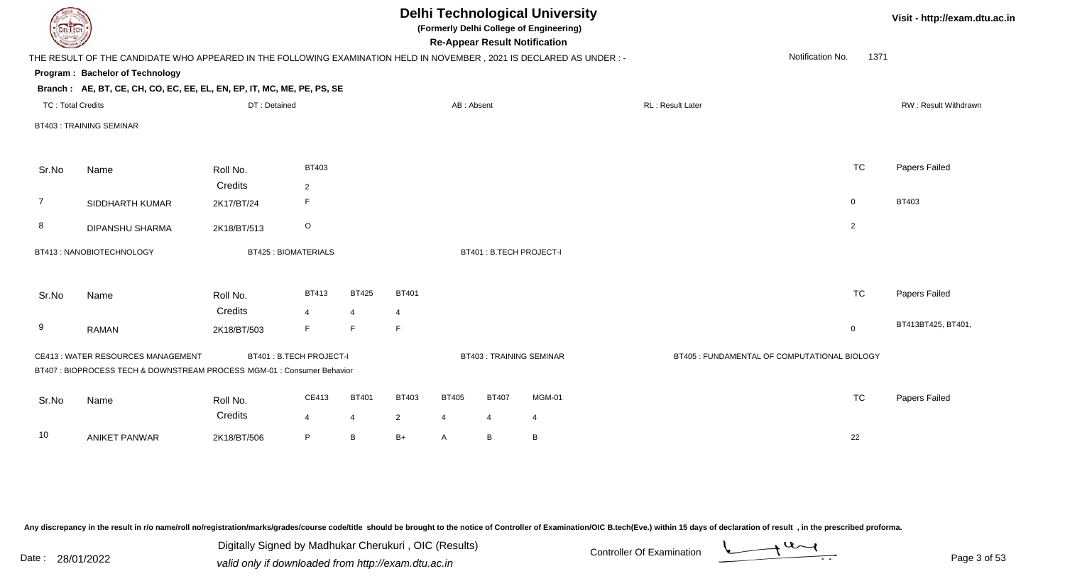# Delhi Technological University

**(Formerly Delhi College of Engineering)**

**Re-Appear Result Notification**

Visit - http://exam.dtu.ac.in

THE RESULT OF THE CANDIDATE WHO APPEARED IN THE FOLLOWING EXAMINATION HELD IN NOVEMBER , 2021 IS DECLARED AS UNDER : -

Notification No. 1371

**Program : Bachelor of Technology**

**Branch : AE, BT, CE, CH, CO, EC, EE, EL, EN, EP, IT, MC, ME, PE, PS, SE**

TC : Total Credits | DT : Detained | AB : Absent | RL : Result Later | RW : Result Withdrawn

BT403 : TRAINING SEMINAR

| Sr.No | Name | Roll No. | BT403 | TC | Papers Failed |
|---|---|---|---|---|---|
| | | Credits | 2 | | |
| 7 | SIDDHARTH KUMAR | 2K17/BT/24 | F | 0 | BT403 |
| 8 | DIPANSHU SHARMA | 2K18/BT/513 | O | 2 | |

BT413 : NANOBIOTECHNOLOGY | BT425 : BIOMATERIALS | BT401 : B.TECH PROJECT-I

| Sr.No | Name | Roll No. | BT413 | BT425 | BT401 | TC | Papers Failed |
|---|---|---|---|---|---|---|---|
| | | Credits | 4 | 4 | 4 | | |
| 9 | RAMAN | 2K18/BT/503 | F | F | F | 0 | BT413BT425, BT401, |

CE413 : WATER RESOURCES MANAGEMENT | BT401 : B.TECH PROJECT-I | BT403 : TRAINING SEMINAR | BT405 : FUNDAMENTAL OF COMPUTATIONAL BIOLOGY

BT407 : BIOPROCESS TECH & DOWNSTREAM PROCESS MGM-01 : Consumer Behavior

| Sr.No | Name | Roll No. | CE413 | BT401 | BT403 | BT405 | BT407 | MGM-01 | TC | Papers Failed |
|---|---|---|---|---|---|---|---|---|---|---|
| | | Credits | 4 | 4 | 2 | 4 | 4 | 4 | | |
| 10 | ANIKET PANWAR | 2K18/BT/506 | P | B | B+ | A | B | B | 22 | |

Any discrepancy in the result in r/o name/roll no/registration/marks/grades/course code/title should be brought to the notice of Controller of Examination/OIC B.tech(Eve.) within 15 days of declaration of result , in the prescribed proforma.

Date : 28/01/2022

Digitally Signed by Madhukar Cherukuri , OIC (Results)
valid only if downloaded from http://exam.dtu.ac.in

Controller Of Examination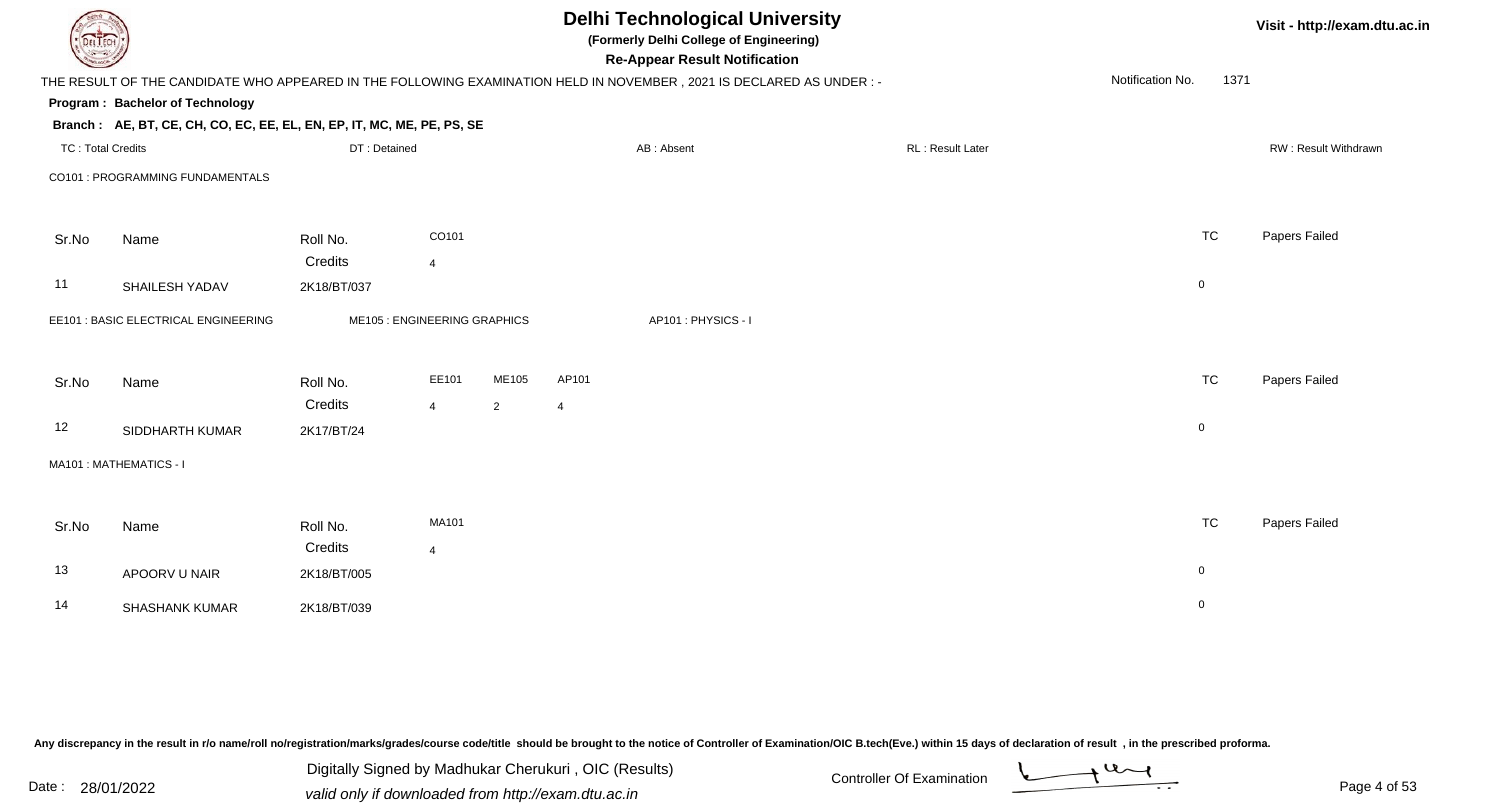# Delhi Technological University

**(Formerly Delhi College of Engineering)**

**Re-Appear Result Notification**

THE RESULT OF THE CANDIDATE WHO APPEARED IN THE FOLLOWING EXAMINATION HELD IN NOVEMBER , 2021 IS DECLARED AS UNDER : -

Notification No. 1371

**Program : Bachelor of Technology**

**Branch : AE, BT, CE, CH, CO, EC, EE, EL, EN, EP, IT, MC, ME, PE, PS, SE**

TC : Total Credits | DT : Detained | AB : Absent | RL : Result Later | RW : Result Withdrawn

CO101 : PROGRAMMING FUNDAMENTALS

| Sr.No | Name | Roll No. | CO101 | TC | Papers Failed |
|---|---|---|---|---|---|
| | | Credits | 4 | | |
| 11 | SHAILESH YADAV | 2K18/BT/037 | | 0 | |

EE101 : BASIC ELECTRICAL ENGINEERING    ME105 : ENGINEERING GRAPHICS    AP101 : PHYSICS - I

| Sr.No | Name | Roll No. | EE101 | ME105 | AP101 | TC | Papers Failed |
|---|---|---|---|---|---|---|---|
| | | Credits | 4 | 2 | 4 | | |
| 12 | SIDDHARTH KUMAR | 2K17/BT/24 | | | | 0 | |

MA101 : MATHEMATICS - I

| Sr.No | Name | Roll No. | MA101 | TC | Papers Failed |
|---|---|---|---|---|---|
| | | Credits | 4 | | |
| 13 | APOORV U NAIR | 2K18/BT/005 | | 0 | |
| 14 | SHASHANK KUMAR | 2K18/BT/039 | | 0 | |

Any discrepancy in the result in r/o name/roll no/registration/marks/grades/course code/title should be brought to the notice of Controller of Examination/OIC B.tech(Eve.) within 15 days of declaration of result , in the prescribed proforma.

Date : 28/01/2022

Digitally Signed by Madhukar Cherukuri , OIC (Results)
valid only if downloaded from http://exam.dtu.ac.in

Controller Of Examination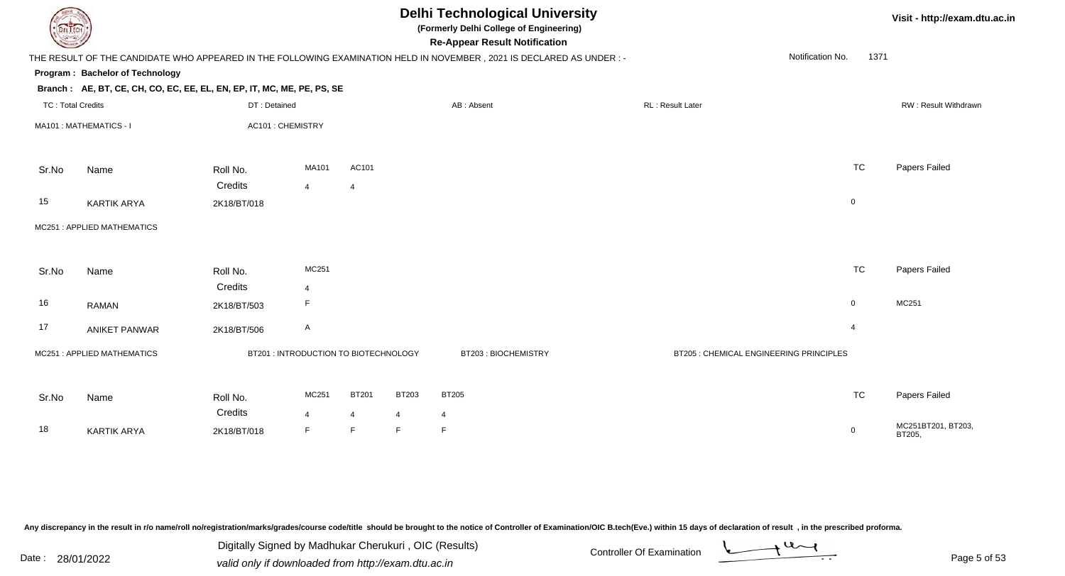# Delhi Technological University

**(Formerly Delhi College of Engineering)**

**Re-Appear Result Notification**

Visit - http://exam.dtu.ac.in

THE RESULT OF THE CANDIDATE WHO APPEARED IN THE FOLLOWING EXAMINATION HELD IN NOVEMBER , 2021 IS DECLARED AS UNDER : -

Notification No. 1371

**Program : Bachelor of Technology**

**Branch : AE, BT, CE, CH, CO, EC, EE, EL, EN, EP, IT, MC, ME, PE, PS, SE**

TC : Total Credits | DT : Detained | AB : Absent | RL : Result Later | RW : Result Withdrawn

MA101 : MATHEMATICS - I | AC101 : CHEMISTRY

| Sr.No | Name | Roll No. | MA101 | AC101 | TC | Papers Failed |
|---|---|---|---|---|---|---|
| | | Credits | 4 | 4 | | |
| 15 | KARTIK ARYA | 2K18/BT/018 | | | 0 | |

MC251 : APPLIED MATHEMATICS

| Sr.No | Name | Roll No. | MC251 | TC | Papers Failed |
|---|---|---|---|---|---|
| | | Credits | 4 | | |
| 16 | RAMAN | 2K18/BT/503 | F | 0 | MC251 |
| 17 | ANIKET PANWAR | 2K18/BT/506 | A | 4 | |

MC251 : APPLIED MATHEMATICS | BT201 : INTRODUCTION TO BIOTECHNOLOGY | BT203 : BIOCHEMISTRY | BT205 : CHEMICAL ENGINEERING PRINCIPLES

| Sr.No | Name | Roll No. | MC251 | BT201 | BT203 | BT205 | TC | Papers Failed |
|---|---|---|---|---|---|---|---|---|
| | | Credits | 4 | 4 | 4 | 4 | | |
| 18 | KARTIK ARYA | 2K18/BT/018 | F | F | F | F | 0 | MC251BT201, BT203, BT205, |

Any discrepancy in the result in r/o name/roll no/registration/marks/grades/course code/title should be brought to the notice of Controller of Examination/OIC B.tech(Eve.) within 15 days of declaration of result , in the prescribed proforma.

Date : 28/01/2022

Digitally Signed by Madhukar Cherukuri , OIC (Results)
valid only if downloaded from http://exam.dtu.ac.in

Controller Of Examination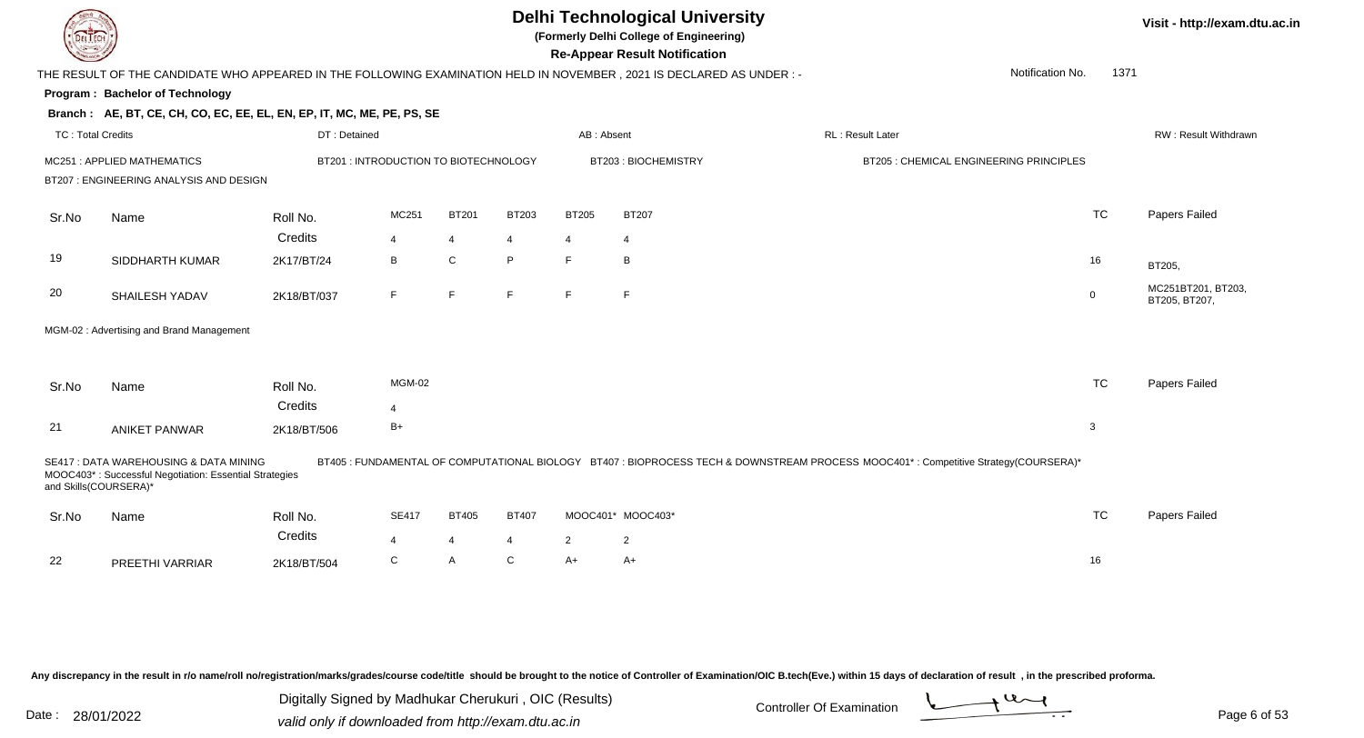# Delhi Technological University

**(Formerly Delhi College of Engineering)**

**Re-Appear Result Notification**

Visit - http://exam.dtu.ac.in

THE RESULT OF THE CANDIDATE WHO APPEARED IN THE FOLLOWING EXAMINATION HELD IN NOVEMBER , 2021 IS DECLARED AS UNDER : -

Notification No. 1371

**Program : Bachelor of Technology**

**Branch : AE, BT, CE, CH, CO, EC, EE, EL, EN, EP, IT, MC, ME, PE, PS, SE**

TC : Total Credits | DT : Detained | AB : Absent | RL : Result Later | RW : Result Withdrawn

MC251 : APPLIED MATHEMATICS
BT201 : INTRODUCTION TO BIOTECHNOLOGY
BT203 : BIOCHEMISTRY
BT205 : CHEMICAL ENGINEERING PRINCIPLES
BT207 : ENGINEERING ANALYSIS AND DESIGN

| Sr.No | Name | Roll No. | MC251 | BT201 | BT203 | BT205 | BT207 | TC | Papers Failed |
|---|---|---|---|---|---|---|---|---|---|
| | | Credits | 4 | 4 | 4 | 4 | 4 | | |
| 19 | SIDDHARTH KUMAR | 2K17/BT/24 | B | C | P | F | B | 16 | BT205, |
| 20 | SHAILESH YADAV | 2K18/BT/037 | F | F | F | F | F | 0 | MC251BT201, BT203, BT205, BT207, |

MGM-02 : Advertising and Brand Management

| Sr.No | Name | Roll No. | MGM-02 | TC | Papers Failed |
|---|---|---|---|---|---|
| | | Credits | 4 | | |
| 21 | ANIKET PANWAR | 2K18/BT/506 | B+ | 3 | |

SE417 : DATA WAREHOUSING & DATA MINING
BT405 : FUNDAMENTAL OF COMPUTATIONAL BIOLOGY
BT407 : BIOPROCESS TECH & DOWNSTREAM PROCESS
MOOC401* : Competitive Strategy(COURSERA)*
MOOC403* : Successful Negotiation: Essential Strategies and Skills(COURSERA)*

| Sr.No | Name | Roll No. | SE417 | BT405 | BT407 | MOOC401* | MOOC403* | TC | Papers Failed |
|---|---|---|---|---|---|---|---|---|---|
| | | Credits | 4 | 4 | 4 | 2 | 2 | | |
| 22 | PREETHI VARRIAR | 2K18/BT/504 | C | A | C | A+ | A+ | 16 | |

Any discrepancy in the result in r/o name/roll no/registration/marks/grades/course code/title should be brought to the notice of Controller of Examination/OIC B.tech(Eve.) within 15 days of declaration of result , in the prescribed proforma.

Date : 28/01/2022

Digitally Signed by Madhukar Cherukuri , OIC (Results)
valid only if downloaded from http://exam.dtu.ac.in

Controller Of Examination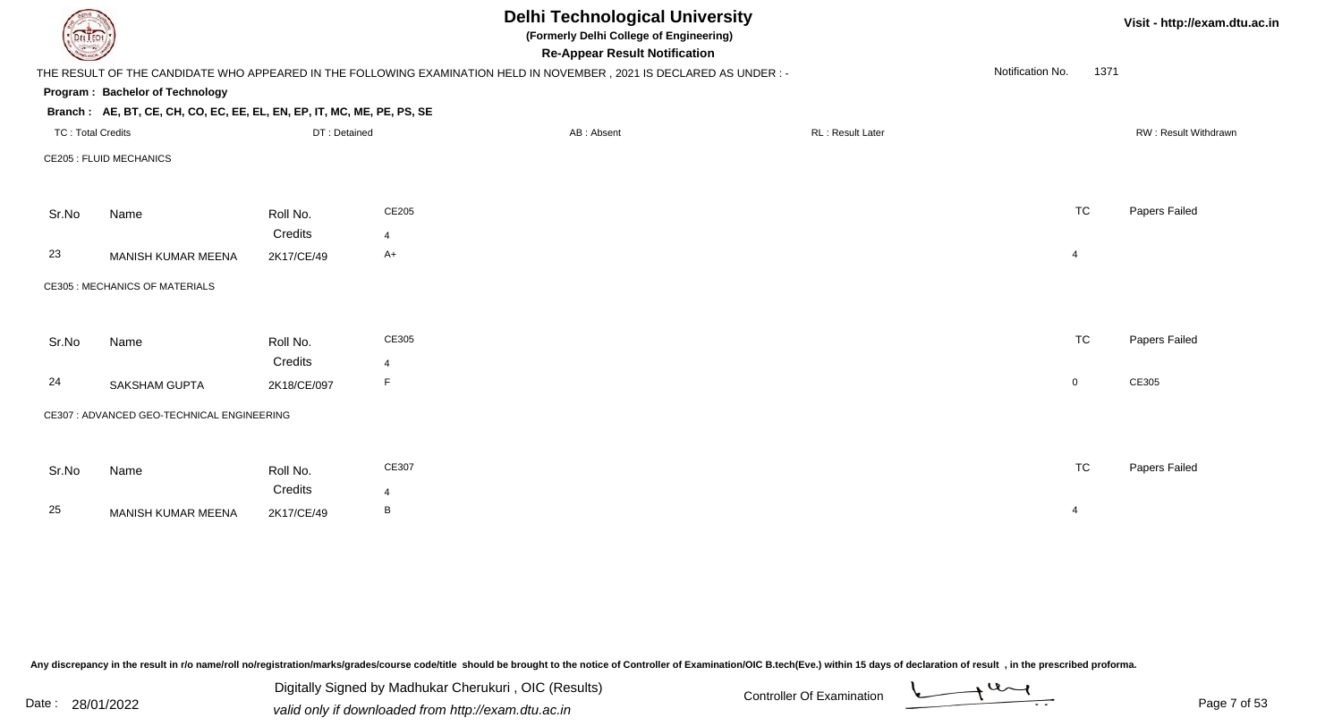# Delhi Technological University

**(Formerly Delhi College of Engineering)**

**Re-Appear Result Notification**

Visit - http://exam.dtu.ac.in

THE RESULT OF THE CANDIDATE WHO APPEARED IN THE FOLLOWING EXAMINATION HELD IN NOVEMBER , 2021 IS DECLARED AS UNDER : -

Notification No. 1371

**Program : Bachelor of Technology**

**Branch : AE, BT, CE, CH, CO, EC, EE, EL, EN, EP, IT, MC, ME, PE, PS, SE**

TC : Total Credits | DT : Detained | AB : Absent | RL : Result Later | RW : Result Withdrawn

CE205 : FLUID MECHANICS

| Sr.No | Name | Roll No. | CE205 | TC | Papers Failed |
|---|---|---|---|---|---|
| | | Credits | 4 | | |
| 23 | MANISH KUMAR MEENA | 2K17/CE/49 | A+ | 4 | |

CE305 : MECHANICS OF MATERIALS

| Sr.No | Name | Roll No. | CE305 | TC | Papers Failed |
|---|---|---|---|---|---|
| | | Credits | 4 | | |
| 24 | SAKSHAM GUPTA | 2K18/CE/097 | F | 0 | CE305 |

CE307 : ADVANCED GEO-TECHNICAL ENGINEERING

| Sr.No | Name | Roll No. | CE307 | TC | Papers Failed |
|---|---|---|---|---|---|
| | | Credits | 4 | | |
| 25 | MANISH KUMAR MEENA | 2K17/CE/49 | B | 4 | |

Any discrepancy in the result in r/o name/roll no/registration/marks/grades/course code/title should be brought to the notice of Controller of Examination/OIC B.tech(Eve.) within 15 days of declaration of result , in the prescribed proforma.

Date : 28/01/2022

Digitally Signed by Madhukar Cherukuri , OIC (Results)
valid only if downloaded from http://exam.dtu.ac.in

Controller Of Examination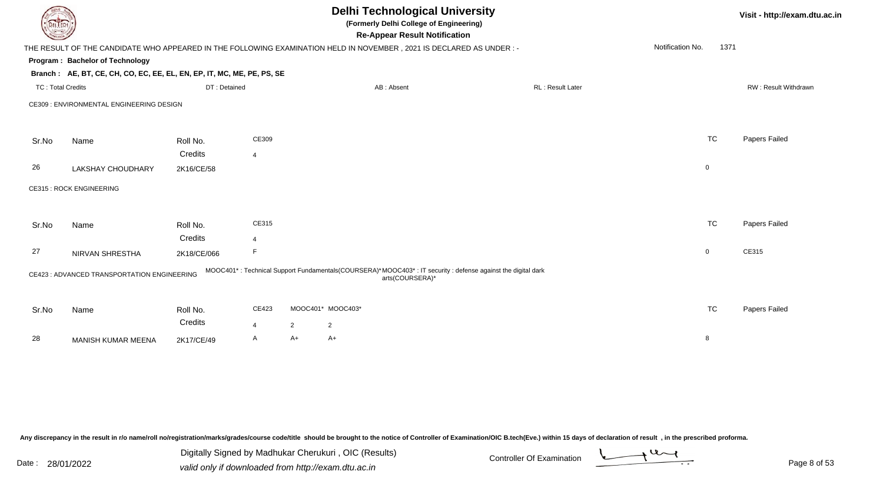# Delhi Technological University

**(Formerly Delhi College of Engineering)**

**Re-Appear Result Notification**

Visit - http://exam.dtu.ac.in

THE RESULT OF THE CANDIDATE WHO APPEARED IN THE FOLLOWING EXAMINATION HELD IN NOVEMBER , 2021 IS DECLARED AS UNDER : -

Notification No. 1371

**Program : Bachelor of Technology**

**Branch : AE, BT, CE, CH, CO, EC, EE, EL, EN, EP, IT, MC, ME, PE, PS, SE**

TC : Total Credits | DT : Detained | AB : Absent | RL : Result Later | RW : Result Withdrawn

CE309 : ENVIRONMENTAL ENGINEERING DESIGN

| Sr.No | Name | Roll No. | CE309 | TC | Papers Failed |
|---|---|---|---|---|---|
| | | Credits | 4 | | |
| 26 | LAKSHAY CHOUDHARY | 2K16/CE/58 | | 0 | |

CE315 : ROCK ENGINEERING

| Sr.No | Name | Roll No. | CE315 | TC | Papers Failed |
|---|---|---|---|---|---|
| | | Credits | 4 | | |
| 27 | NIRVAN SHRESTHA | 2K18/CE/066 | F | 0 | CE315 |

CE423 : ADVANCED TRANSPORTATION ENGINEERING

MOOC401* : Technical Support Fundamentals(COURSERA)* MOOC403* : IT security : defense against the digital dark arts(COURSERA)*

| Sr.No | Name | Roll No. | CE423 | MOOC401* | MOOC403* | TC | Papers Failed |
|---|---|---|---|---|---|---|---|
| | | Credits | 4 | 2 | 2 | | |
| 28 | MANISH KUMAR MEENA | 2K17/CE/49 | A | A+ | A+ | 8 | |

Any discrepancy in the result in r/o name/roll no/registration/marks/grades/course code/title should be brought to the notice of Controller of Examination/OIC B.tech(Eve.) within 15 days of declaration of result , in the prescribed proforma.

Date : 28/01/2022

Digitally Signed by Madhukar Cherukuri , OIC (Results)

valid only if downloaded from http://exam.dtu.ac.in

Controller Of Examination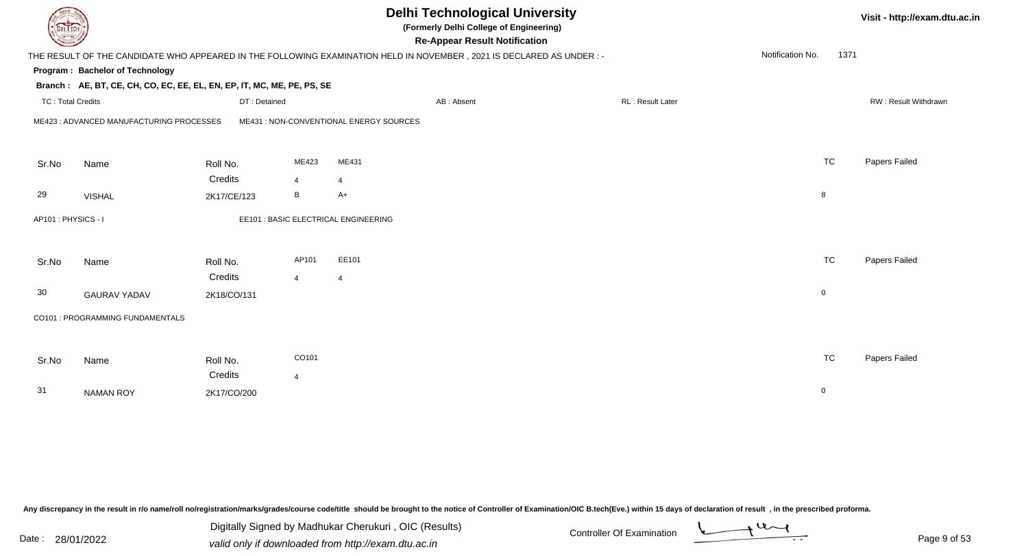# Delhi Technological University

**(Formerly Delhi College of Engineering)**

**Re-Appear Result Notification**

THE RESULT OF THE CANDIDATE WHO APPEARED IN THE FOLLOWING EXAMINATION HELD IN NOVEMBER , 2021 IS DECLARED AS UNDER : -

Notification No. 1371

**Program : Bachelor of Technology**

**Branch : AE, BT, CE, CH, CO, EC, EE, EL, EN, EP, IT, MC, ME, PE, PS, SE**

TC : Total Credits | DT : Detained | AB : Absent | RL : Result Later | RW : Result Withdrawn

ME423 : ADVANCED MANUFACTURING PROCESSES    ME431 : NON-CONVENTIONAL ENERGY SOURCES

| Sr.No | Name | Roll No. | ME423 | ME431 | TC | Papers Failed |
|---|---|---|---|---|---|---|
| | | Credits | 4 | 4 | | |
| 29 | VISHAL | 2K17/CE/123 | B | A+ | 8 | |

AP101 : PHYSICS - I    EE101 : BASIC ELECTRICAL ENGINEERING

| Sr.No | Name | Roll No. | AP101 | EE101 | TC | Papers Failed |
|---|---|---|---|---|---|---|
| | | Credits | 4 | 4 | | |
| 30 | GAURAV YADAV | 2K18/CO/131 | | | 0 | |

CO101 : PROGRAMMING FUNDAMENTALS

| Sr.No | Name | Roll No. | CO101 | TC | Papers Failed |
|---|---|---|---|---|---|
| | | Credits | 4 | | |
| 31 | NAMAN ROY | 2K17/CO/200 | | 0 | |

Any discrepancy in the result in r/o name/roll no/registration/marks/grades/course code/title should be brought to the notice of Controller of Examination/OIC B.tech(Eve.) within 15 days of declaration of result , in the prescribed proforma.

Date : 28/01/2022

Digitally Signed by Madhukar Cherukuri , OIC (Results)
valid only if downloaded from http://exam.dtu.ac.in

Controller Of Examination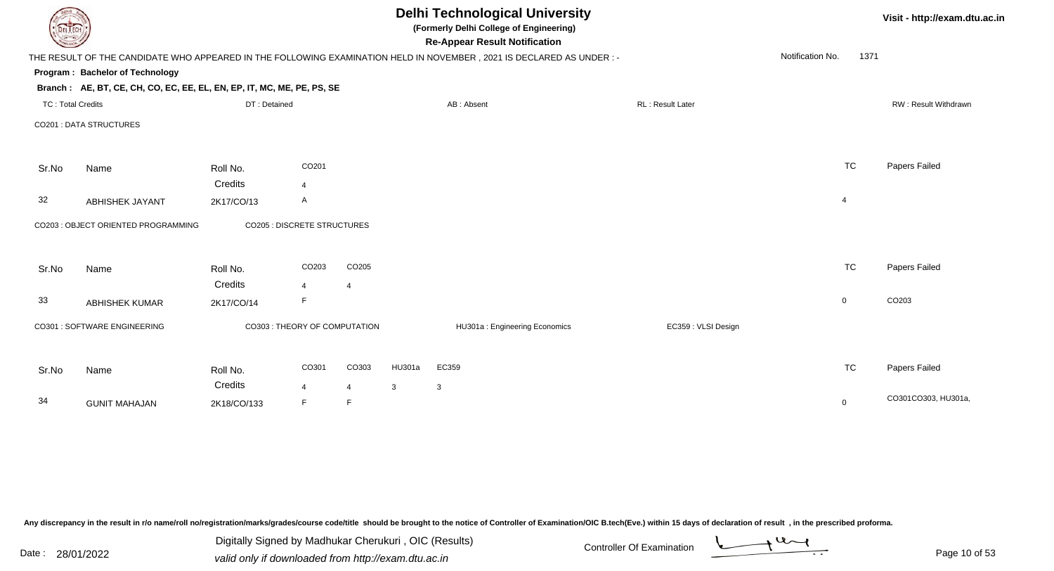# Delhi Technological University

**(Formerly Delhi College of Engineering)**

**Re-Appear Result Notification**

Visit - http://exam.dtu.ac.in

THE RESULT OF THE CANDIDATE WHO APPEARED IN THE FOLLOWING EXAMINATION HELD IN NOVEMBER , 2021 IS DECLARED AS UNDER : -

Notification No. 1371

**Program : Bachelor of Technology**

**Branch : AE, BT, CE, CH, CO, EC, EE, EL, EN, EP, IT, MC, ME, PE, PS, SE**

TC : Total Credits | DT : Detained | AB : Absent | RL : Result Later | RW : Result Withdrawn

CO201 : DATA STRUCTURES

| Sr.No | Name | Roll No. | CO201 | TC | Papers Failed |
|---|---|---|---|---|---|
| | | Credits | 4 | | |
| 32 | ABHISHEK JAYANT | 2K17/CO/13 | A | 4 | |

CO203 : OBJECT ORIENTED PROGRAMMING | CO205 : DISCRETE STRUCTURES

| Sr.No | Name | Roll No. | CO203 | CO205 | TC | Papers Failed |
|---|---|---|---|---|---|---|
| | | Credits | 4 | 4 | | |
| 33 | ABHISHEK KUMAR | 2K17/CO/14 | F | | 0 | CO203 |

CO301 : SOFTWARE ENGINEERING | CO303 : THEORY OF COMPUTATION | HU301a : Engineering Economics | EC359 : VLSI Design

| Sr.No | Name | Roll No. | CO301 | CO303 | HU301a | EC359 | TC | Papers Failed |
|---|---|---|---|---|---|---|---|---|
| | | Credits | 4 | 4 | 3 | 3 | | |
| 34 | GUNIT MAHAJAN | 2K18/CO/133 | F | F | | | 0 | CO301CO303, HU301a, |

Any discrepancy in the result in r/o name/roll no/registration/marks/grades/course code/title should be brought to the notice of Controller of Examination/OIC B.tech(Eve.) within 15 days of declaration of result , in the prescribed proforma.

Date : 28/01/2022

Digitally Signed by Madhukar Cherukuri , OIC (Results)
valid only if downloaded from http://exam.dtu.ac.in

Controller Of Examination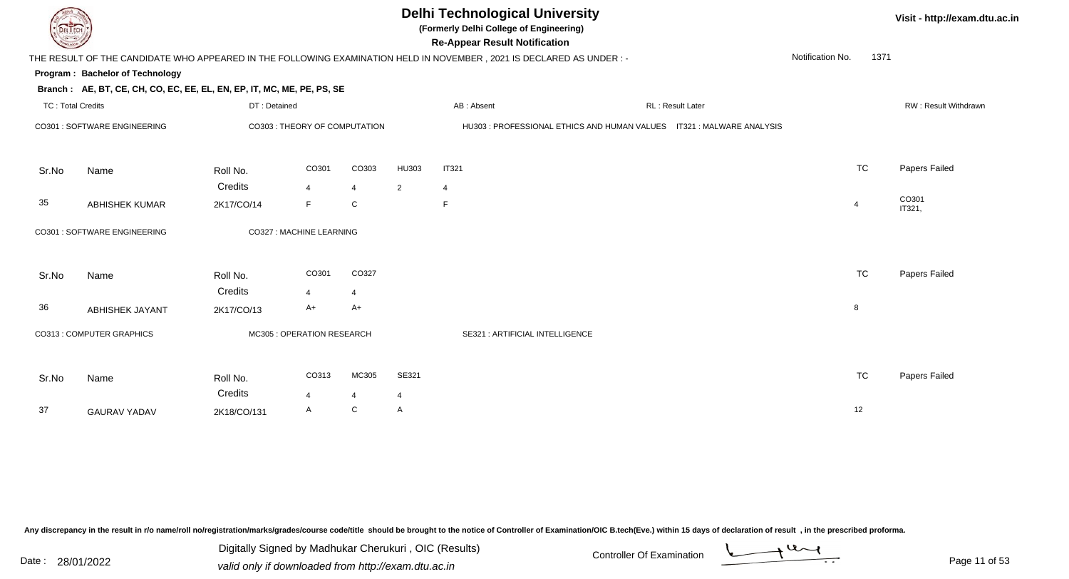# Delhi Technological University

**(Formerly Delhi College of Engineering)**

**Re-Appear Result Notification**

Visit - http://exam.dtu.ac.in

THE RESULT OF THE CANDIDATE WHO APPEARED IN THE FOLLOWING EXAMINATION HELD IN NOVEMBER , 2021 IS DECLARED AS UNDER : -

Notification No. 1371

**Program : Bachelor of Technology**

**Branch : AE, BT, CE, CH, CO, EC, EE, EL, EN, EP, IT, MC, ME, PE, PS, SE**

TC : Total Credits | DT : Detained | AB : Absent | RL : Result Later | RW : Result Withdrawn

CO301 : SOFTWARE ENGINEERING | CO303 : THEORY OF COMPUTATION | HU303 : PROFESSIONAL ETHICS AND HUMAN VALUES | IT321 : MALWARE ANALYSIS

| Sr.No | Name | Roll No. | CO301 | CO303 | HU303 | IT321 | TC | Papers Failed |
|---|---|---|---|---|---|---|---|---|
| | | Credits | 4 | 4 | 2 | 4 | | |
| 35 | ABHISHEK KUMAR | 2K17/CO/14 | F | C | | F | 4 | CO301 IT321, |

CO301 : SOFTWARE ENGINEERING | CO327 : MACHINE LEARNING

| Sr.No | Name | Roll No. | CO301 | CO327 | TC | Papers Failed |
|---|---|---|---|---|---|---|
| | | Credits | 4 | 4 | | |
| 36 | ABHISHEK JAYANT | 2K17/CO/13 | A+ | A+ | 8 | |

CO313 : COMPUTER GRAPHICS | MC305 : OPERATION RESEARCH | SE321 : ARTIFICIAL INTELLIGENCE

| Sr.No | Name | Roll No. | CO313 | MC305 | SE321 | TC | Papers Failed |
|---|---|---|---|---|---|---|---|
| | | Credits | 4 | 4 | 4 | | |
| 37 | GAURAV YADAV | 2K18/CO/131 | A | C | A | 12 | |

Any discrepancy in the result in r/o name/roll no/registration/marks/grades/course code/title should be brought to the notice of Controller of Examination/OIC B.tech(Eve.) within 15 days of declaration of result , in the prescribed proforma.

Date : 28/01/2022

Digitally Signed by Madhukar Cherukuri , OIC (Results)
valid only if downloaded from http://exam.dtu.ac.in

Controller Of Examination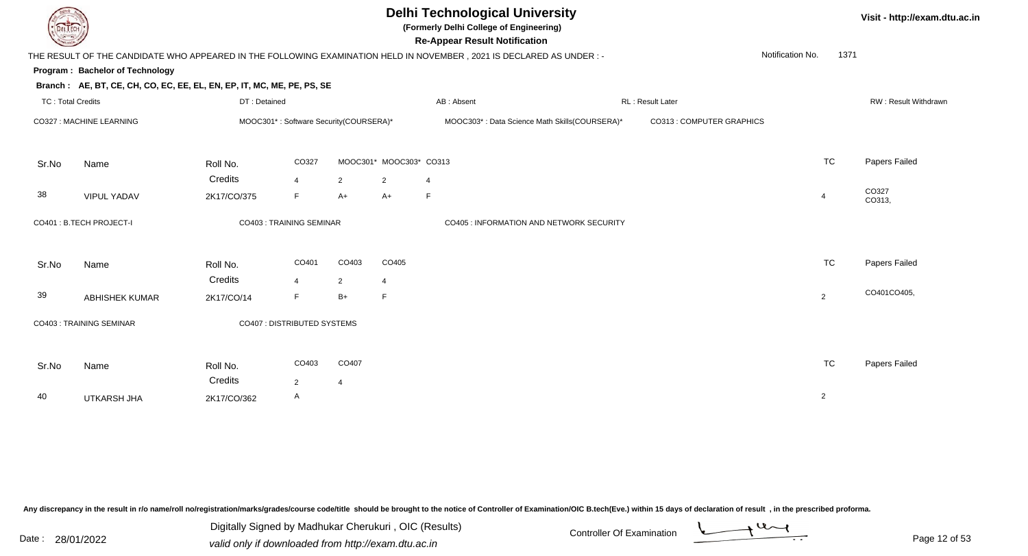# Delhi Technological University

**(Formerly Delhi College of Engineering)**

**Re-Appear Result Notification**

Visit - http://exam.dtu.ac.in

THE RESULT OF THE CANDIDATE WHO APPEARED IN THE FOLLOWING EXAMINATION HELD IN NOVEMBER , 2021 IS DECLARED AS UNDER : - Notification No. 1371

**Program : Bachelor of Technology**

**Branch : AE, BT, CE, CH, CO, EC, EE, EL, EN, EP, IT, MC, ME, PE, PS, SE**

TC : Total Credits | DT : Detained | AB : Absent | RL : Result Later | RW : Result Withdrawn

CO327 : MACHINE LEARNING | MOOC301* : Software Security(COURSERA)* | MOOC303* : Data Science Math Skills(COURSERA)* | CO313 : COMPUTER GRAPHICS

| Sr.No | Name | Roll No. | CO327 | MOOC301* | MOOC303* | CO313 | TC | Papers Failed |
|---|---|---|---|---|---|---|---|---|
| | | Credits | 4 | 2 | 2 | 4 | | |
| 38 | VIPUL YADAV | 2K17/CO/375 | F | A+ | A+ | F | 4 | CO327 CO313, |

CO401 : B.TECH PROJECT-I | CO403 : TRAINING SEMINAR | CO405 : INFORMATION AND NETWORK SECURITY

| Sr.No | Name | Roll No. | CO401 | CO403 | CO405 | TC | Papers Failed |
|---|---|---|---|---|---|---|---|
| | | Credits | 4 | 2 | 4 | | |
| 39 | ABHISHEK KUMAR | 2K17/CO/14 | F | B+ | F | 2 | CO401CO405, |

CO403 : TRAINING SEMINAR | CO407 : DISTRIBUTED SYSTEMS

| Sr.No | Name | Roll No. | CO403 | CO407 | TC | Papers Failed |
|---|---|---|---|---|---|---|
| | | Credits | 2 | 4 | | |
| 40 | UTKARSH JHA | 2K17/CO/362 | A | | 2 | |

Any discrepancy in the result in r/o name/roll no/registration/marks/grades/course code/title should be brought to the notice of Controller of Examination/OIC B.tech(Eve.) within 15 days of declaration of result , in the prescribed proforma.

Date : 28/01/2022

Digitally Signed by Madhukar Cherukuri , OIC (Results)
valid only if downloaded from http://exam.dtu.ac.in

Controller Of Examination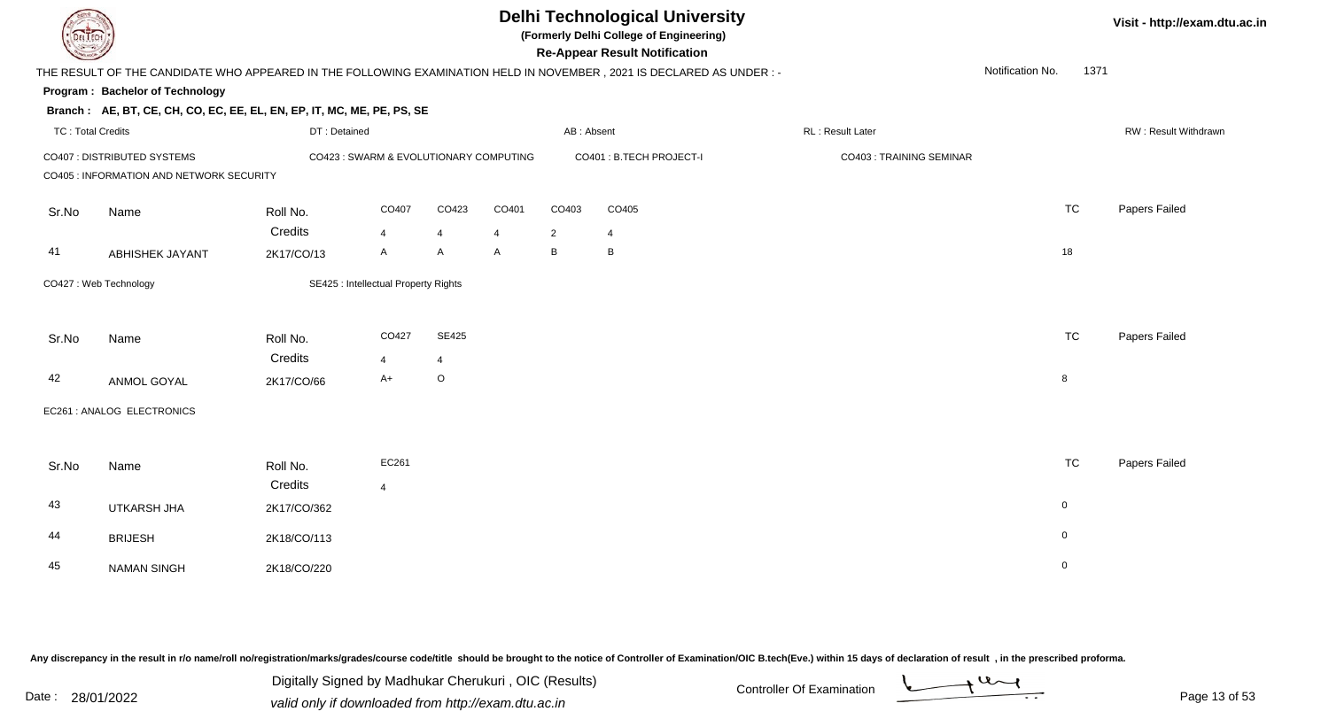# Delhi Technological University

**(Formerly Delhi College of Engineering)**

**Re-Appear Result Notification**

Visit - http://exam.dtu.ac.in

THE RESULT OF THE CANDIDATE WHO APPEARED IN THE FOLLOWING EXAMINATION HELD IN NOVEMBER , 2021 IS DECLARED AS UNDER : -

Notification No. 1371

**Program : Bachelor of Technology**

**Branch : AE, BT, CE, CH, CO, EC, EE, EL, EN, EP, IT, MC, ME, PE, PS, SE**

TC : Total Credits | DT : Detained | AB : Absent | RL : Result Later | RW : Result Withdrawn

CO407 : DISTRIBUTED SYSTEMS | CO423 : SWARM & EVOLUTIONARY COMPUTING | CO401 : B.TECH PROJECT-I | CO403 : TRAINING SEMINAR

CO405 : INFORMATION AND NETWORK SECURITY

| Sr.No | Name | Roll No. | CO407 | CO423 | CO401 | CO403 | CO405 | TC | Papers Failed |
|---|---|---|---|---|---|---|---|---|---|
| | | Credits | 4 | 4 | 4 | 2 | 4 | | |
| 41 | ABHISHEK JAYANT | 2K17/CO/13 | A | A | A | B | B | 18 | |

CO427 : Web Technology | SE425 : Intellectual Property Rights

| Sr.No | Name | Roll No. | CO427 | SE425 | TC | Papers Failed |
|---|---|---|---|---|---|---|
| | | Credits | 4 | 4 | | |
| 42 | ANMOL GOYAL | 2K17/CO/66 | A+ | O | 8 | |

EC261 : ANALOG ELECTRONICS

| Sr.No | Name | Roll No. | EC261 | TC | Papers Failed |
|---|---|---|---|---|---|
| | | Credits | 4 | | |
| 43 | UTKARSH JHA | 2K17/CO/362 | | 0 | |
| 44 | BRIJESH | 2K18/CO/113 | | 0 | |
| 45 | NAMAN SINGH | 2K18/CO/220 | | 0 | |

Any discrepancy in the result in r/o name/roll no/registration/marks/grades/course code/title should be brought to the notice of Controller of Examination/OIC B.tech(Eve.) within 15 days of declaration of result , in the prescribed proforma.

Date : 28/01/2022

Digitally Signed by Madhukar Cherukuri , OIC (Results)
valid only if downloaded from http://exam.dtu.ac.in

Controller Of Examination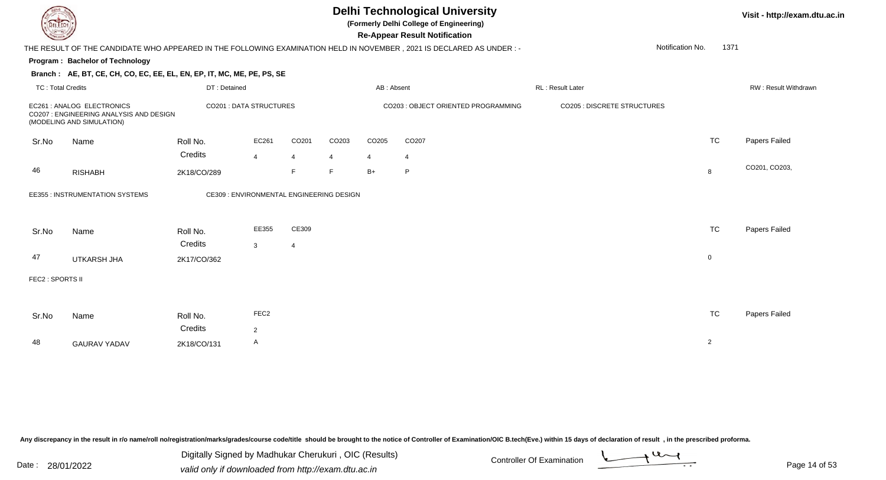# Delhi Technological University

**(Formerly Delhi College of Engineering)**

**Re-Appear Result Notification**

Visit - http://exam.dtu.ac.in

THE RESULT OF THE CANDIDATE WHO APPEARED IN THE FOLLOWING EXAMINATION HELD IN NOVEMBER , 2021 IS DECLARED AS UNDER : -

Notification No. 1371

**Program : Bachelor of Technology**

**Branch : AE, BT, CE, CH, CO, EC, EE, EL, EN, EP, IT, MC, ME, PE, PS, SE**

TC : Total Credits | DT : Detained | AB : Absent | RL : Result Later | RW : Result Withdrawn

EC261 : ANALOG ELECTRONICS
CO201 : DATA STRUCTURES
CO203 : OBJECT ORIENTED PROGRAMMING
CO205 : DISCRETE STRUCTURES
CO207 : ENGINEERING ANALYSIS AND DESIGN (MODELING AND SIMULATION)

| Sr.No | Name | Roll No. | EC261 | CO201 | CO203 | CO205 | CO207 | TC | Papers Failed |
|---|---|---|---|---|---|---|---|---|---|
| | | Credits | 4 | 4 | 4 | 4 | 4 | | |
| 46 | RISHABH | 2K18/CO/289 | | F | F | B+ | P | 8 | CO201, CO203, |

EE355 : INSTRUMENTATION SYSTEMS
CE309 : ENVIRONMENTAL ENGINEERING DESIGN

| Sr.No | Name | Roll No. | EE355 | CE309 | TC | Papers Failed |
|---|---|---|---|---|---|---|
| | | Credits | 3 | 4 | | |
| 47 | UTKARSH JHA | 2K17/CO/362 | | | 0 | |

FEC2 : SPORTS II

| Sr.No | Name | Roll No. | FEC2 | TC | Papers Failed |
|---|---|---|---|---|---|
| | | Credits | 2 | | |
| 48 | GAURAV YADAV | 2K18/CO/131 | A | 2 | |

Any discrepancy in the result in r/o name/roll no/registration/marks/grades/course code/title should be brought to the notice of Controller of Examination/OIC B.tech(Eve.) within 15 days of declaration of result , in the prescribed proforma.

Date : 28/01/2022

Digitally Signed by Madhukar Cherukuri , OIC (Results)
valid only if downloaded from http://exam.dtu.ac.in

Controller Of Examination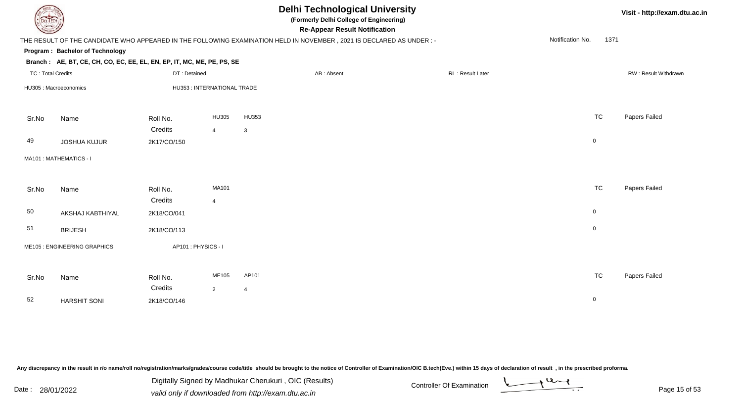# Delhi Technological University

**(Formerly Delhi College of Engineering)**

**Re-Appear Result Notification**

Visit - http://exam.dtu.ac.in

THE RESULT OF THE CANDIDATE WHO APPEARED IN THE FOLLOWING EXAMINATION HELD IN NOVEMBER , 2021 IS DECLARED AS UNDER : -

Notification No. 1371

**Program : Bachelor of Technology**

**Branch : AE, BT, CE, CH, CO, EC, EE, EL, EN, EP, IT, MC, ME, PE, PS, SE**

TC : Total Credits | DT : Detained | AB : Absent | RL : Result Later | RW : Result Withdrawn

HU305 : Macroeconomics | HU353 : INTERNATIONAL TRADE

| Sr.No | Name | Roll No. | HU305 | HU353 | TC | Papers Failed |
|---|---|---|---|---|---|---|
| | | Credits | 4 | 3 | | |
| 49 | JOSHUA KUJUR | 2K17/CO/150 | | | 0 | |

MA101 : MATHEMATICS - I

| Sr.No | Name | Roll No. | MA101 | TC | Papers Failed |
|---|---|---|---|---|---|
| | | Credits | 4 | | |
| 50 | AKSHAJ KABTHIYAL | 2K18/CO/041 | | 0 | |
| 51 | BRIJESH | 2K18/CO/113 | | 0 | |

ME105 : ENGINEERING GRAPHICS | AP101 : PHYSICS - I

| Sr.No | Name | Roll No. | ME105 | AP101 | TC | Papers Failed |
|---|---|---|---|---|---|---|
| | | Credits | 2 | 4 | | |
| 52 | HARSHIT SONI | 2K18/CO/146 | | | 0 | |

Any discrepancy in the result in r/o name/roll no/registration/marks/grades/course code/title should be brought to the notice of Controller of Examination/OIC B.tech(Eve.) within 15 days of declaration of result , in the prescribed proforma.

Date : 28/01/2022

Digitally Signed by Madhukar Cherukuri , OIC (Results)
valid only if downloaded from http://exam.dtu.ac.in

Controller Of Examination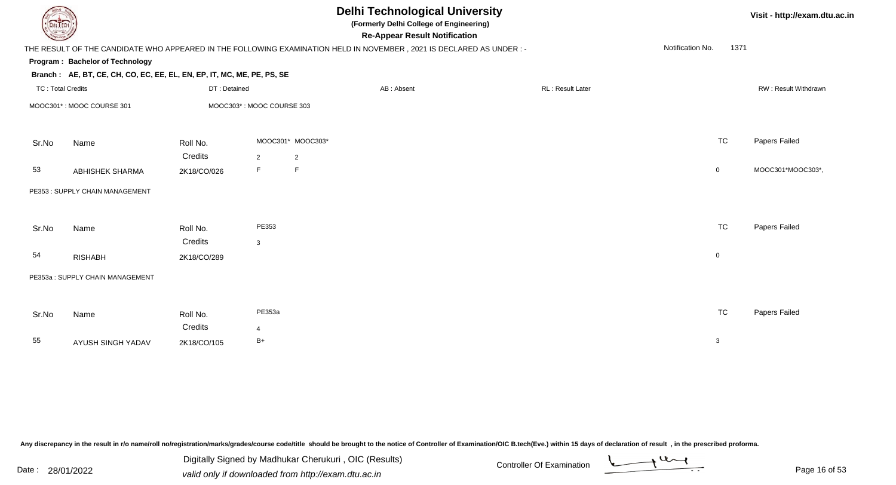# Delhi Technological University

**(Formerly Delhi College of Engineering)**

**Re-Appear Result Notification**

Visit - http://exam.dtu.ac.in

THE RESULT OF THE CANDIDATE WHO APPEARED IN THE FOLLOWING EXAMINATION HELD IN NOVEMBER , 2021 IS DECLARED AS UNDER : -

Notification No. 1371

**Program : Bachelor of Technology**

**Branch : AE, BT, CE, CH, CO, EC, EE, EL, EN, EP, IT, MC, ME, PE, PS, SE**

TC : Total Credits | DT : Detained | AB : Absent | RL : Result Later | RW : Result Withdrawn

MOOC301* : MOOC COURSE 301 | MOOC303* : MOOC COURSE 303

| Sr.No | Name | Roll No. | MOOC301* | MOOC303* | TC | Papers Failed |
|---|---|---|---|---|---|---|
| | | Credits | 2 | 2 | | |
| 53 | ABHISHEK SHARMA | 2K18/CO/026 | F | F | 0 | MOOC301*MOOC303*, |

PE353 : SUPPLY CHAIN MANAGEMENT

| Sr.No | Name | Roll No. | PE353 | TC | Papers Failed |
|---|---|---|---|---|---|
| | | Credits | 3 | | |
| 54 | RISHABH | 2K18/CO/289 | | 0 | |

PE353a : SUPPLY CHAIN MANAGEMENT

| Sr.No | Name | Roll No. | PE353a | TC | Papers Failed |
|---|---|---|---|---|---|
| | | Credits | 4 | | |
| 55 | AYUSH SINGH YADAV | 2K18/CO/105 | B+ | 3 | |

Any discrepancy in the result in r/o name/roll no/registration/marks/grades/course code/title should be brought to the notice of Controller of Examination/OIC B.tech(Eve.) within 15 days of declaration of result , in the prescribed proforma.

Date : 28/01/2022

Digitally Signed by Madhukar Cherukuri , OIC (Results)
valid only if downloaded from http://exam.dtu.ac.in

Controller Of Examination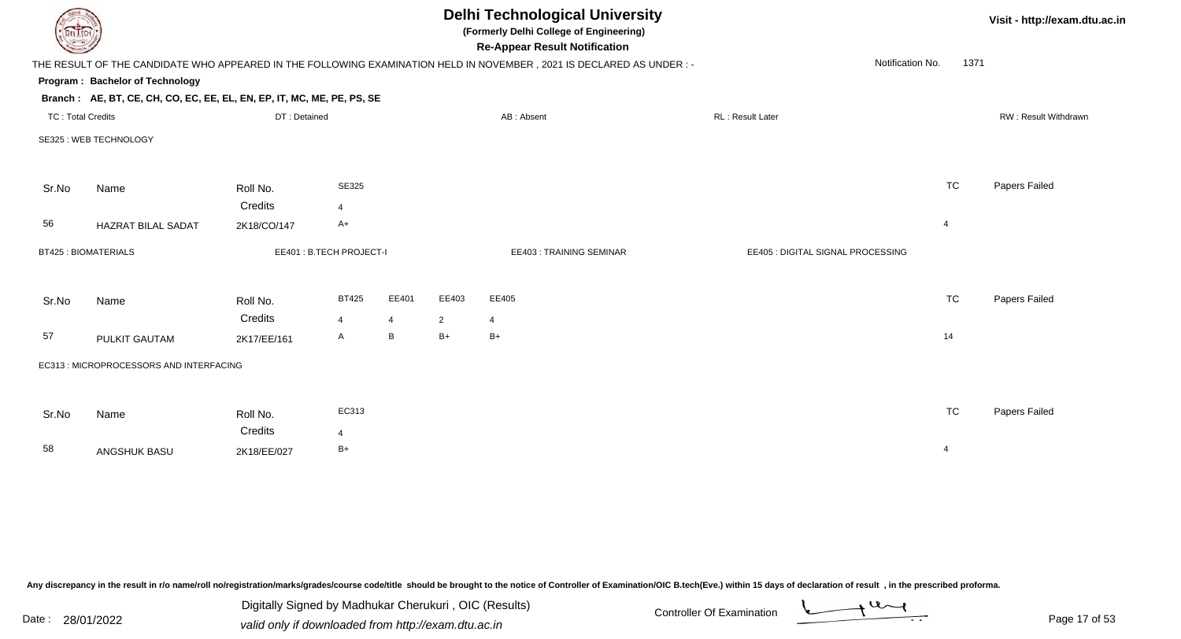# Delhi Technological University

**(Formerly Delhi College of Engineering)**

**Re-Appear Result Notification**

Visit - http://exam.dtu.ac.in

THE RESULT OF THE CANDIDATE WHO APPEARED IN THE FOLLOWING EXAMINATION HELD IN NOVEMBER , 2021 IS DECLARED AS UNDER : -

Notification No. 1371

**Program : Bachelor of Technology**

**Branch : AE, BT, CE, CH, CO, EC, EE, EL, EN, EP, IT, MC, ME, PE, PS, SE**

TC : Total Credits | DT : Detained | AB : Absent | RL : Result Later | RW : Result Withdrawn

SE325 : WEB TECHNOLOGY

| Sr.No | Name | Roll No. | SE325 | TC | Papers Failed |
|---|---|---|---|---|---|
| | | Credits | 4 | | |
| 56 | HAZRAT BILAL SADAT | 2K18/CO/147 | A+ | 4 | |

BT425 : BIOMATERIALS | EE401 : B.TECH PROJECT-I | EE403 : TRAINING SEMINAR | EE405 : DIGITAL SIGNAL PROCESSING

| Sr.No | Name | Roll No. | BT425 | EE401 | EE403 | EE405 | TC | Papers Failed |
|---|---|---|---|---|---|---|---|---|
| | | Credits | 4 | 4 | 2 | 4 | | |
| 57 | PULKIT GAUTAM | 2K17/EE/161 | A | B | B+ | B+ | 14 | |

EC313 : MICROPROCESSORS AND INTERFACING

| Sr.No | Name | Roll No. | EC313 | TC | Papers Failed |
|---|---|---|---|---|---|
| | | Credits | 4 | | |
| 58 | ANGSHUK BASU | 2K18/EE/027 | B+ | 4 | |

Any discrepancy in the result in r/o name/roll no/registration/marks/grades/course code/title should be brought to the notice of Controller of Examination/OIC B.tech(Eve.) within 15 days of declaration of result , in the prescribed proforma.

Date : 28/01/2022

Digitally Signed by Madhukar Cherukuri , OIC (Results)
valid only if downloaded from http://exam.dtu.ac.in

Controller Of Examination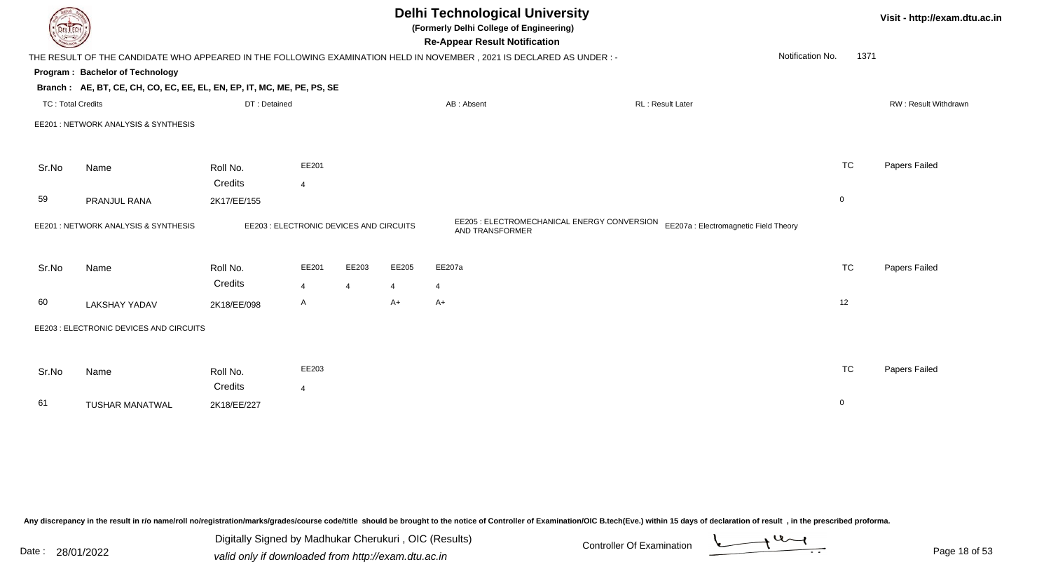# Delhi Technological University

**(Formerly Delhi College of Engineering)**

**Re-Appear Result Notification**

Visit - http://exam.dtu.ac.in

THE RESULT OF THE CANDIDATE WHO APPEARED IN THE FOLLOWING EXAMINATION HELD IN NOVEMBER , 2021 IS DECLARED AS UNDER : -

Notification No. 1371

**Program : Bachelor of Technology**

**Branch : AE, BT, CE, CH, CO, EC, EE, EL, EN, EP, IT, MC, ME, PE, PS, SE**

TC : Total Credits | DT : Detained | AB : Absent | RL : Result Later | RW : Result Withdrawn

EE201 : NETWORK ANALYSIS & SYNTHESIS

| Sr.No | Name | Roll No. | EE201 | TC | Papers Failed |
|---|---|---|---|---|---|
| | | Credits | 4 | | |
| 59 | PRANJUL RANA | 2K17/EE/155 | | 0 | |

EE201 : NETWORK ANALYSIS & SYNTHESIS | EE203 : ELECTRONIC DEVICES AND CIRCUITS | EE205 : ELECTROMECHANICAL ENERGY CONVERSION AND TRANSFORMER | EE207a : Electromagnetic Field Theory

| Sr.No | Name | Roll No. | EE201 | EE203 | EE205 | EE207a | TC | Papers Failed |
|---|---|---|---|---|---|---|---|---|
| | | Credits | 4 | 4 | 4 | 4 | | |
| 60 | LAKSHAY YADAV | 2K18/EE/098 | A | | A+ | A+ | 12 | |

EE203 : ELECTRONIC DEVICES AND CIRCUITS

| Sr.No | Name | Roll No. | EE203 | TC | Papers Failed |
|---|---|---|---|---|---|
| | | Credits | 4 | | |
| 61 | TUSHAR MANATWAL | 2K18/EE/227 | | 0 | |

Any discrepancy in the result in r/o name/roll no/registration/marks/grades/course code/title should be brought to the notice of Controller of Examination/OIC B.tech(Eve.) within 15 days of declaration of result , in the prescribed proforma.

Date : 28/01/2022

Digitally Signed by Madhukar Cherukuri , OIC (Results)
valid only if downloaded from http://exam.dtu.ac.in

Controller Of Examination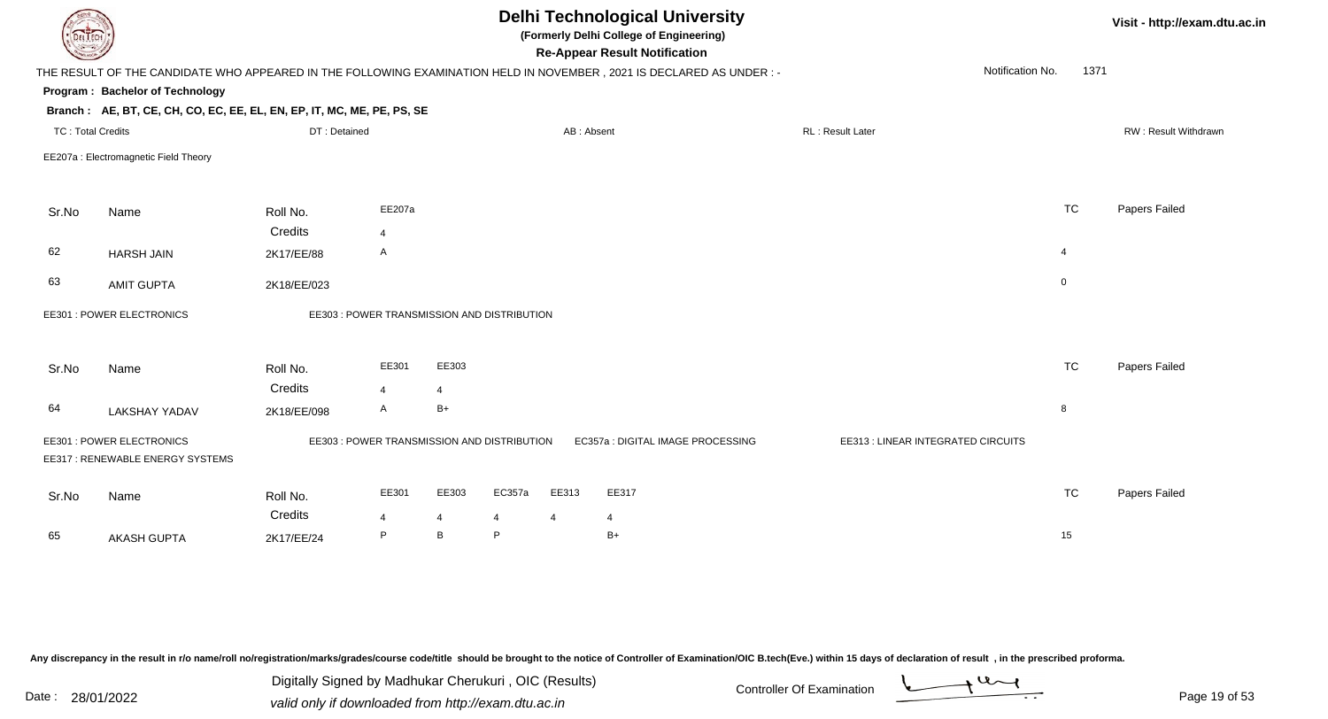# Delhi Technological University

**(Formerly Delhi College of Engineering)**

**Re-Appear Result Notification**

Visit - http://exam.dtu.ac.in

THE RESULT OF THE CANDIDATE WHO APPEARED IN THE FOLLOWING EXAMINATION HELD IN NOVEMBER , 2021 IS DECLARED AS UNDER : - Notification No. 1371

**Program : Bachelor of Technology**

**Branch : AE, BT, CE, CH, CO, EC, EE, EL, EN, EP, IT, MC, ME, PE, PS, SE**

TC : Total Credits | DT : Detained | AB : Absent | RL : Result Later | RW : Result Withdrawn

EE207a : Electromagnetic Field Theory

| Sr.No | Name | Roll No. | EE207a | TC | Papers Failed |
|---|---|---|---|---|---|
| | | Credits | 4 | | |
| 62 | HARSH JAIN | 2K17/EE/88 | A | 4 | |
| 63 | AMIT GUPTA | 2K18/EE/023 | | 0 | |

EE301 : POWER ELECTRONICS | EE303 : POWER TRANSMISSION AND DISTRIBUTION

| Sr.No | Name | Roll No. | EE301 | EE303 | TC | Papers Failed |
|---|---|---|---|---|---|---|
| | | Credits | 4 | 4 | | |
| 64 | LAKSHAY YADAV | 2K18/EE/098 | A | B+ | 8 | |

EE301 : POWER ELECTRONICS | EE303 : POWER TRANSMISSION AND DISTRIBUTION | EC357a : DIGITAL IMAGE PROCESSING | EE313 : LINEAR INTEGRATED CIRCUITS | EE317 : RENEWABLE ENERGY SYSTEMS

| Sr.No | Name | Roll No. | EE301 | EE303 | EC357a | EE313 | EE317 | TC | Papers Failed |
|---|---|---|---|---|---|---|---|---|---|
| | | Credits | 4 | 4 | 4 | 4 | 4 | | |
| 65 | AKASH GUPTA | 2K17/EE/24 | P | B | P | | B+ | 15 | |

Any discrepancy in the result in r/o name/roll no/registration/marks/grades/course code/title should be brought to the notice of Controller of Examination/OIC B.tech(Eve.) within 15 days of declaration of result , in the prescribed proforma.

Date : 28/01/2022

Digitally Signed by Madhukar Cherukuri , OIC (Results)
valid only if downloaded from http://exam.dtu.ac.in

Controller Of Examination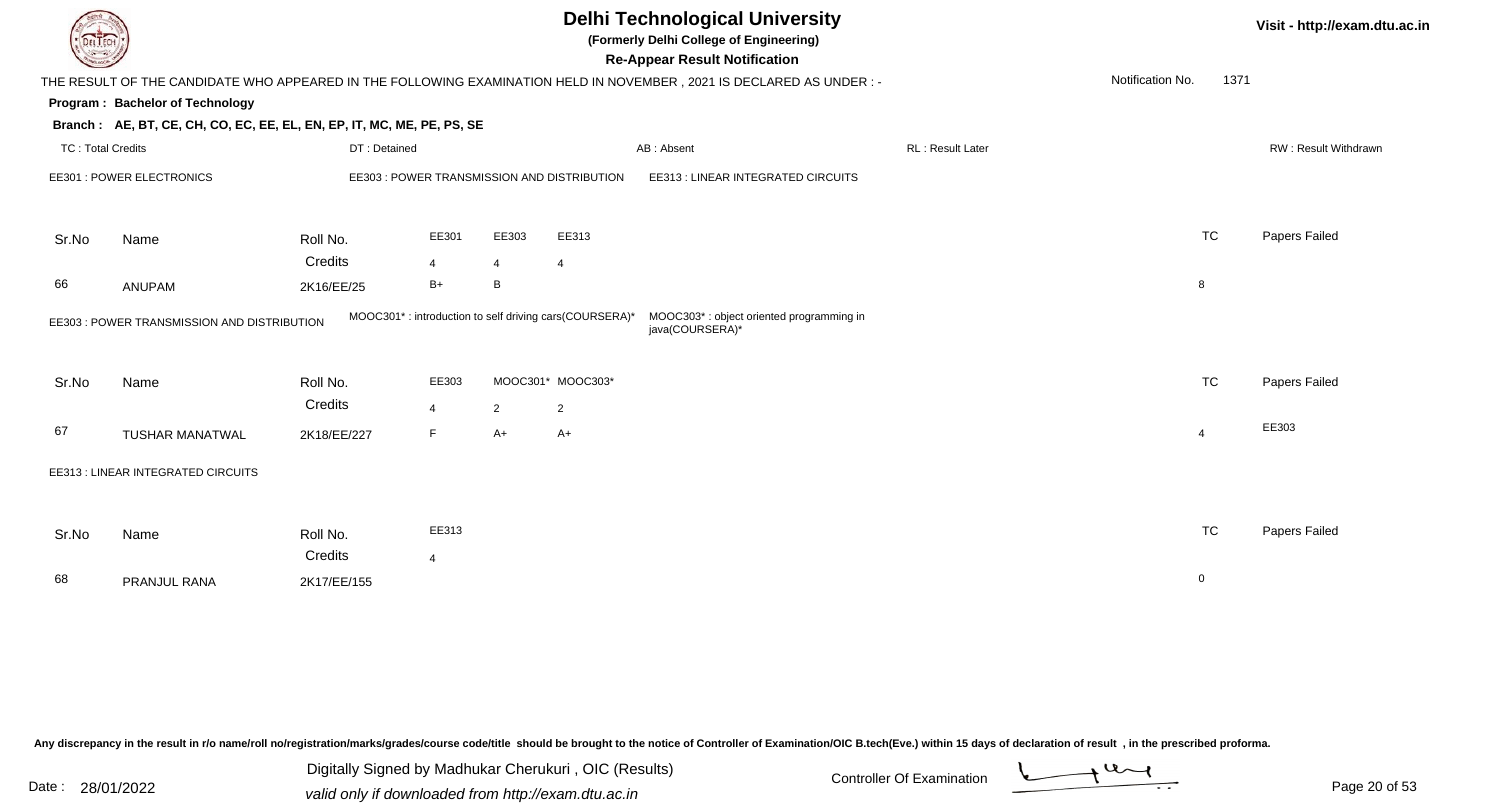# Delhi Technological University

**(Formerly Delhi College of Engineering)**

**Re-Appear Result Notification**

Visit - http://exam.dtu.ac.in

THE RESULT OF THE CANDIDATE WHO APPEARED IN THE FOLLOWING EXAMINATION HELD IN NOVEMBER , 2021 IS DECLARED AS UNDER : -

Notification No. 1371

**Program : Bachelor of Technology**

**Branch : AE, BT, CE, CH, CO, EC, EE, EL, EN, EP, IT, MC, ME, PE, PS, SE**

TC : Total Credits | DT : Detained | AB : Absent | RL : Result Later | RW : Result Withdrawn

EE301 : POWER ELECTRONICS | EE303 : POWER TRANSMISSION AND DISTRIBUTION | EE313 : LINEAR INTEGRATED CIRCUITS

| Sr.No | Name | Roll No. | EE301 | EE303 | EE313 | TC | Papers Failed |
|---|---|---|---|---|---|---|---|
| | | Credits | 4 | 4 | 4 | | |
| 66 | ANUPAM | 2K16/EE/25 | B+ | B | | 8 | |

EE303 : POWER TRANSMISSION AND DISTRIBUTION | MOOC301* : introduction to self driving cars(COURSERA)* | MOOC303* : object oriented programming in java(COURSERA)*

| Sr.No | Name | Roll No. | EE303 | MOOC301* | MOOC303* | TC | Papers Failed |
|---|---|---|---|---|---|---|---|
| | | Credits | 4 | 2 | 2 | | |
| 67 | TUSHAR MANATWAL | 2K18/EE/227 | F | A+ | A+ | 4 | EE303 |

EE313 : LINEAR INTEGRATED CIRCUITS

| Sr.No | Name | Roll No. | EE313 | TC | Papers Failed |
|---|---|---|---|---|---|
| | | Credits | 4 | | |
| 68 | PRANJUL RANA | 2K17/EE/155 | | 0 | |

Any discrepancy in the result in r/o name/roll no/registration/marks/grades/course code/title should be brought to the notice of Controller of Examination/OIC B.tech(Eve.) within 15 days of declaration of result , in the prescribed proforma.

Date : 28/01/2022

Digitally Signed by Madhukar Cherukuri , OIC (Results)

valid only if downloaded from http://exam.dtu.ac.in

Controller Of Examination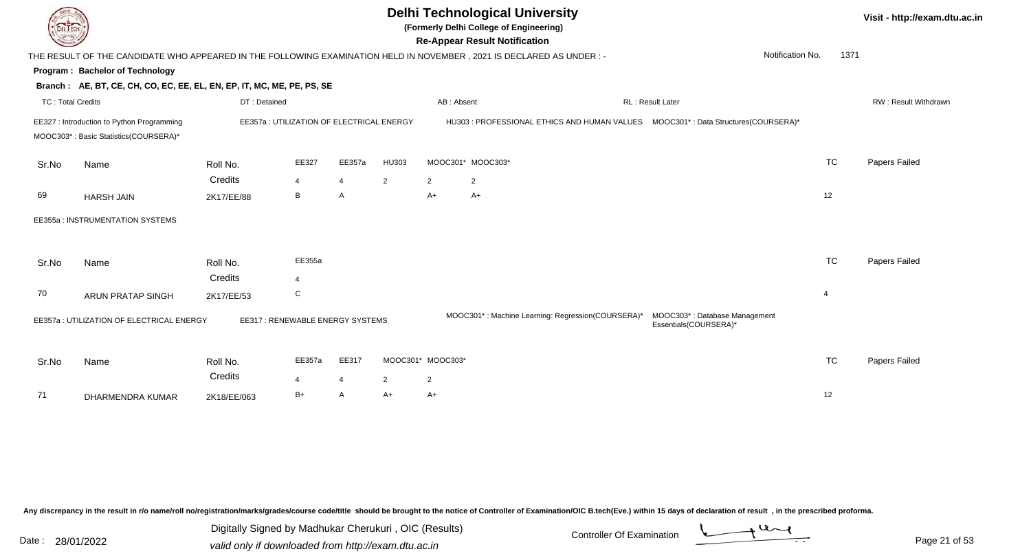# Delhi Technological University

**(Formerly Delhi College of Engineering)**

**Re-Appear Result Notification**

Visit - http://exam.dtu.ac.in

THE RESULT OF THE CANDIDATE WHO APPEARED IN THE FOLLOWING EXAMINATION HELD IN NOVEMBER , 2021 IS DECLARED AS UNDER : -

Notification No. 1371

**Program : Bachelor of Technology**

**Branch : AE, BT, CE, CH, CO, EC, EE, EL, EN, EP, IT, MC, ME, PE, PS, SE**

TC : Total Credits | DT : Detained | AB : Absent | RL : Result Later | RW : Result Withdrawn

EE327 : Introduction to Python Programming
EE357a : UTILIZATION OF ELECTRICAL ENERGY
HU303 : PROFESSIONAL ETHICS AND HUMAN VALUES
MOOC301* : Data Structures(COURSERA)*
MOOC303* : Basic Statistics(COURSERA)*

| Sr.No | Name | Roll No. | EE327 | EE357a | HU303 | MOOC301* | MOOC303* | TC | Papers Failed |
|---|---|---|---|---|---|---|---|---|---|
| | | Credits | 4 | 4 | 2 | 2 | 2 | | |
| 69 | HARSH JAIN | 2K17/EE/88 | B | A | | A+ | A+ | 12 | |

EE355a : INSTRUMENTATION SYSTEMS

| Sr.No | Name | Roll No. | EE355a | TC | Papers Failed |
|---|---|---|---|---|---|
| | | Credits | 4 | | |
| 70 | ARUN PRATAP SINGH | 2K17/EE/53 | C | 4 | |

EE357a : UTILIZATION OF ELECTRICAL ENERGY
EE317 : RENEWABLE ENERGY SYSTEMS
MOOC301* : Machine Learning: Regression(COURSERA)*
MOOC303* : Database Management Essentials(COURSERA)*

| Sr.No | Name | Roll No. | EE357a | EE317 | MOOC301* | MOOC303* | TC | Papers Failed |
|---|---|---|---|---|---|---|---|---|
| | | Credits | 4 | 4 | 2 | 2 | | |
| 71 | DHARMENDRA KUMAR | 2K18/EE/063 | B+ | A | A+ | A+ | 12 | |

Any discrepancy in the result in r/o name/roll no/registration/marks/grades/course code/title should be brought to the notice of Controller of Examination/OIC B.tech(Eve.) within 15 days of declaration of result , in the prescribed proforma.

Date : 28/01/2022

Digitally Signed by Madhukar Cherukuri , OIC (Results)
valid only if downloaded from http://exam.dtu.ac.in

Controller Of Examination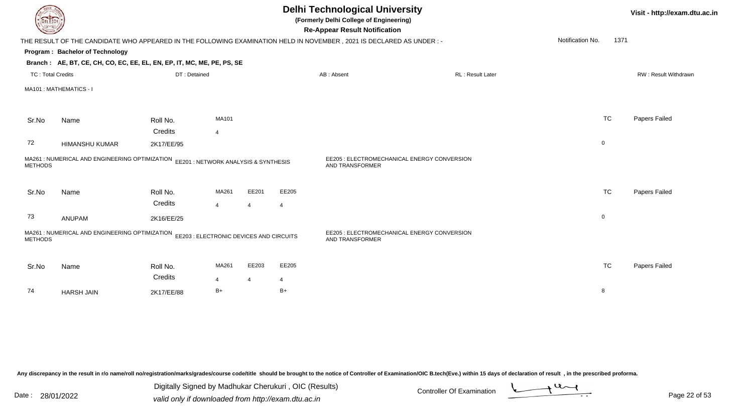# Delhi Technological University

**(Formerly Delhi College of Engineering)**

**Re-Appear Result Notification**

Visit - http://exam.dtu.ac.in

THE RESULT OF THE CANDIDATE WHO APPEARED IN THE FOLLOWING EXAMINATION HELD IN NOVEMBER , 2021 IS DECLARED AS UNDER : -

Notification No. 1371

**Program : Bachelor of Technology**

**Branch : AE, BT, CE, CH, CO, EC, EE, EL, EN, EP, IT, MC, ME, PE, PS, SE**

TC : Total Credits | DT : Detained | AB : Absent | RL : Result Later | RW : Result Withdrawn

MA101 : MATHEMATICS - I

| Sr.No | Name | Roll No. | MA101 | TC | Papers Failed |
|---|---|---|---|---|---|
| | | Credits | 4 | | |
| 72 | HIMANSHU KUMAR | 2K17/EE/95 | | 0 | |

MA261 : NUMERICAL AND ENGINEERING OPTIMIZATION METHODS | EE201 : NETWORK ANALYSIS & SYNTHESIS | EE205 : ELECTROMECHANICAL ENERGY CONVERSION AND TRANSFORMER

| Sr.No | Name | Roll No. | MA261 | EE201 | EE205 | TC | Papers Failed |
|---|---|---|---|---|---|---|---|
| | | Credits | 4 | 4 | 4 | | |
| 73 | ANUPAM | 2K16/EE/25 | | | | 0 | |

MA261 : NUMERICAL AND ENGINEERING OPTIMIZATION METHODS | EE203 : ELECTRONIC DEVICES AND CIRCUITS | EE205 : ELECTROMECHANICAL ENERGY CONVERSION AND TRANSFORMER

| Sr.No | Name | Roll No. | MA261 | EE203 | EE205 | TC | Papers Failed |
|---|---|---|---|---|---|---|---|
| | | Credits | 4 | 4 | 4 | | |
| 74 | HARSH JAIN | 2K17/EE/88 | B+ | | B+ | 8 | |

Any discrepancy in the result in r/o name/roll no/registration/marks/grades/course code/title should be brought to the notice of Controller of Examination/OIC B.tech(Eve.) within 15 days of declaration of result , in the prescribed proforma.

Date : 28/01/2022

Digitally Signed by Madhukar Cherukuri , OIC (Results)
valid only if downloaded from http://exam.dtu.ac.in

Controller Of Examination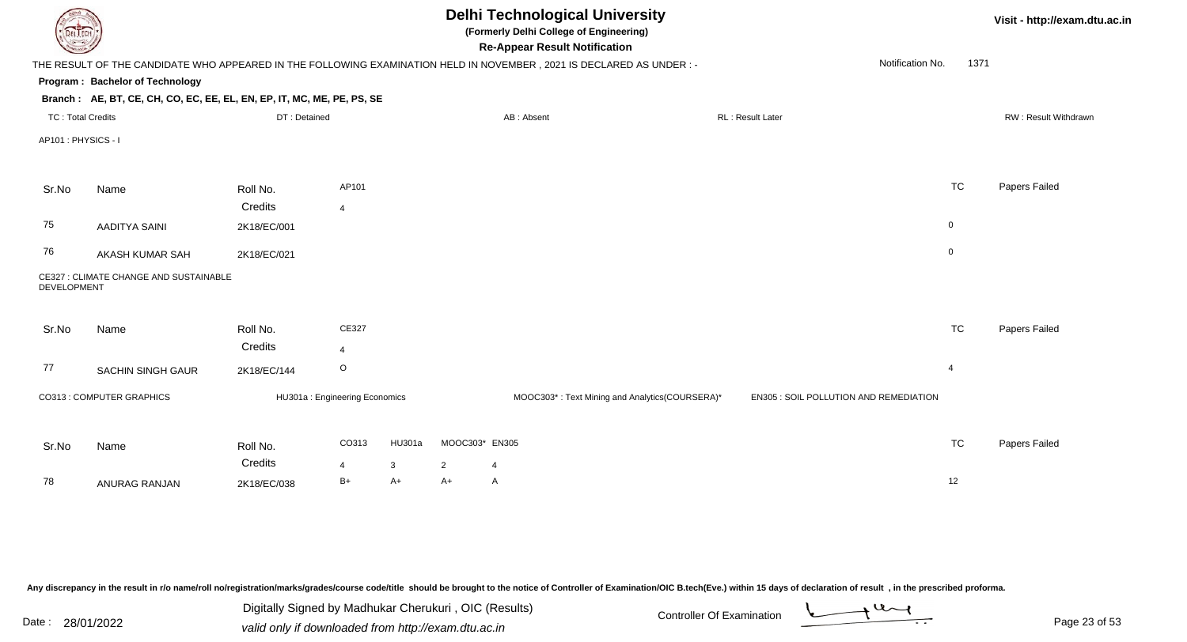# Delhi Technological University

**(Formerly Delhi College of Engineering)**

**Re-Appear Result Notification**

Visit - http://exam.dtu.ac.in

THE RESULT OF THE CANDIDATE WHO APPEARED IN THE FOLLOWING EXAMINATION HELD IN NOVEMBER , 2021 IS DECLARED AS UNDER : -

Notification No. 1371

**Program : Bachelor of Technology**

**Branch : AE, BT, CE, CH, CO, EC, EE, EL, EN, EP, IT, MC, ME, PE, PS, SE**

TC : Total Credits | DT : Detained | AB : Absent | RL : Result Later | RW : Result Withdrawn

AP101 : PHYSICS - I

| Sr.No | Name | Roll No. | AP101 | TC | Papers Failed |
|---|---|---|---|---|---|
| | | Credits | 4 | | |
| 75 | AADITYA SAINI | 2K18/EC/001 | | 0 | |
| 76 | AKASH KUMAR SAH | 2K18/EC/021 | | 0 | |

CE327 : CLIMATE CHANGE AND SUSTAINABLE DEVELOPMENT

| Sr.No | Name | Roll No. | CE327 | TC | Papers Failed |
|---|---|---|---|---|---|
| | | Credits | 4 | | |
| 77 | SACHIN SINGH GAUR | 2K18/EC/144 | O | 4 | |

CO313 : COMPUTER GRAPHICS | HU301a : Engineering Economics | MOOC303* : Text Mining and Analytics(COURSERA)* | EN305 : SOIL POLLUTION AND REMEDIATION

| Sr.No | Name | Roll No. | CO313 | HU301a | MOOC303* | EN305 | TC | Papers Failed |
|---|---|---|---|---|---|---|---|---|
| | | Credits | 4 | 3 | 2 | 4 | | |
| 78 | ANURAG RANJAN | 2K18/EC/038 | B+ | A+ | A+ | A | 12 | |

Any discrepancy in the result in r/o name/roll no/registration/marks/grades/course code/title should be brought to the notice of Controller of Examination/OIC B.tech(Eve.) within 15 days of declaration of result , in the prescribed proforma.

Date : 28/01/2022

Digitally Signed by Madhukar Cherukuri , OIC (Results)
valid only if downloaded from http://exam.dtu.ac.in

Controller Of Examination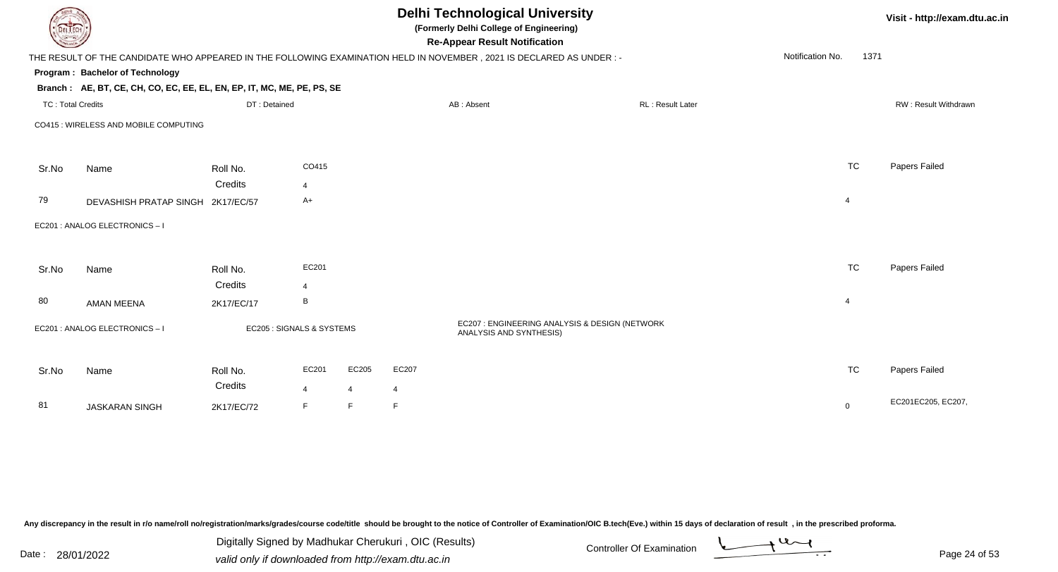# Delhi Technological University

**(Formerly Delhi College of Engineering)**

**Re-Appear Result Notification**

THE RESULT OF THE CANDIDATE WHO APPEARED IN THE FOLLOWING EXAMINATION HELD IN NOVEMBER , 2021 IS DECLARED AS UNDER : -

Notification No. 1371

**Program : Bachelor of Technology**

**Branch : AE, BT, CE, CH, CO, EC, EE, EL, EN, EP, IT, MC, ME, PE, PS, SE**

TC : Total Credits | DT : Detained | AB : Absent | RL : Result Later | RW : Result Withdrawn

CO415 : WIRELESS AND MOBILE COMPUTING

| Sr.No | Name | Roll No. | CO415 | TC | Papers Failed |
|---|---|---|---|---|---|
| | | Credits | 4 | | |
| 79 | DEVASHISH PRATAP SINGH | 2K17/EC/57 | A+ | 4 | |

EC201 : ANALOG ELECTRONICS – I

| Sr.No | Name | Roll No. | EC201 | TC | Papers Failed |
|---|---|---|---|---|---|
| | | Credits | 4 | | |
| 80 | AMAN MEENA | 2K17/EC/17 | B | 4 | |

EC201 : ANALOG ELECTRONICS – I | EC205 : SIGNALS & SYSTEMS | EC207 : ENGINEERING ANALYSIS & DESIGN (NETWORK ANALYSIS AND SYNTHESIS)

| Sr.No | Name | Roll No. | EC201 | EC205 | EC207 | TC | Papers Failed |
|---|---|---|---|---|---|---|---|
| | | Credits | 4 | 4 | 4 | | |
| 81 | JASKARAN SINGH | 2K17/EC/72 | F | F | F | 0 | EC201EC205, EC207, |

Any discrepancy in the result in r/o name/roll no/registration/marks/grades/course code/title should be brought to the notice of Controller of Examination/OIC B.tech(Eve.) within 15 days of declaration of result , in the prescribed proforma.

Date : 28/01/2022

Digitally Signed by Madhukar Cherukuri , OIC (Results)
valid only if downloaded from http://exam.dtu.ac.in

Controller Of Examination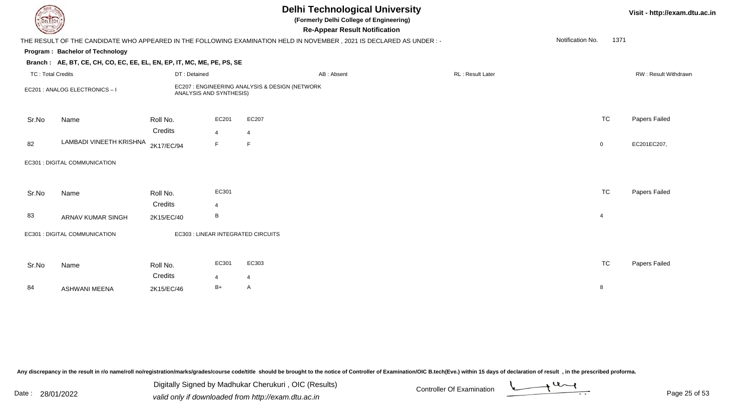# Delhi Technological University

**(Formerly Delhi College of Engineering)**

**Re-Appear Result Notification**

Visit - http://exam.dtu.ac.in

THE RESULT OF THE CANDIDATE WHO APPEARED IN THE FOLLOWING EXAMINATION HELD IN NOVEMBER , 2021 IS DECLARED AS UNDER : -

Notification No. 1371

**Program : Bachelor of Technology**

**Branch : AE, BT, CE, CH, CO, EC, EE, EL, EN, EP, IT, MC, ME, PE, PS, SE**

TC : Total Credits | DT : Detained | AB : Absent | RL : Result Later | RW : Result Withdrawn

EC201 : ANALOG ELECTRONICS – I

EC207 : ENGINEERING ANALYSIS & DESIGN (NETWORK ANALYSIS AND SYNTHESIS)

| Sr.No | Name | Roll No. | EC201 | EC207 | TC | Papers Failed |
|---|---|---|---|---|---|---|
| | | Credits | 4 | 4 | | |
| 82 | LAMBADI VINEETH KRISHNA | 2K17/EC/94 | F | F | 0 | EC201EC207, |

EC301 : DIGITAL COMMUNICATION

| Sr.No | Name | Roll No. | EC301 | TC | Papers Failed |
|---|---|---|---|---|---|
| | | Credits | 4 | | |
| 83 | ARNAV KUMAR SINGH | 2K15/EC/40 | B | 4 | |

EC301 : DIGITAL COMMUNICATION

EC303 : LINEAR INTEGRATED CIRCUITS

| Sr.No | Name | Roll No. | EC301 | EC303 | TC | Papers Failed |
|---|---|---|---|---|---|---|
| | | Credits | 4 | 4 | | |
| 84 | ASHWANI MEENA | 2K15/EC/46 | B+ | A | 8 | |

Any discrepancy in the result in r/o name/roll no/registration/marks/grades/course code/title should be brought to the notice of Controller of Examination/OIC B.tech(Eve.) within 15 days of declaration of result , in the prescribed proforma.

Date : 28/01/2022

Digitally Signed by Madhukar Cherukuri , OIC (Results)

valid only if downloaded from http://exam.dtu.ac.in

Controller Of Examination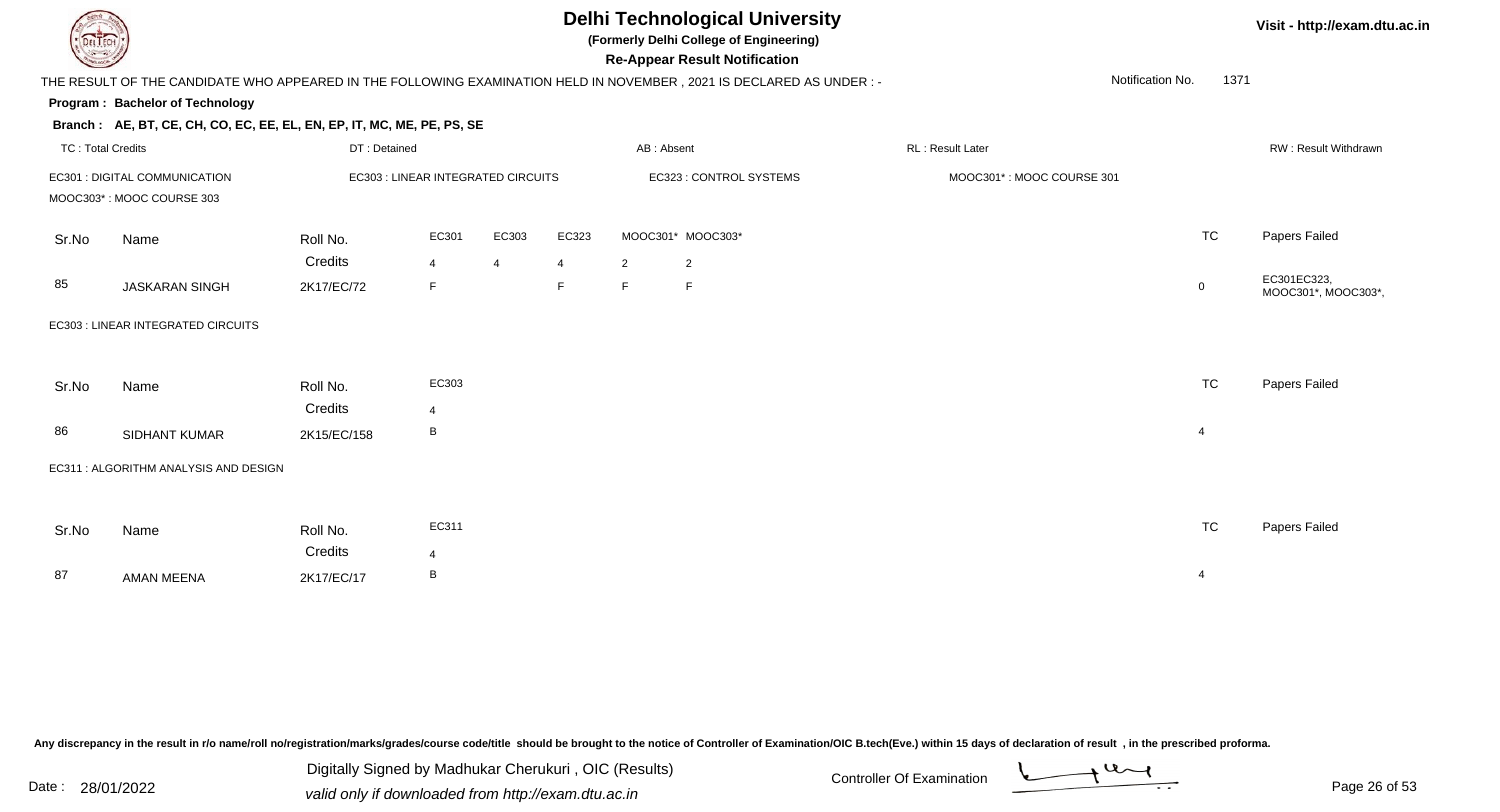# Delhi Technological University

**(Formerly Delhi College of Engineering)**

**Re-Appear Result Notification**

Visit - http://exam.dtu.ac.in

THE RESULT OF THE CANDIDATE WHO APPEARED IN THE FOLLOWING EXAMINATION HELD IN NOVEMBER , 2021 IS DECLARED AS UNDER : -

Notification No. 1371

**Program : Bachelor of Technology**

**Branch : AE, BT, CE, CH, CO, EC, EE, EL, EN, EP, IT, MC, ME, PE, PS, SE**

TC : Total Credits | DT : Detained | AB : Absent | RL : Result Later | RW : Result Withdrawn

EC301 : DIGITAL COMMUNICATION | EC303 : LINEAR INTEGRATED CIRCUITS | EC323 : CONTROL SYSTEMS | MOOC301* : MOOC COURSE 301 | MOOC303* : MOOC COURSE 303

| Sr.No | Name | Roll No. | EC301 | EC303 | EC323 | MOOC301* | MOOC303* | TC | Papers Failed |
|---|---|---|---|---|---|---|---|---|---|
| | | Credits | 4 | 4 | 4 | 2 | 2 | | |
| 85 | JASKARAN SINGH | 2K17/EC/72 | F | | F | F | F | 0 | EC301EC323, MOOC301*, MOOC303*, |

EC303 : LINEAR INTEGRATED CIRCUITS

| Sr.No | Name | Roll No. | EC303 | TC | Papers Failed |
|---|---|---|---|---|---|
| | | Credits | 4 | | |
| 86 | SIDHANT KUMAR | 2K15/EC/158 | B | 4 | |

EC311 : ALGORITHM ANALYSIS AND DESIGN

| Sr.No | Name | Roll No. | EC311 | TC | Papers Failed |
|---|---|---|---|---|---|
| | | Credits | 4 | | |
| 87 | AMAN MEENA | 2K17/EC/17 | B | 4 | |

Any discrepancy in the result in r/o name/roll no/registration/marks/grades/course code/title should be brought to the notice of Controller of Examination/OIC B.tech(Eve.) within 15 days of declaration of result , in the prescribed proforma.

Date : 28/01/2022

Digitally Signed by Madhukar Cherukuri , OIC (Results)
valid only if downloaded from http://exam.dtu.ac.in

Controller Of Examination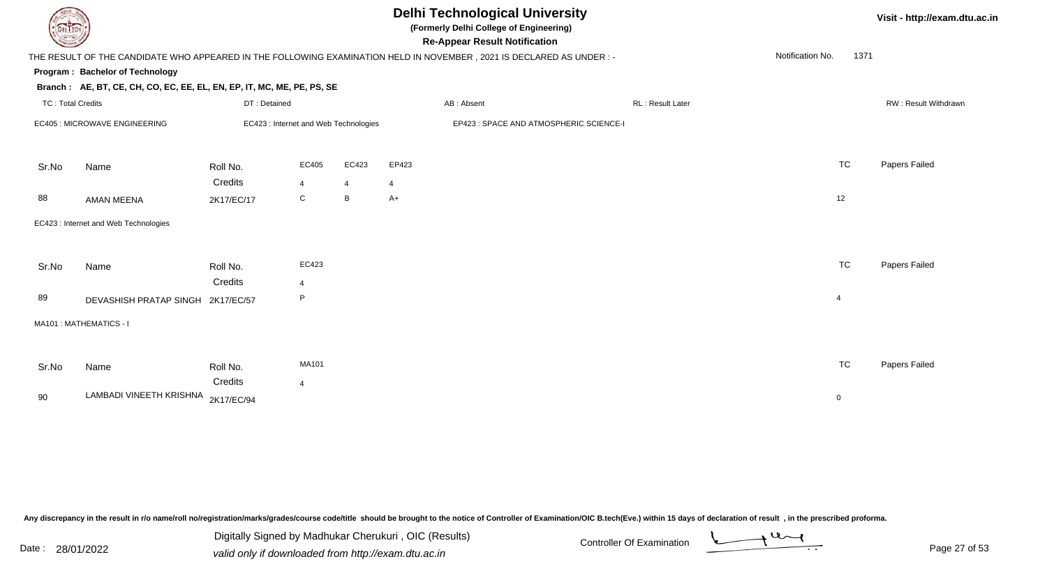# Delhi Technological University

**(Formerly Delhi College of Engineering)**

**Re-Appear Result Notification**

THE RESULT OF THE CANDIDATE WHO APPEARED IN THE FOLLOWING EXAMINATION HELD IN NOVEMBER , 2021 IS DECLARED AS UNDER : -

Notification No. 1371

**Program : Bachelor of Technology**

**Branch : AE, BT, CE, CH, CO, EC, EE, EL, EN, EP, IT, MC, ME, PE, PS, SE**

TC : Total Credits | DT : Detained | AB : Absent | RL : Result Later | RW : Result Withdrawn

EC405 : MICROWAVE ENGINEERING | EC423 : Internet and Web Technologies | EP423 : SPACE AND ATMOSPHERIC SCIENCE-I

| Sr.No | Name | Roll No. | EC405 | EC423 | EP423 | TC | Papers Failed |
|---|---|---|---|---|---|---|---|
| | | Credits | 4 | 4 | 4 | | |
| 88 | AMAN MEENA | 2K17/EC/17 | C | B | A+ | 12 | |

EC423 : Internet and Web Technologies

| Sr.No | Name | Roll No. | EC423 | TC | Papers Failed |
|---|---|---|---|---|---|
| | | Credits | 4 | | |
| 89 | DEVASHISH PRATAP SINGH | 2K17/EC/57 | P | 4 | |

MA101 : MATHEMATICS - I

| Sr.No | Name | Roll No. | MA101 | TC | Papers Failed |
|---|---|---|---|---|---|
| | | Credits | 4 | | |
| 90 | LAMBADI VINEETH KRISHNA | 2K17/EC/94 | | 0 | |

Any discrepancy in the result in r/o name/roll no/registration/marks/grades/course code/title should be brought to the notice of Controller of Examination/OIC B.tech(Eve.) within 15 days of declaration of result , in the prescribed proforma.

Date : 28/01/2022

Digitally Signed by Madhukar Cherukuri , OIC (Results)
valid only if downloaded from http://exam.dtu.ac.in

Controller Of Examination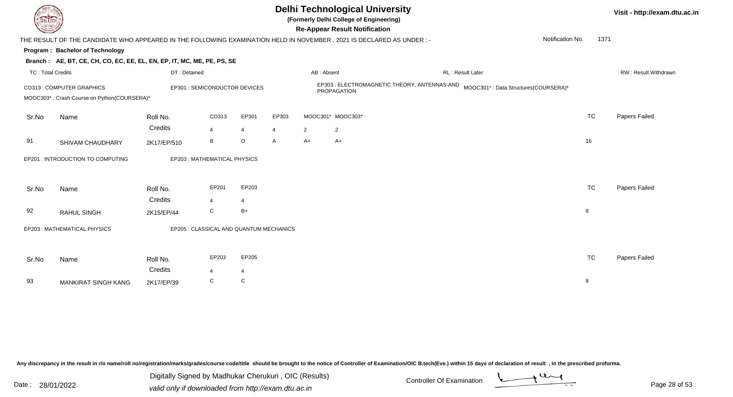# Delhi Technological University

**(Formerly Delhi College of Engineering)**

**Re-Appear Result Notification**

Visit - http://exam.dtu.ac.in

THE RESULT OF THE CANDIDATE WHO APPEARED IN THE FOLLOWING EXAMINATION HELD IN NOVEMBER , 2021 IS DECLARED AS UNDER : -

Notification No. 1371

**Program : Bachelor of Technology**

**Branch : AE, BT, CE, CH, CO, EC, EE, EL, EN, EP, IT, MC, ME, PE, PS, SE**

TC : Total Credits | DT : Detained | AB : Absent | RL : Result Later | RW : Result Withdrawn

CO313 : COMPUTER GRAPHICS | EP301 : SEMICONDUCTOR DEVICES | EP303 : ELECTROMAGNETIC THEORY, ANTENNAS AND PROPAGATION | MOOC301* : Data Structures(COURSERA)* | MOOC303* : Crash Course on Python(COURSERA)*

| Sr.No | Name | Roll No. | CO313 | EP301 | EP303 | MOOC301* | MOOC303* | TC | Papers Failed |
|---|---|---|---|---|---|---|---|---|---|
| | | Credits | 4 | 4 | 4 | 2 | 2 | | |
| 91 | SHIVAM CHAUDHARY | 2K17/EP/510 | B | O | A | A+ | A+ | 16 | |

EP201 : INTRODUCTION TO COMPUTING | EP203 : MATHEMATICAL PHYSICS

| Sr.No | Name | Roll No. | EP201 | EP203 | TC | Papers Failed |
|---|---|---|---|---|---|---|
| | | Credits | 4 | 4 | | |
| 92 | RAHUL SINGH | 2K15/EP/44 | C | B+ | 8 | |

EP203 : MATHEMATICAL PHYSICS | EP205 : CLASSICAL AND QUANTUM MECHANICS

| Sr.No | Name | Roll No. | EP203 | EP205 | TC | Papers Failed |
|---|---|---|---|---|---|---|
| | | Credits | 4 | 4 | | |
| 93 | MANKIRAT SINGH KANG | 2K17/EP/39 | C | C | 8 | |

Any discrepancy in the result in r/o name/roll no/registration/marks/grades/course code/title should be brought to the notice of Controller of Examination/OIC B.tech(Eve.) within 15 days of declaration of result , in the prescribed proforma.

Date : 28/01/2022

Digitally Signed by Madhukar Cherukuri , OIC (Results)
valid only if downloaded from http://exam.dtu.ac.in

Controller Of Examination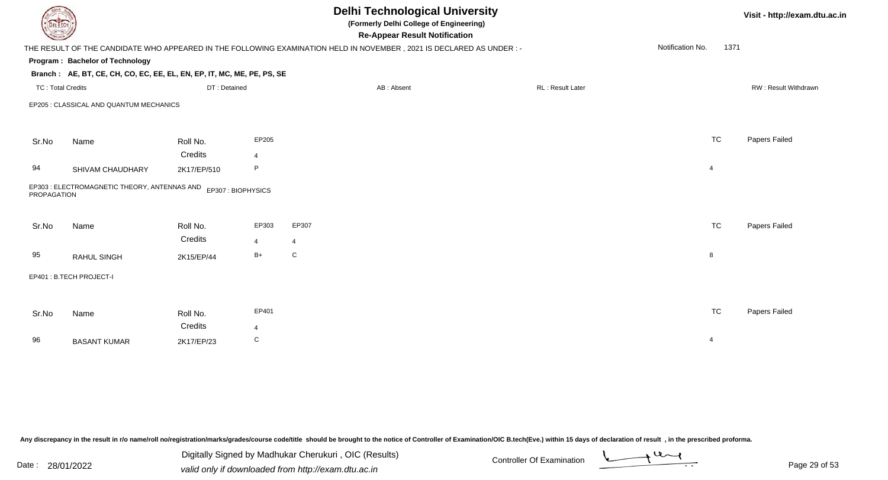# Delhi Technological University

**(Formerly Delhi College of Engineering)**

**Re-Appear Result Notification**

Visit - http://exam.dtu.ac.in

THE RESULT OF THE CANDIDATE WHO APPEARED IN THE FOLLOWING EXAMINATION HELD IN NOVEMBER , 2021 IS DECLARED AS UNDER : -

Notification No. 1371

**Program : Bachelor of Technology**

**Branch : AE, BT, CE, CH, CO, EC, EE, EL, EN, EP, IT, MC, ME, PE, PS, SE**

TC : Total Credits | DT : Detained | AB : Absent | RL : Result Later | RW : Result Withdrawn

EP205 : CLASSICAL AND QUANTUM MECHANICS

| Sr.No | Name | Roll No. | EP205 | TC | Papers Failed |
|---|---|---|---|---|---|
| | | Credits | 4 | | |
| 94 | SHIVAM CHAUDHARY | 2K17/EP/510 | P | 4 | |

EP303 : ELECTROMAGNETIC THEORY, ANTENNAS AND PROPAGATION    EP307 : BIOPHYSICS

| Sr.No | Name | Roll No. | EP303 | EP307 | TC | Papers Failed |
|---|---|---|---|---|---|---|
| | | Credits | 4 | 4 | | |
| 95 | RAHUL SINGH | 2K15/EP/44 | B+ | C | 8 | |

EP401 : B.TECH PROJECT-I

| Sr.No | Name | Roll No. | EP401 | TC | Papers Failed |
|---|---|---|---|---|---|
| | | Credits | 4 | | |
| 96 | BASANT KUMAR | 2K17/EP/23 | C | 4 | |

Any discrepancy in the result in r/o name/roll no/registration/marks/grades/course code/title should be brought to the notice of Controller of Examination/OIC B.tech(Eve.) within 15 days of declaration of result , in the prescribed proforma.

Date : 28/01/2022

Digitally Signed by Madhukar Cherukuri , OIC (Results)
valid only if downloaded from http://exam.dtu.ac.in

Controller Of Examination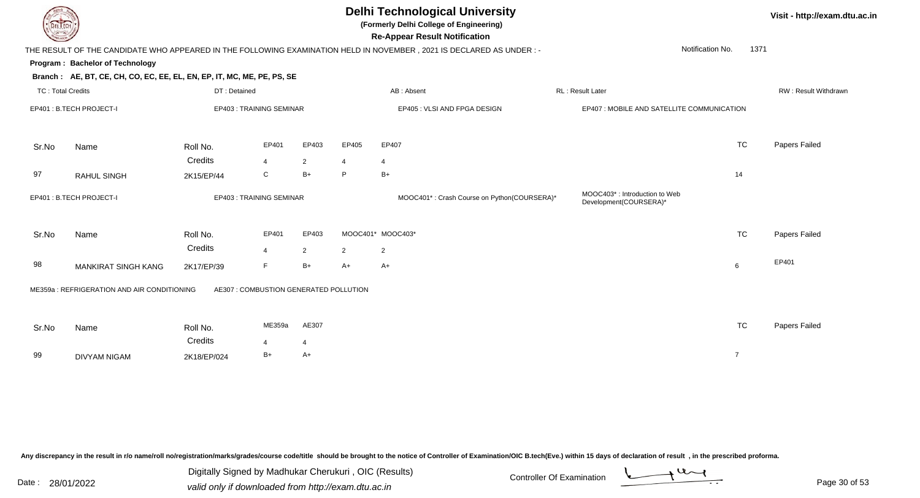# Delhi Technological University

**(Formerly Delhi College of Engineering)**

**Re-Appear Result Notification**

Visit - http://exam.dtu.ac.in

THE RESULT OF THE CANDIDATE WHO APPEARED IN THE FOLLOWING EXAMINATION HELD IN NOVEMBER , 2021 IS DECLARED AS UNDER : -

Notification No. 1371

**Program : Bachelor of Technology**

**Branch : AE, BT, CE, CH, CO, EC, EE, EL, EN, EP, IT, MC, ME, PE, PS, SE**

TC : Total Credits | DT : Detained | AB : Absent | RL : Result Later | RW : Result Withdrawn

EP401 : B.TECH PROJECT-I | EP403 : TRAINING SEMINAR | EP405 : VLSI AND FPGA DESIGN | EP407 : MOBILE AND SATELLITE COMMUNICATION

| Sr.No | Name | Roll No. | EP401 | EP403 | EP405 | EP407 | TC | Papers Failed |
|---|---|---|---|---|---|---|---|---|
| | | Credits | 4 | 2 | 4 | 4 | | |
| 97 | RAHUL SINGH | 2K15/EP/44 | C | B+ | P | B+ | 14 | |

EP401 : B.TECH PROJECT-I | EP403 : TRAINING SEMINAR | MOOC401* : Crash Course on Python(COURSERA)* | MOOC403* : Introduction to Web Development(COURSERA)*

| Sr.No | Name | Roll No. | EP401 | EP403 | MOOC401* | MOOC403* | TC | Papers Failed |
|---|---|---|---|---|---|---|---|---|
| | | Credits | 4 | 2 | 2 | 2 | | |
| 98 | MANKIRAT SINGH KANG | 2K17/EP/39 | F | B+ | A+ | A+ | 6 | EP401 |

ME359a : REFRIGERATION AND AIR CONDITIONING | AE307 : COMBUSTION GENERATED POLLUTION

| Sr.No | Name | Roll No. | ME359a | AE307 | TC | Papers Failed |
|---|---|---|---|---|---|---|
| | | Credits | 4 | 4 | | |
| 99 | DIVYAM NIGAM | 2K18/EP/024 | B+ | A+ | 7 | |

Any discrepancy in the result in r/o name/roll no/registration/marks/grades/course code/title should be brought to the notice of Controller of Examination/OIC B.tech(Eve.) within 15 days of declaration of result , in the prescribed proforma.

Date : 28/01/2022

Digitally Signed by Madhukar Cherukuri , OIC (Results)
valid only if downloaded from http://exam.dtu.ac.in

Controller Of Examination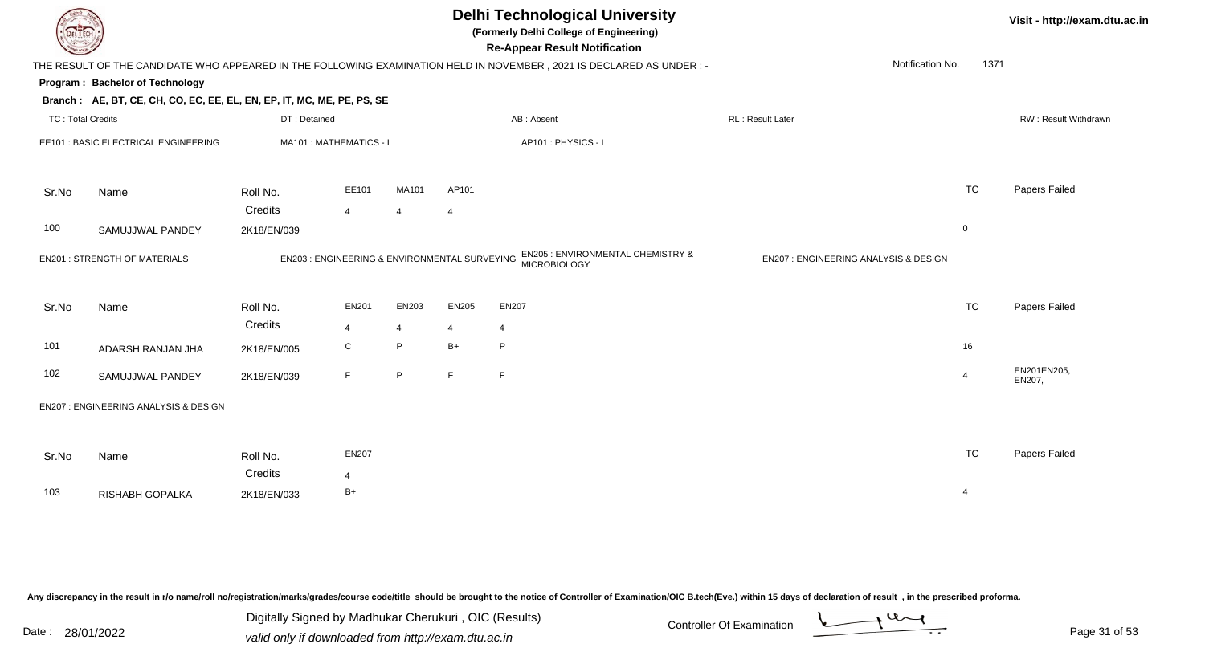# Delhi Technological University

**(Formerly Delhi College of Engineering)**

**Re-Appear Result Notification**

THE RESULT OF THE CANDIDATE WHO APPEARED IN THE FOLLOWING EXAMINATION HELD IN NOVEMBER , 2021 IS DECLARED AS UNDER : -

Notification No. 1371

**Program : Bachelor of Technology**

**Branch : AE, BT, CE, CH, CO, EC, EE, EL, EN, EP, IT, MC, ME, PE, PS, SE**

TC : Total Credits | DT : Detained | AB : Absent | RL : Result Later | RW : Result Withdrawn

EE101 : BASIC ELECTRICAL ENGINEERING | MA101 : MATHEMATICS - I | AP101 : PHYSICS - I

| Sr.No | Name | Roll No. | EE101 | MA101 | AP101 | TC | Papers Failed |
|---|---|---|---|---|---|---|---|
| | | Credits | 4 | 4 | 4 | | |
| 100 | SAMUJJWAL PANDEY | 2K18/EN/039 | | | | 0 | |

EN201 : STRENGTH OF MATERIALS | EN203 : ENGINEERING & ENVIRONMENTAL SURVEYING | EN205 : ENVIRONMENTAL CHEMISTRY & MICROBIOLOGY | EN207 : ENGINEERING ANALYSIS & DESIGN

| Sr.No | Name | Roll No. | EN201 | EN203 | EN205 | EN207 | TC | Papers Failed |
|---|---|---|---|---|---|---|---|---|
| | | Credits | 4 | 4 | 4 | 4 | | |
| 101 | ADARSH RANJAN JHA | 2K18/EN/005 | C | P | B+ | P | 16 | |
| 102 | SAMUJJWAL PANDEY | 2K18/EN/039 | F | P | F | F | 4 | EN201EN205, EN207, |

EN207 : ENGINEERING ANALYSIS & DESIGN

| Sr.No | Name | Roll No. | EN207 | TC | Papers Failed |
|---|---|---|---|---|---|
| | | Credits | 4 | | |
| 103 | RISHABH GOPALKA | 2K18/EN/033 | B+ | 4 | |

Any discrepancy in the result in r/o name/roll no/registration/marks/grades/course code/title should be brought to the notice of Controller of Examination/OIC B.tech(Eve.) within 15 days of declaration of result , in the prescribed proforma.

Date : 28/01/2022

Digitally Signed by Madhukar Cherukuri , OIC (Results)
valid only if downloaded from http://exam.dtu.ac.in

Controller Of Examination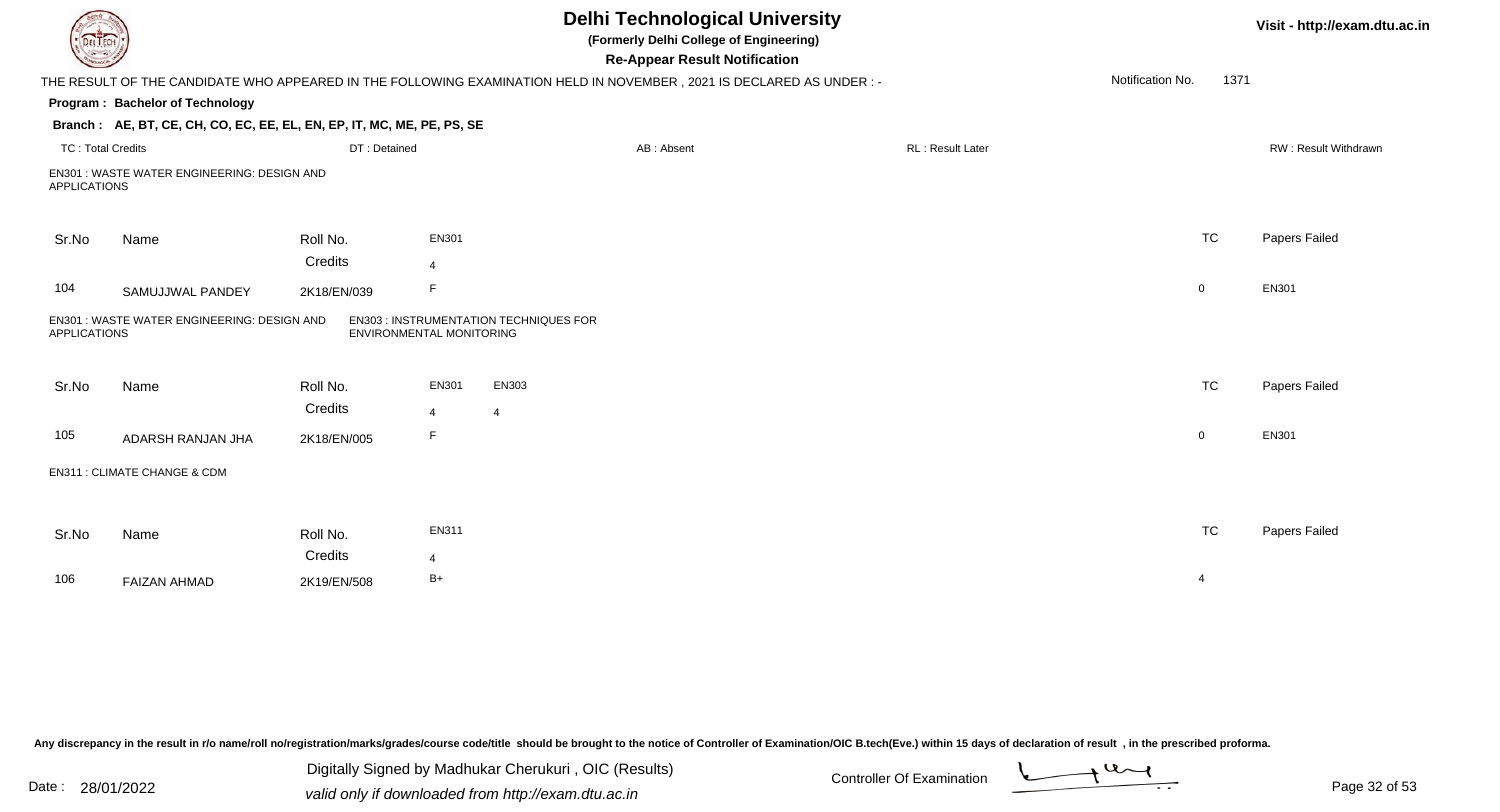# Delhi Technological University

**(Formerly Delhi College of Engineering)**

**Re-Appear Result Notification**

Visit - http://exam.dtu.ac.in

THE RESULT OF THE CANDIDATE WHO APPEARED IN THE FOLLOWING EXAMINATION HELD IN NOVEMBER , 2021 IS DECLARED AS UNDER : -

Notification No. 1371

**Program : Bachelor of Technology**

**Branch : AE, BT, CE, CH, CO, EC, EE, EL, EN, EP, IT, MC, ME, PE, PS, SE**

TC : Total Credits | DT : Detained | AB : Absent | RL : Result Later | RW : Result Withdrawn

EN301 : WASTE WATER ENGINEERING: DESIGN AND APPLICATIONS

| Sr.No | Name | Roll No. | EN301 | TC | Papers Failed |
|---|---|---|---|---|---|
| | | Credits | 4 | | |
| 104 | SAMUJJWAL PANDEY | 2K18/EN/039 | F | 0 | EN301 |

EN301 : WASTE WATER ENGINEERING: DESIGN AND APPLICATIONS
EN303 : INSTRUMENTATION TECHNIQUES FOR ENVIRONMENTAL MONITORING

| Sr.No | Name | Roll No. | EN301 | EN303 | TC | Papers Failed |
|---|---|---|---|---|---|---|
| | | Credits | 4 | 4 | | |
| 105 | ADARSH RANJAN JHA | 2K18/EN/005 | F | | 0 | EN301 |

EN311 : CLIMATE CHANGE & CDM

| Sr.No | Name | Roll No. | EN311 | TC | Papers Failed |
|---|---|---|---|---|---|
| | | Credits | 4 | | |
| 106 | FAIZAN AHMAD | 2K19/EN/508 | B+ | 4 | |

Any discrepancy in the result in r/o name/roll no/registration/marks/grades/course code/title should be brought to the notice of Controller of Examination/OIC B.tech(Eve.) within 15 days of declaration of result , in the prescribed proforma.

Date : 28/01/2022

Digitally Signed by Madhukar Cherukuri , OIC (Results)
valid only if downloaded from http://exam.dtu.ac.in

Controller Of Examination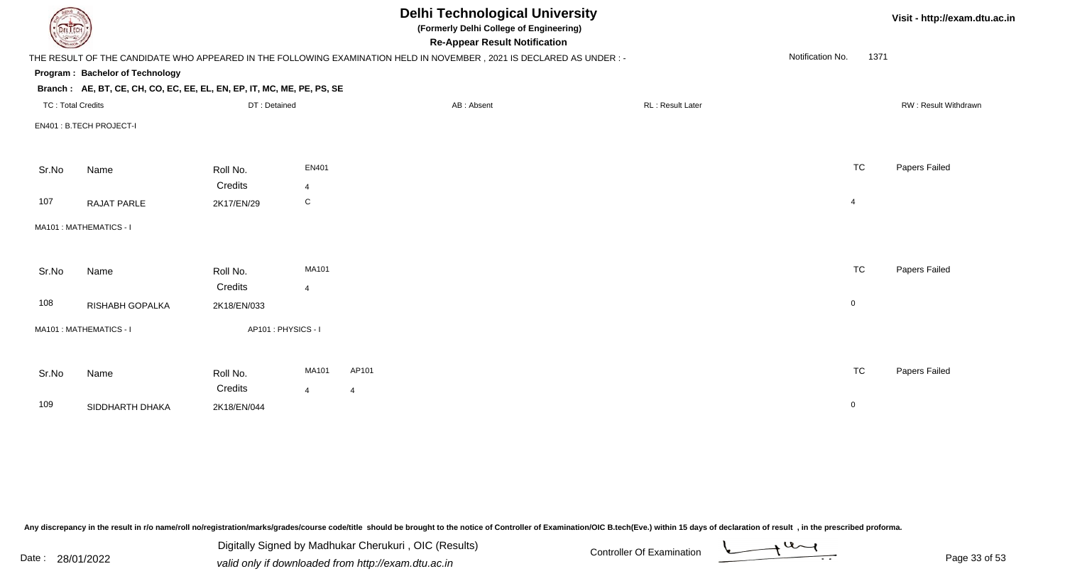# Delhi Technological University

**(Formerly Delhi College of Engineering)**

**Re-Appear Result Notification**

Visit - http://exam.dtu.ac.in

THE RESULT OF THE CANDIDATE WHO APPEARED IN THE FOLLOWING EXAMINATION HELD IN NOVEMBER , 2021 IS DECLARED AS UNDER : -

Notification No. 1371

**Program : Bachelor of Technology**

**Branch : AE, BT, CE, CH, CO, EC, EE, EL, EN, EP, IT, MC, ME, PE, PS, SE**

TC : Total Credits | DT : Detained | AB : Absent | RL : Result Later | RW : Result Withdrawn

EN401 : B.TECH PROJECT-I

| Sr.No | Name | Roll No. | EN401 | TC | Papers Failed |
|---|---|---|---|---|---|
| | | Credits | 4 | | |
| 107 | RAJAT PARLE | 2K17/EN/29 | C | 4 | |

MA101 : MATHEMATICS - I

| Sr.No | Name | Roll No. | MA101 | TC | Papers Failed |
|---|---|---|---|---|---|
| | | Credits | 4 | | |
| 108 | RISHABH GOPALKA | 2K18/EN/033 | | 0 | |

MA101 : MATHEMATICS - I    AP101 : PHYSICS - I

| Sr.No | Name | Roll No. | MA101 | AP101 | TC | Papers Failed |
|---|---|---|---|---|---|---|
| | | Credits | 4 | 4 | | |
| 109 | SIDDHARTH DHAKA | 2K18/EN/044 | | | 0 | |

Any discrepancy in the result in r/o name/roll no/registration/marks/grades/course code/title should be brought to the notice of Controller of Examination/OIC B.tech(Eve.) within 15 days of declaration of result , in the prescribed proforma.

Date : 28/01/2022

Digitally Signed by Madhukar Cherukuri , OIC (Results)
valid only if downloaded from http://exam.dtu.ac.in

Controller Of Examination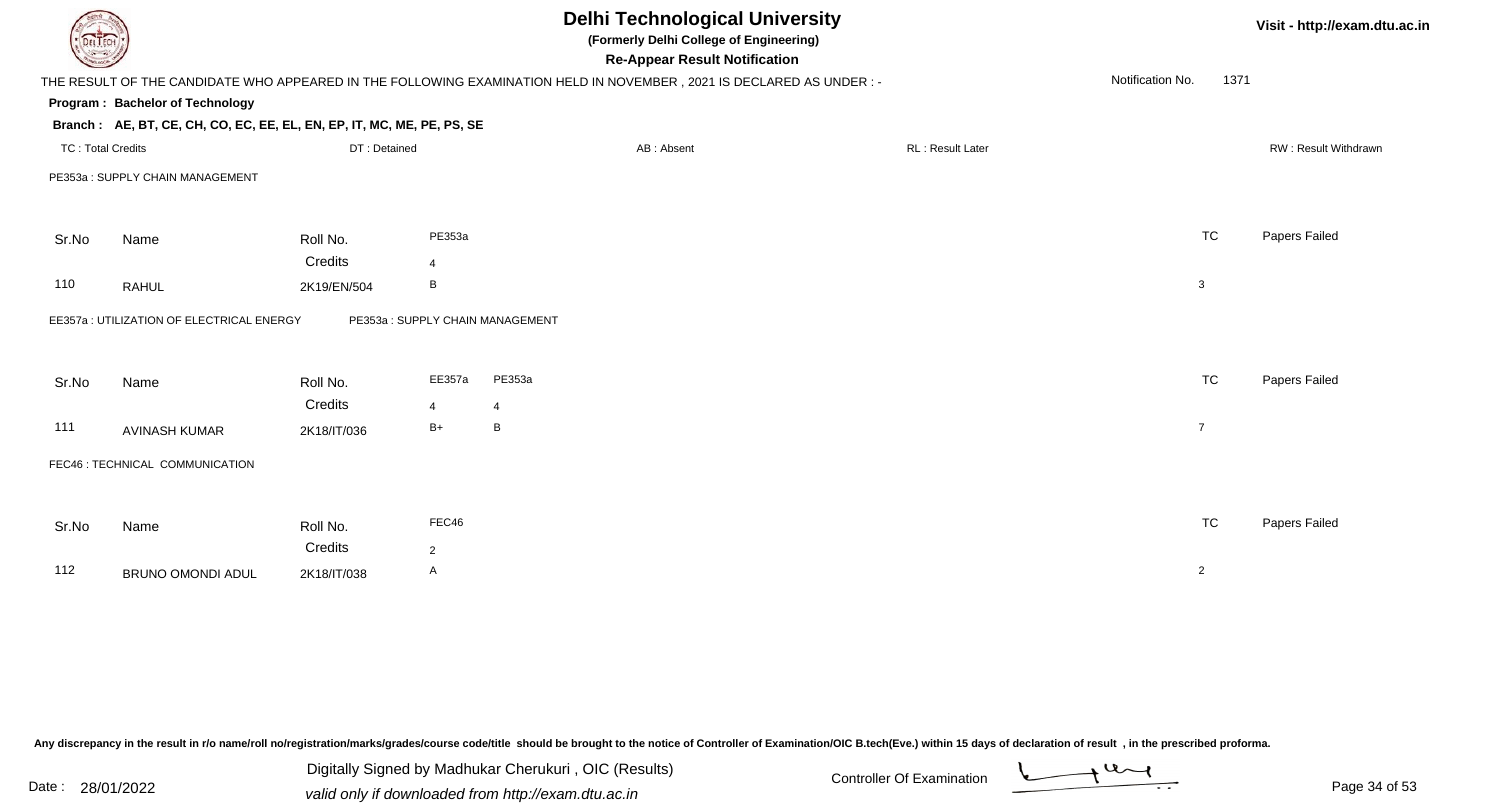# Delhi Technological University

**(Formerly Delhi College of Engineering)**

**Re-Appear Result Notification**

Visit - http://exam.dtu.ac.in

THE RESULT OF THE CANDIDATE WHO APPEARED IN THE FOLLOWING EXAMINATION HELD IN NOVEMBER , 2021 IS DECLARED AS UNDER : -

Notification No. 1371

**Program : Bachelor of Technology**

**Branch : AE, BT, CE, CH, CO, EC, EE, EL, EN, EP, IT, MC, ME, PE, PS, SE**

TC : Total Credits | DT : Detained | AB : Absent | RL : Result Later | RW : Result Withdrawn

PE353a : SUPPLY CHAIN MANAGEMENT

| Sr.No | Name | Roll No. | PE353a | TC | Papers Failed |
|---|---|---|---|---|---|
| | | Credits | 4 | | |
| 110 | RAHUL | 2K19/EN/504 | B | 3 | |

EE357a : UTILIZATION OF ELECTRICAL ENERGY    PE353a : SUPPLY CHAIN MANAGEMENT

| Sr.No | Name | Roll No. | EE357a | PE353a | TC | Papers Failed |
|---|---|---|---|---|---|---|
| | | Credits | 4 | 4 | | |
| 111 | AVINASH KUMAR | 2K18/IT/036 | B+ | B | 7 | |

FEC46 : TECHNICAL COMMUNICATION

| Sr.No | Name | Roll No. | FEC46 | TC | Papers Failed |
|---|---|---|---|---|---|
| | | Credits | 2 | | |
| 112 | BRUNO OMONDI ADUL | 2K18/IT/038 | A | 2 | |

Any discrepancy in the result in r/o name/roll no/registration/marks/grades/course code/title should be brought to the notice of Controller of Examination/OIC B.tech(Eve.) within 15 days of declaration of result , in the prescribed proforma.

Date : 28/01/2022

Digitally Signed by Madhukar Cherukuri , OIC (Results)
valid only if downloaded from http://exam.dtu.ac.in

Controller Of Examination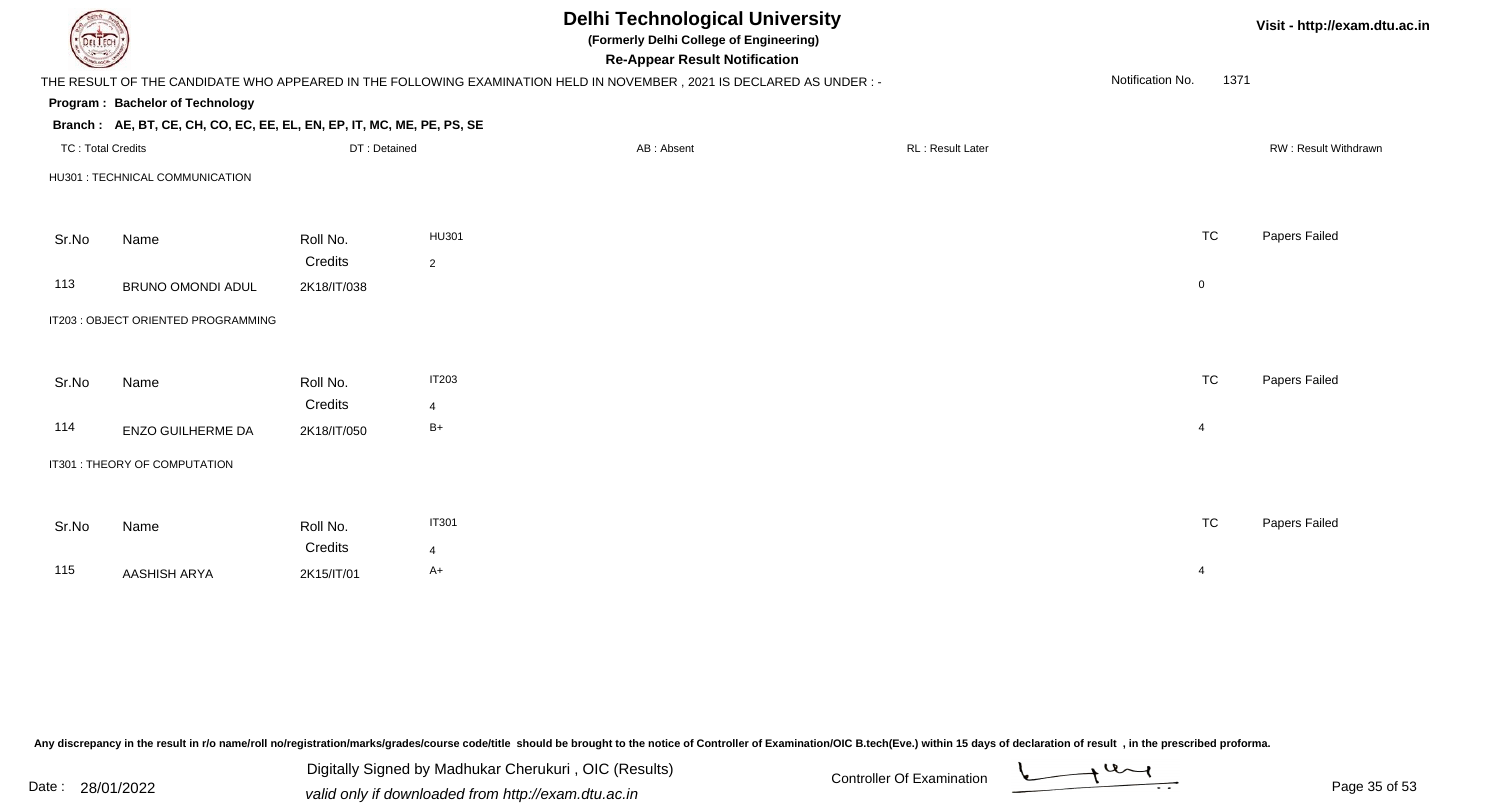# Delhi Technological University

**(Formerly Delhi College of Engineering)**

**Re-Appear Result Notification**

Visit - http://exam.dtu.ac.in

THE RESULT OF THE CANDIDATE WHO APPEARED IN THE FOLLOWING EXAMINATION HELD IN NOVEMBER , 2021 IS DECLARED AS UNDER : -

Notification No. 1371

**Program : Bachelor of Technology**

**Branch : AE, BT, CE, CH, CO, EC, EE, EL, EN, EP, IT, MC, ME, PE, PS, SE**

TC : Total Credits | DT : Detained | AB : Absent | RL : Result Later | RW : Result Withdrawn

HU301 : TECHNICAL COMMUNICATION

| Sr.No | Name | Roll No. | HU301 | TC | Papers Failed |
|---|---|---|---|---|---|
| | | Credits | 2 | | |
| 113 | BRUNO OMONDI ADUL | 2K18/IT/038 | | 0 | |

IT203 : OBJECT ORIENTED PROGRAMMING

| Sr.No | Name | Roll No. | IT203 | TC | Papers Failed |
|---|---|---|---|---|---|
| | | Credits | 4 | | |
| 114 | ENZO GUILHERME DA | 2K18/IT/050 | B+ | 4 | |

IT301 : THEORY OF COMPUTATION

| Sr.No | Name | Roll No. | IT301 | TC | Papers Failed |
|---|---|---|---|---|---|
| | | Credits | 4 | | |
| 115 | AASHISH ARYA | 2K15/IT/01 | A+ | 4 | |

Any discrepancy in the result in r/o name/roll no/registration/marks/grades/course code/title should be brought to the notice of Controller of Examination/OIC B.tech(Eve.) within 15 days of declaration of result , in the prescribed proforma.

Date : 28/01/2022

Digitally Signed by Madhukar Cherukuri , OIC (Results)
valid only if downloaded from http://exam.dtu.ac.in

Controller Of Examination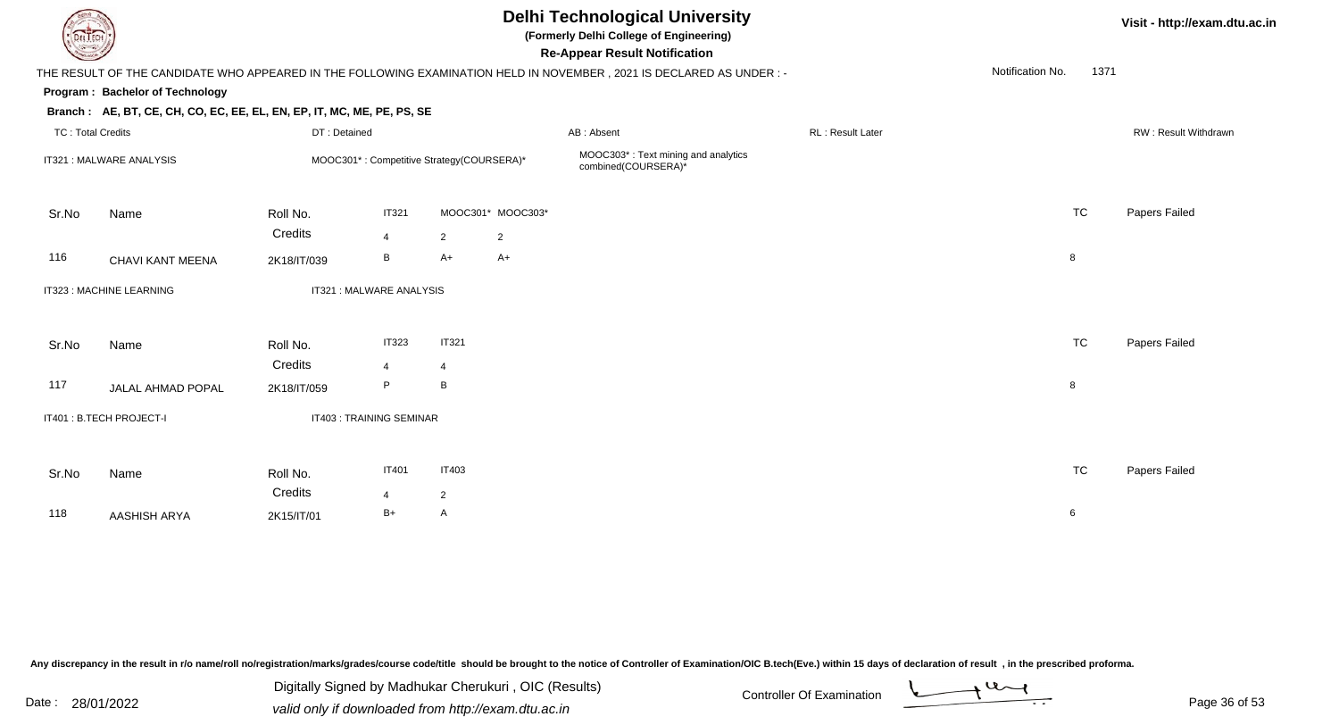# Delhi Technological University

**(Formerly Delhi College of Engineering)**

**Re-Appear Result Notification**

THE RESULT OF THE CANDIDATE WHO APPEARED IN THE FOLLOWING EXAMINATION HELD IN NOVEMBER , 2021 IS DECLARED AS UNDER : -

Notification No. 1371

**Program : Bachelor of Technology**

**Branch : AE, BT, CE, CH, CO, EC, EE, EL, EN, EP, IT, MC, ME, PE, PS, SE**

TC : Total Credits | DT : Detained | AB : Absent | RL : Result Later | RW : Result Withdrawn

IT321 : MALWARE ANALYSIS | MOOC301* : Competitive Strategy(COURSERA)* | MOOC303* : Text mining and analytics combined(COURSERA)*

| Sr.No | Name | Roll No. | IT321 | MOOC301* | MOOC303* | TC | Papers Failed |
|---|---|---|---|---|---|---|---|
| | | Credits | 4 | 2 | 2 | | |
| 116 | CHAVI KANT MEENA | 2K18/IT/039 | B | A+ | A+ | 8 | |

IT323 : MACHINE LEARNING | IT321 : MALWARE ANALYSIS

| Sr.No | Name | Roll No. | IT323 | IT321 | TC | Papers Failed |
|---|---|---|---|---|---|---|
| | | Credits | 4 | 4 | | |
| 117 | JALAL AHMAD POPAL | 2K18/IT/059 | P | B | 8 | |

IT401 : B.TECH PROJECT-I | IT403 : TRAINING SEMINAR

| Sr.No | Name | Roll No. | IT401 | IT403 | TC | Papers Failed |
|---|---|---|---|---|---|---|
| | | Credits | 4 | 2 | | |
| 118 | AASHISH ARYA | 2K15/IT/01 | B+ | A | 6 | |

Any discrepancy in the result in r/o name/roll no/registration/marks/grades/course code/title should be brought to the notice of Controller of Examination/OIC B.tech(Eve.) within 15 days of declaration of result , in the prescribed proforma.

Date : 28/01/2022

Digitally Signed by Madhukar Cherukuri , OIC (Results)
valid only if downloaded from http://exam.dtu.ac.in

Controller Of Examination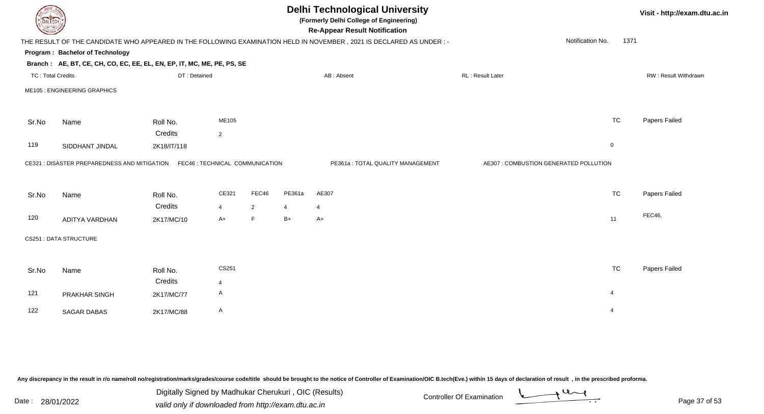# Delhi Technological University

**(Formerly Delhi College of Engineering)**

**Re-Appear Result Notification**

THE RESULT OF THE CANDIDATE WHO APPEARED IN THE FOLLOWING EXAMINATION HELD IN NOVEMBER , 2021 IS DECLARED AS UNDER : -

Notification No. 1371

**Program : Bachelor of Technology**

**Branch : AE, BT, CE, CH, CO, EC, EE, EL, EN, EP, IT, MC, ME, PE, PS, SE**

TC : Total Credits    DT : Detained    AB : Absent    RL : Result Later    RW : Result Withdrawn

ME105 : ENGINEERING GRAPHICS

| Sr.No | Name | Roll No. | ME105 | TC | Papers Failed |
|---|---|---|---|---|---|
| | | Credits | 2 | | |
| 119 | SIDDHANT JINDAL | 2K18/IT/118 | | 0 | |

CE321 : DISASTER PREPAREDNESS AND MITIGATION    FEC46 : TECHNICAL COMMUNICATION    PE361a : TOTAL QUALITY MANAGEMENT    AE307 : COMBUSTION GENERATED POLLUTION

| Sr.No | Name | Roll No. | CE321 | FEC46 | PE361a | AE307 | TC | Papers Failed |
|---|---|---|---|---|---|---|---|---|
| | | Credits | 4 | 2 | 4 | 4 | | |
| 120 | ADITYA VARDHAN | 2K17/MC/10 | A+ | F | B+ | A+ | 11 | FEC46, |

CS251 : DATA STRUCTURE

| Sr.No | Name | Roll No. | CS251 | TC | Papers Failed |
|---|---|---|---|---|---|
| | | Credits | 4 | | |
| 121 | PRAKHAR SINGH | 2K17/MC/77 | A | 4 | |
| 122 | SAGAR DABAS | 2K17/MC/88 | A | 4 | |

Any discrepancy in the result in r/o name/roll no/registration/marks/grades/course code/title should be brought to the notice of Controller of Examination/OIC B.tech(Eve.) within 15 days of declaration of result , in the prescribed proforma.

Date : 28/01/2022

Digitally Signed by Madhukar Cherukuri , OIC (Results)
valid only if downloaded from http://exam.dtu.ac.in

Controller Of Examination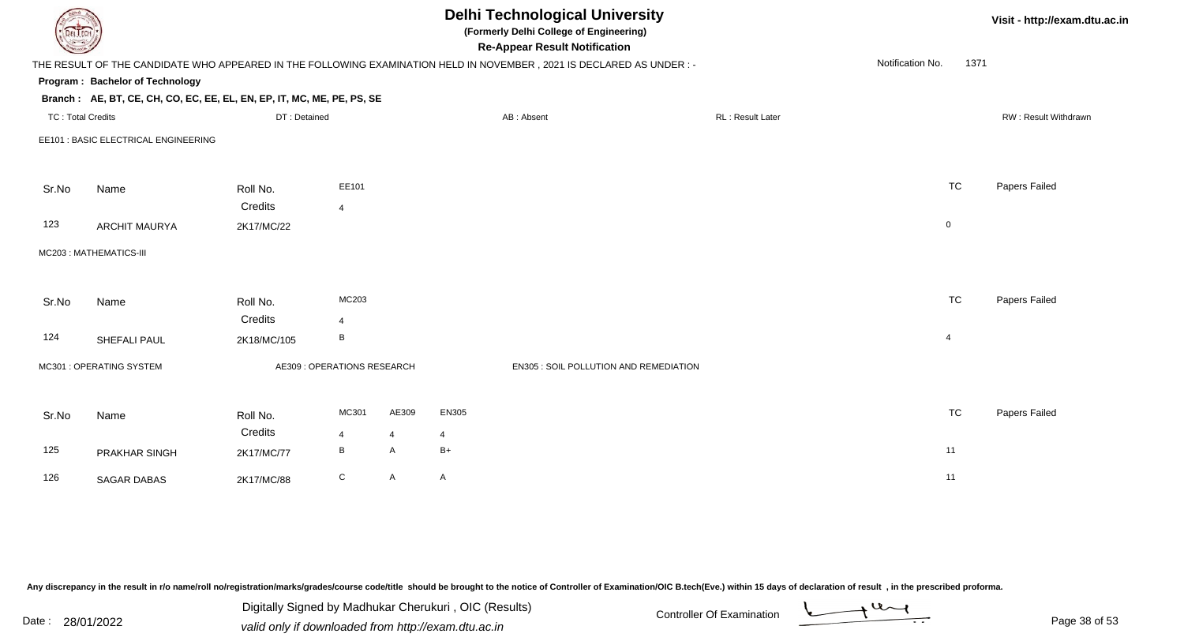# Delhi Technological University

**(Formerly Delhi College of Engineering)**

**Re-Appear Result Notification**

Visit - http://exam.dtu.ac.in

THE RESULT OF THE CANDIDATE WHO APPEARED IN THE FOLLOWING EXAMINATION HELD IN NOVEMBER , 2021 IS DECLARED AS UNDER : -

Notification No. 1371

**Program : Bachelor of Technology**

**Branch : AE, BT, CE, CH, CO, EC, EE, EL, EN, EP, IT, MC, ME, PE, PS, SE**

TC : Total Credits | DT : Detained | AB : Absent | RL : Result Later | RW : Result Withdrawn

EE101 : BASIC ELECTRICAL ENGINEERING

| Sr.No | Name | Roll No. | EE101 | TC | Papers Failed |
|---|---|---|---|---|---|
| | | Credits | 4 | | |
| 123 | ARCHIT MAURYA | 2K17/MC/22 | | 0 | |

MC203 : MATHEMATICS-III

| Sr.No | Name | Roll No. | MC203 | TC | Papers Failed |
|---|---|---|---|---|---|
| | | Credits | 4 | | |
| 124 | SHEFALI PAUL | 2K18/MC/105 | B | 4 | |

MC301 : OPERATING SYSTEM | AE309 : OPERATIONS RESEARCH | EN305 : SOIL POLLUTION AND REMEDIATION

| Sr.No | Name | Roll No. | MC301 | AE309 | EN305 | TC | Papers Failed |
|---|---|---|---|---|---|---|---|
| | | Credits | 4 | 4 | 4 | | |
| 125 | PRAKHAR SINGH | 2K17/MC/77 | B | A | B+ | 11 | |
| 126 | SAGAR DABAS | 2K17/MC/88 | C | A | A | 11 | |

Any discrepancy in the result in r/o name/roll no/registration/marks/grades/course code/title should be brought to the notice of Controller of Examination/OIC B.tech(Eve.) within 15 days of declaration of result , in the prescribed proforma.

Date : 28/01/2022

Digitally Signed by Madhukar Cherukuri , OIC (Results)
valid only if downloaded from http://exam.dtu.ac.in

Controller Of Examination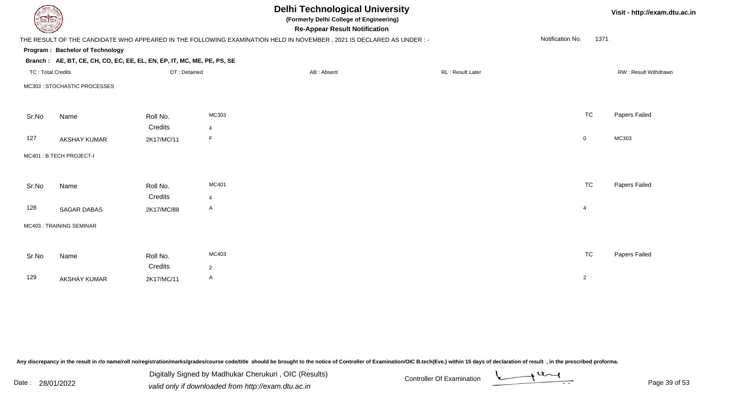# Delhi Technological University

**(Formerly Delhi College of Engineering)**

**Re-Appear Result Notification**

Visit - http://exam.dtu.ac.in

THE RESULT OF THE CANDIDATE WHO APPEARED IN THE FOLLOWING EXAMINATION HELD IN NOVEMBER , 2021 IS DECLARED AS UNDER : -

Notification No. 1371

**Program : Bachelor of Technology**

**Branch : AE, BT, CE, CH, CO, EC, EE, EL, EN, EP, IT, MC, ME, PE, PS, SE**

TC : Total Credits | DT : Detained | AB : Absent | RL : Result Later | RW : Result Withdrawn

MC303 : STOCHASTIC PROCESSES

| Sr.No | Name | Roll No. | MC303 | TC | Papers Failed |
|---|---|---|---|---|---|
| | | Credits | 4 | | |
| 127 | AKSHAY KUMAR | 2K17/MC/11 | F | 0 | MC303 |

MC401 : B.TECH PROJECT-I

| Sr.No | Name | Roll No. | MC401 | TC | Papers Failed |
|---|---|---|---|---|---|
| | | Credits | 4 | | |
| 128 | SAGAR DABAS | 2K17/MC/88 | A | 4 | |

MC403 : TRAINING SEMINAR

| Sr.No | Name | Roll No. | MC403 | TC | Papers Failed |
|---|---|---|---|---|---|
| | | Credits | 2 | | |
| 129 | AKSHAY KUMAR | 2K17/MC/11 | A | 2 | |

Any discrepancy in the result in r/o name/roll no/registration/marks/grades/course code/title should be brought to the notice of Controller of Examination/OIC B.tech(Eve.) within 15 days of declaration of result , in the prescribed proforma.

Date : 28/01/2022

Digitally Signed by Madhukar Cherukuri , OIC (Results)
valid only if downloaded from http://exam.dtu.ac.in

Controller Of Examination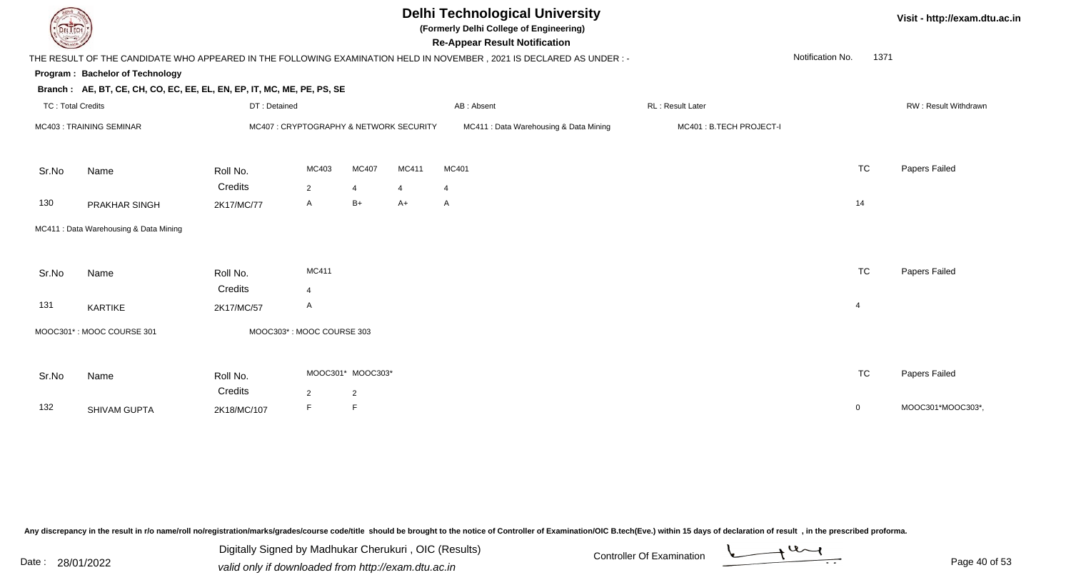# Delhi Technological University

**(Formerly Delhi College of Engineering)**

**Re-Appear Result Notification**

Visit - http://exam.dtu.ac.in

THE RESULT OF THE CANDIDATE WHO APPEARED IN THE FOLLOWING EXAMINATION HELD IN NOVEMBER , 2021 IS DECLARED AS UNDER : -

Notification No. 1371

**Program : Bachelor of Technology**

**Branch : AE, BT, CE, CH, CO, EC, EE, EL, EN, EP, IT, MC, ME, PE, PS, SE**

TC : Total Credits | DT : Detained | AB : Absent | RL : Result Later | RW : Result Withdrawn

MC403 : TRAINING SEMINAR | MC407 : CRYPTOGRAPHY & NETWORK SECURITY | MC411 : Data Warehousing & Data Mining | MC401 : B.TECH PROJECT-I

| Sr.No | Name | Roll No. | MC403 | MC407 | MC411 | MC401 | TC | Papers Failed |
|---|---|---|---|---|---|---|---|---|
| | | Credits | 2 | 4 | 4 | 4 | | |
| 130 | PRAKHAR SINGH | 2K17/MC/77 | A | B+ | A+ | A | 14 | |

MC411 : Data Warehousing & Data Mining

| Sr.No | Name | Roll No. | MC411 | TC | Papers Failed |
|---|---|---|---|---|---|
| | | Credits | 4 | | |
| 131 | KARTIKE | 2K17/MC/57 | A | 4 | |

MOOC301* : MOOC COURSE 301 | MOOC303* : MOOC COURSE 303

| Sr.No | Name | Roll No. | MOOC301* | MOOC303* | TC | Papers Failed |
|---|---|---|---|---|---|---|
| | | Credits | 2 | 2 | | |
| 132 | SHIVAM GUPTA | 2K18/MC/107 | F | F | 0 | MOOC301*MOOC303*, |

Any discrepancy in the result in r/o name/roll no/registration/marks/grades/course code/title should be brought to the notice of Controller of Examination/OIC B.tech(Eve.) within 15 days of declaration of result , in the prescribed proforma.

Date : 28/01/2022

Digitally Signed by Madhukar Cherukuri , OIC (Results)
valid only if downloaded from http://exam.dtu.ac.in

Controller Of Examination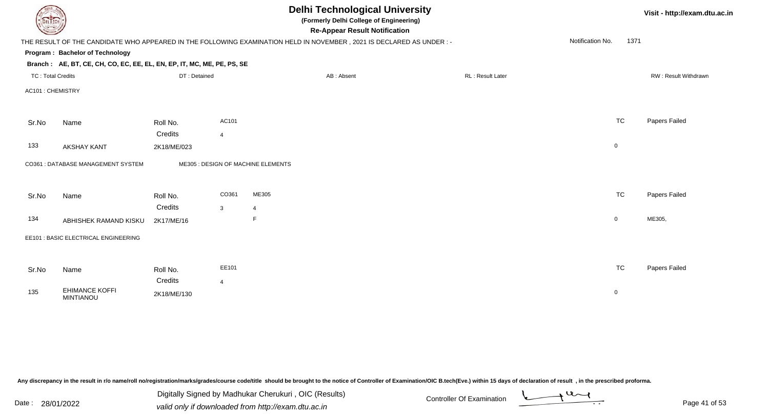# Delhi Technological University

**(Formerly Delhi College of Engineering)**

**Re-Appear Result Notification**

THE RESULT OF THE CANDIDATE WHO APPEARED IN THE FOLLOWING EXAMINATION HELD IN NOVEMBER , 2021 IS DECLARED AS UNDER : -

Notification No. 1371

**Program : Bachelor of Technology**

**Branch : AE, BT, CE, CH, CO, EC, EE, EL, EN, EP, IT, MC, ME, PE, PS, SE**

TC : Total Credits | DT : Detained | AB : Absent | RL : Result Later | RW : Result Withdrawn

AC101 : CHEMISTRY

| Sr.No | Name | Roll No. | AC101 | TC | Papers Failed |
|---|---|---|---|---|---|
| | | Credits | 4 | | |
| 133 | AKSHAY KANT | 2K18/ME/023 | | 0 | |

CO361 : DATABASE MANAGEMENT SYSTEM &nbsp;&nbsp; ME305 : DESIGN OF MACHINE ELEMENTS

| Sr.No | Name | Roll No. | CO361 | ME305 | TC | Papers Failed |
|---|---|---|---|---|---|---|
| | | Credits | 3 | 4 | | |
| 134 | ABHISHEK RAMAND KISKU | 2K17/ME/16 | | F | 0 | ME305, |

EE101 : BASIC ELECTRICAL ENGINEERING

| Sr.No | Name | Roll No. | EE101 | TC | Papers Failed |
|---|---|---|---|---|---|
| | | Credits | 4 | | |
| 135 | EHIMANCE KOFFI MINTIANOU | 2K18/ME/130 | | 0 | |

Any discrepancy in the result in r/o name/roll no/registration/marks/grades/course code/title should be brought to the notice of Controller of Examination/OIC B.tech(Eve.) within 15 days of declaration of result , in the prescribed proforma.

Date : 28/01/2022

Digitally Signed by Madhukar Cherukuri , OIC (Results)
valid only if downloaded from http://exam.dtu.ac.in

Controller Of Examination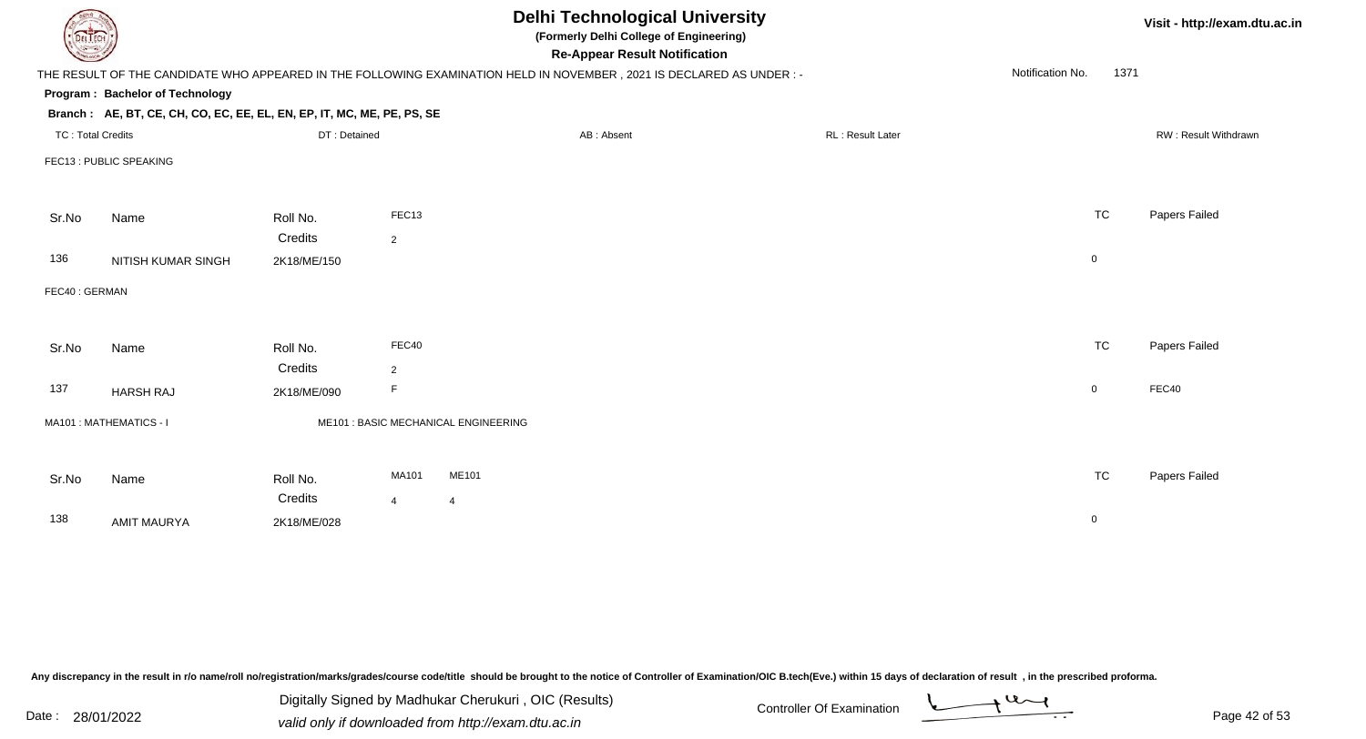# Delhi Technological University

**(Formerly Delhi College of Engineering)**

**Re-Appear Result Notification**

Visit - http://exam.dtu.ac.in

THE RESULT OF THE CANDIDATE WHO APPEARED IN THE FOLLOWING EXAMINATION HELD IN NOVEMBER , 2021 IS DECLARED AS UNDER : -

Notification No. 1371

**Program : Bachelor of Technology**

**Branch : AE, BT, CE, CH, CO, EC, EE, EL, EN, EP, IT, MC, ME, PE, PS, SE**

TC : Total Credits | DT : Detained | AB : Absent | RL : Result Later | RW : Result Withdrawn

FEC13 : PUBLIC SPEAKING

| Sr.No | Name | Roll No. | FEC13 | TC | Papers Failed |
|---|---|---|---|---|---|
| | | Credits | 2 | | |
| 136 | NITISH KUMAR SINGH | 2K18/ME/150 | | 0 | |

FEC40 : GERMAN

| Sr.No | Name | Roll No. | FEC40 | TC | Papers Failed |
|---|---|---|---|---|---|
| | | Credits | 2 | | |
| 137 | HARSH RAJ | 2K18/ME/090 | F | 0 | FEC40 |

MA101 : MATHEMATICS - I | ME101 : BASIC MECHANICAL ENGINEERING

| Sr.No | Name | Roll No. | MA101 | ME101 | TC | Papers Failed |
|---|---|---|---|---|---|---|
| | | Credits | 4 | 4 | | |
| 138 | AMIT MAURYA | 2K18/ME/028 | | | 0 | |

Any discrepancy in the result in r/o name/roll no/registration/marks/grades/course code/title should be brought to the notice of Controller of Examination/OIC B.tech(Eve.) within 15 days of declaration of result , in the prescribed proforma.

Date : 28/01/2022

Digitally Signed by Madhukar Cherukuri , OIC (Results)
valid only if downloaded from http://exam.dtu.ac.in

Controller Of Examination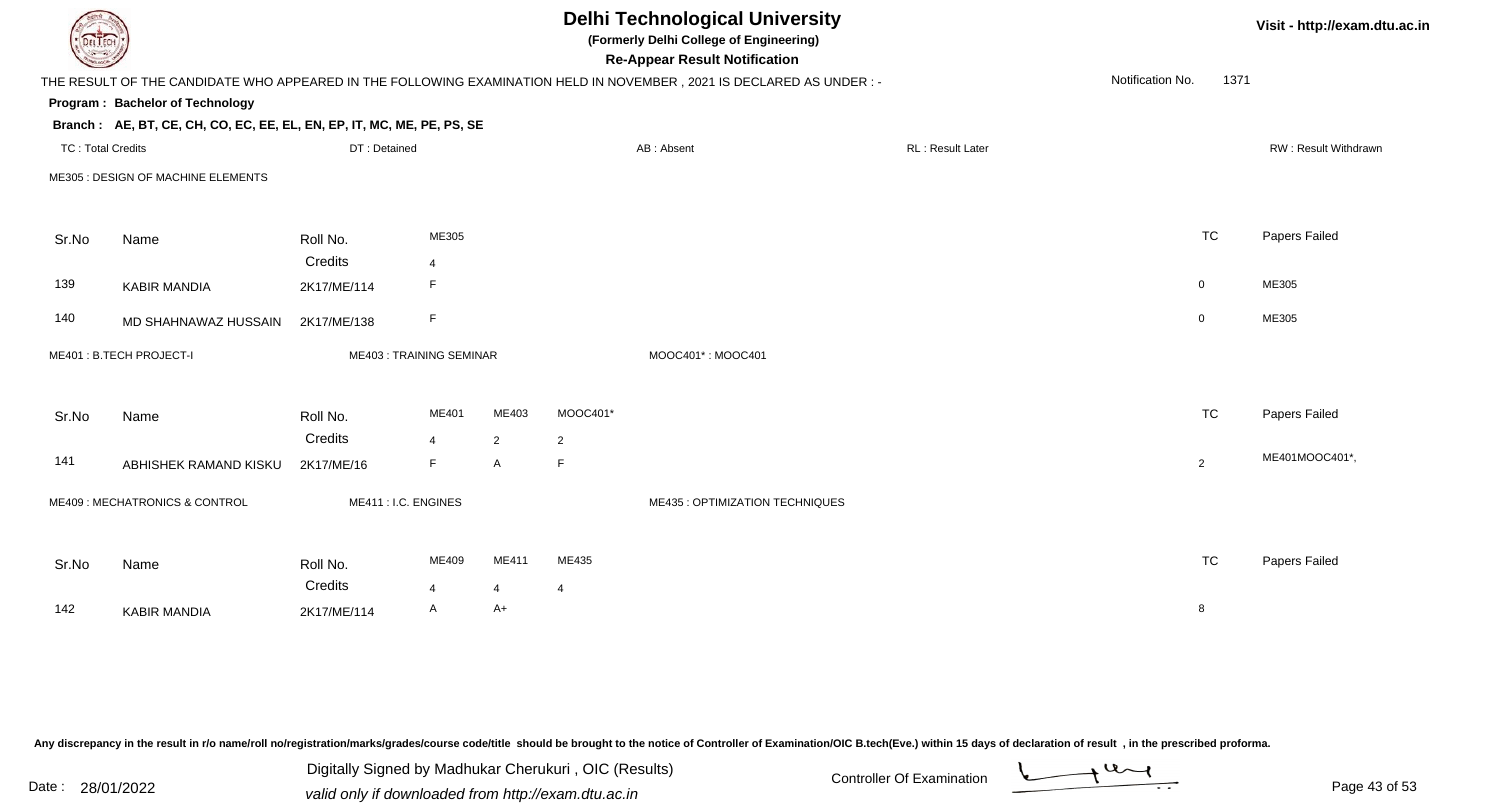# Delhi Technological University

**(Formerly Delhi College of Engineering)**

**Re-Appear Result Notification**

Visit - http://exam.dtu.ac.in

THE RESULT OF THE CANDIDATE WHO APPEARED IN THE FOLLOWING EXAMINATION HELD IN NOVEMBER , 2021 IS DECLARED AS UNDER : -

Notification No. 1371

**Program : Bachelor of Technology**

**Branch : AE, BT, CE, CH, CO, EC, EE, EL, EN, EP, IT, MC, ME, PE, PS, SE**

TC : Total Credits | DT : Detained | AB : Absent | RL : Result Later | RW : Result Withdrawn

ME305 : DESIGN OF MACHINE ELEMENTS

| Sr.No | Name | Roll No. | ME305 | TC | Papers Failed |
|---|---|---|---|---|---|
| | | Credits | 4 | | |
| 139 | KABIR MANDIA | 2K17/ME/114 | F | 0 | ME305 |
| 140 | MD SHAHNAWAZ HUSSAIN | 2K17/ME/138 | F | 0 | ME305 |

ME401 : B.TECH PROJECT-I | ME403 : TRAINING SEMINAR | MOOC401* : MOOC401

| Sr.No | Name | Roll No. | ME401 | ME403 | MOOC401* | TC | Papers Failed |
|---|---|---|---|---|---|---|---|
| | | Credits | 4 | 2 | 2 | | |
| 141 | ABHISHEK RAMAND KISKU | 2K17/ME/16 | F | A | F | 2 | ME401MOOC401*, |

ME409 : MECHATRONICS & CONTROL | ME411 : I.C. ENGINES | ME435 : OPTIMIZATION TECHNIQUES

| Sr.No | Name | Roll No. | ME409 | ME411 | ME435 | TC | Papers Failed |
|---|---|---|---|---|---|---|---|
| | | Credits | 4 | 4 | 4 | | |
| 142 | KABIR MANDIA | 2K17/ME/114 | A | A+ | | 8 | |

Any discrepancy in the result in r/o name/roll no/registration/marks/grades/course code/title should be brought to the notice of Controller of Examination/OIC B.tech(Eve.) within 15 days of declaration of result , in the prescribed proforma.

Date : 28/01/2022

Digitally Signed by Madhukar Cherukuri , OIC (Results)
valid only if downloaded from http://exam.dtu.ac.in

Controller Of Examination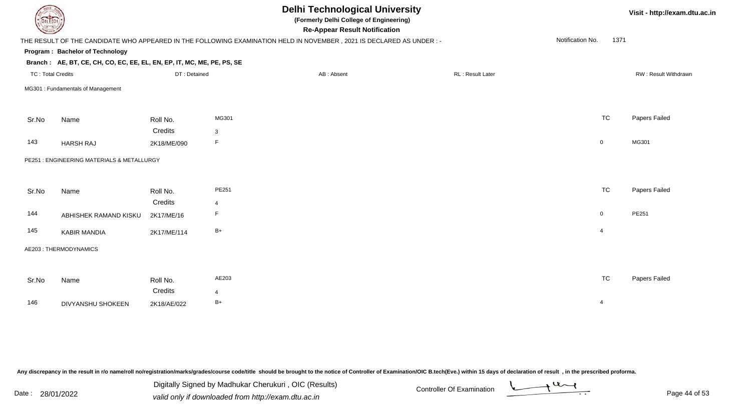# Delhi Technological University

**(Formerly Delhi College of Engineering)**

**Re-Appear Result Notification**

Visit - http://exam.dtu.ac.in

THE RESULT OF THE CANDIDATE WHO APPEARED IN THE FOLLOWING EXAMINATION HELD IN NOVEMBER , 2021 IS DECLARED AS UNDER : -

Notification No. 1371

**Program : Bachelor of Technology**

**Branch : AE, BT, CE, CH, CO, EC, EE, EL, EN, EP, IT, MC, ME, PE, PS, SE**

TC : Total Credits | DT : Detained | AB : Absent | RL : Result Later | RW : Result Withdrawn

MG301 : Fundamentals of Management

| Sr.No | Name | Roll No. | MG301 | TC | Papers Failed |
|---|---|---|---|---|---|
| | | Credits | 3 | | |
| 143 | HARSH RAJ | 2K18/ME/090 | F | 0 | MG301 |

PE251 : ENGINEERING MATERIALS & METALLURGY

| Sr.No | Name | Roll No. | PE251 | TC | Papers Failed |
|---|---|---|---|---|---|
| | | Credits | 4 | | |
| 144 | ABHISHEK RAMAND KISKU | 2K17/ME/16 | F | 0 | PE251 |
| 145 | KABIR MANDIA | 2K17/ME/114 | B+ | 4 | |

AE203 : THERMODYNAMICS

| Sr.No | Name | Roll No. | AE203 | TC | Papers Failed |
|---|---|---|---|---|---|
| | | Credits | 4 | | |
| 146 | DIVYANSHU SHOKEEN | 2K18/AE/022 | B+ | 4 | |

Any discrepancy in the result in r/o name/roll no/registration/marks/grades/course code/title should be brought to the notice of Controller of Examination/OIC B.tech(Eve.) within 15 days of declaration of result , in the prescribed proforma.

Date : 28/01/2022

Digitally Signed by Madhukar Cherukuri , OIC (Results)
valid only if downloaded from http://exam.dtu.ac.in

Controller Of Examination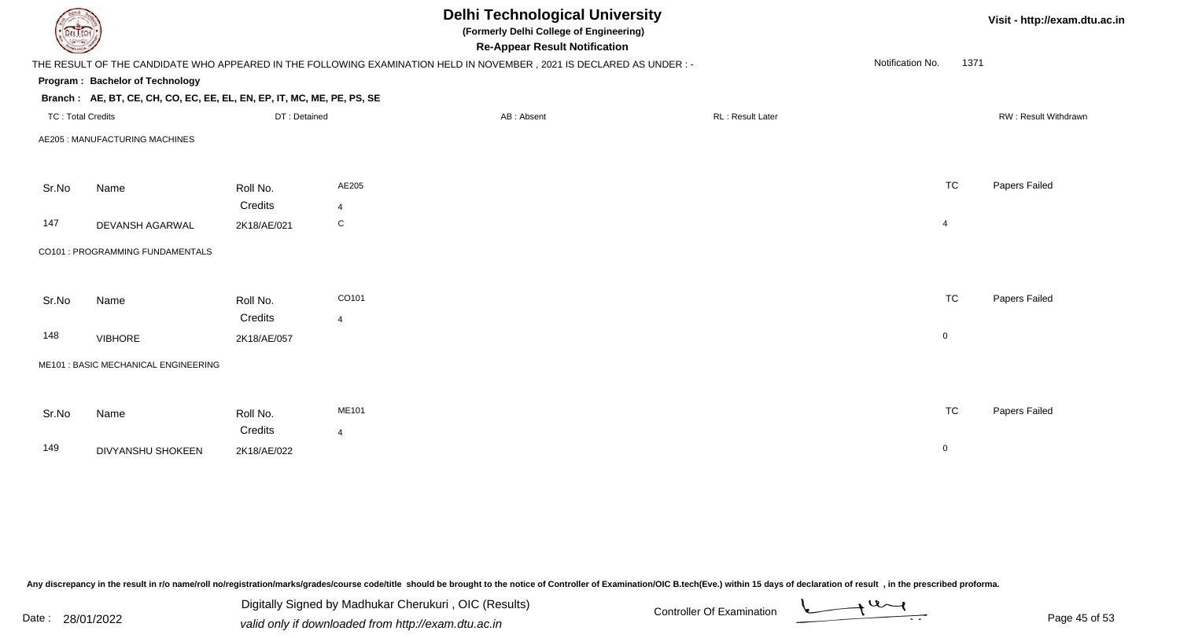# Delhi Technological University

**(Formerly Delhi College of Engineering)**

**Re-Appear Result Notification**

Visit - http://exam.dtu.ac.in

THE RESULT OF THE CANDIDATE WHO APPEARED IN THE FOLLOWING EXAMINATION HELD IN NOVEMBER , 2021 IS DECLARED AS UNDER : -

Notification No. 1371

**Program : Bachelor of Technology**

**Branch : AE, BT, CE, CH, CO, EC, EE, EL, EN, EP, IT, MC, ME, PE, PS, SE**

TC : Total Credits | DT : Detained | AB : Absent | RL : Result Later | RW : Result Withdrawn

AE205 : MANUFACTURING MACHINES

| Sr.No | Name | Roll No. | AE205 | TC | Papers Failed |
|---|---|---|---|---|---|
| | | Credits | 4 | | |
| 147 | DEVANSH AGARWAL | 2K18/AE/021 | C | 4 | |

CO101 : PROGRAMMING FUNDAMENTALS

| Sr.No | Name | Roll No. | CO101 | TC | Papers Failed |
|---|---|---|---|---|---|
| | | Credits | 4 | | |
| 148 | VIBHORE | 2K18/AE/057 | | 0 | |

ME101 : BASIC MECHANICAL ENGINEERING

| Sr.No | Name | Roll No. | ME101 | TC | Papers Failed |
|---|---|---|---|---|---|
| | | Credits | 4 | | |
| 149 | DIVYANSHU SHOKEEN | 2K18/AE/022 | | 0 | |

Any discrepancy in the result in r/o name/roll no/registration/marks/grades/course code/title should be brought to the notice of Controller of Examination/OIC B.tech(Eve.) within 15 days of declaration of result , in the prescribed proforma.

Date : 28/01/2022

Digitally Signed by Madhukar Cherukuri , OIC (Results)
valid only if downloaded from http://exam.dtu.ac.in

Controller Of Examination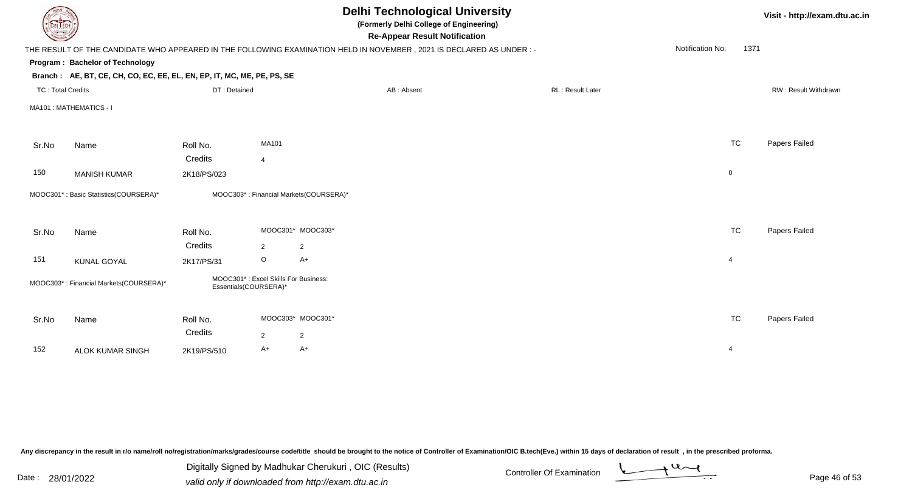# Delhi Technological University

**(Formerly Delhi College of Engineering)**

**Re-Appear Result Notification**

Visit - http://exam.dtu.ac.in

THE RESULT OF THE CANDIDATE WHO APPEARED IN THE FOLLOWING EXAMINATION HELD IN NOVEMBER , 2021 IS DECLARED AS UNDER : -

Notification No. 1371

**Program : Bachelor of Technology**

**Branch : AE, BT, CE, CH, CO, EC, EE, EL, EN, EP, IT, MC, ME, PE, PS, SE**

TC : Total Credits | DT : Detained | AB : Absent | RL : Result Later | RW : Result Withdrawn

MA101 : MATHEMATICS - I

| Sr.No | Name | Roll No. | MA101 | TC | Papers Failed |
|---|---|---|---|---|---|
| | | Credits | 4 | | |
| 150 | MANISH KUMAR | 2K18/PS/023 | | 0 | |

MOOC301* : Basic Statistics(COURSERA)* | MOOC303* : Financial Markets(COURSERA)*

| Sr.No | Name | Roll No. | MOOC301* | MOOC303* | TC | Papers Failed |
|---|---|---|---|---|---|---|
| | | Credits | 2 | 2 | | |
| 151 | KUNAL GOYAL | 2K17/PS/31 | O | A+ | 4 | |

MOOC303* : Financial Markets(COURSERA)* | MOOC301* : Excel Skills For Business: Essentials(COURSERA)*

| Sr.No | Name | Roll No. | MOOC303* | MOOC301* | TC | Papers Failed |
|---|---|---|---|---|---|---|
| | | Credits | 2 | 2 | | |
| 152 | ALOK KUMAR SINGH | 2K19/PS/510 | A+ | A+ | 4 | |

Any discrepancy in the result in r/o name/roll no/registration/marks/grades/course code/title should be brought to the notice of Controller of Examination/OIC B.tech(Eve.) within 15 days of declaration of result , in the prescribed proforma.

Date : 28/01/2022

Digitally Signed by Madhukar Cherukuri , OIC (Results)
valid only if downloaded from http://exam.dtu.ac.in

Controller Of Examination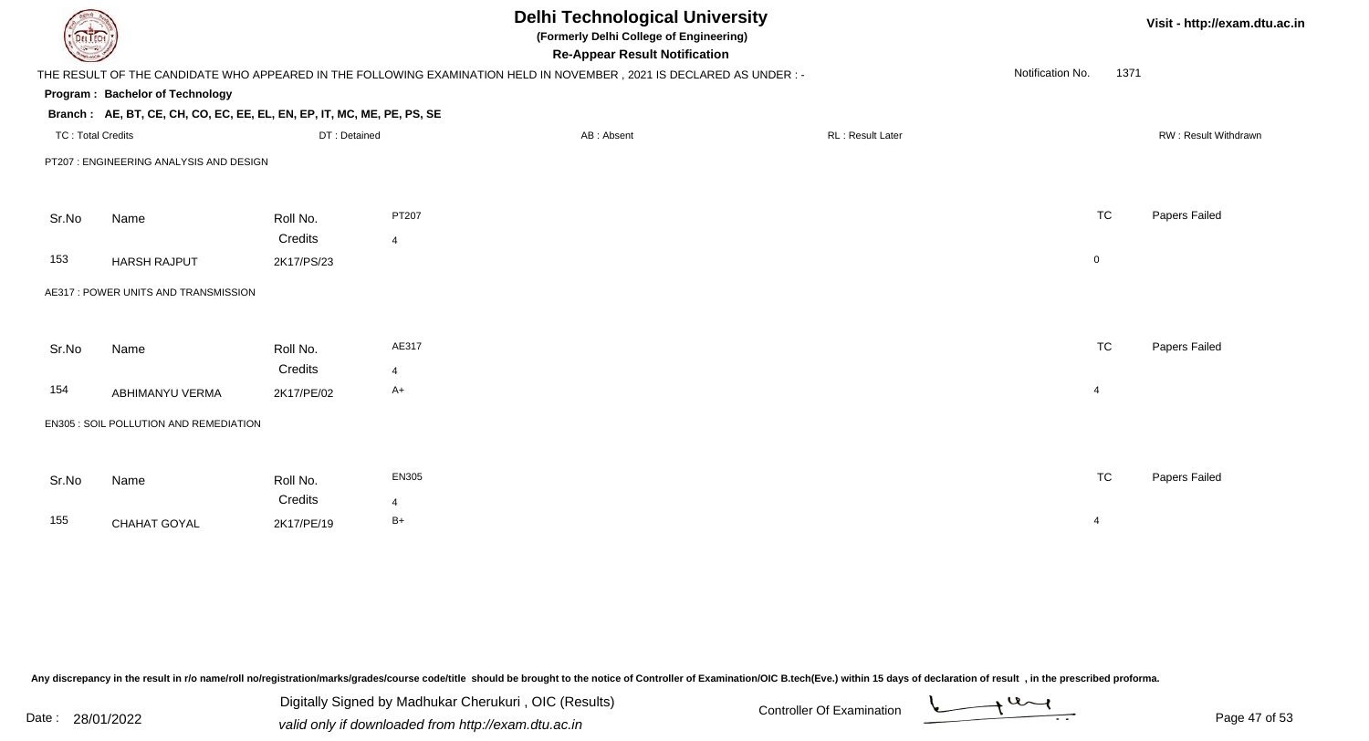# Delhi Technological University

**(Formerly Delhi College of Engineering)**

**Re-Appear Result Notification**

Visit - http://exam.dtu.ac.in

THE RESULT OF THE CANDIDATE WHO APPEARED IN THE FOLLOWING EXAMINATION HELD IN NOVEMBER , 2021 IS DECLARED AS UNDER : -

Notification No. 1371

**Program : Bachelor of Technology**

**Branch : AE, BT, CE, CH, CO, EC, EE, EL, EN, EP, IT, MC, ME, PE, PS, SE**

TC : Total Credits | DT : Detained | AB : Absent | RL : Result Later | RW : Result Withdrawn

PT207 : ENGINEERING ANALYSIS AND DESIGN

| Sr.No | Name | Roll No. | PT207 | TC | Papers Failed |
|---|---|---|---|---|---|
| | | Credits | 4 | | |
| 153 | HARSH RAJPUT | 2K17/PS/23 | | 0 | |

AE317 : POWER UNITS AND TRANSMISSION

| Sr.No | Name | Roll No. | AE317 | TC | Papers Failed |
|---|---|---|---|---|---|
| | | Credits | 4 | | |
| 154 | ABHIMANYU VERMA | 2K17/PE/02 | A+ | 4 | |

EN305 : SOIL POLLUTION AND REMEDIATION

| Sr.No | Name | Roll No. | EN305 | TC | Papers Failed |
|---|---|---|---|---|---|
| | | Credits | 4 | | |
| 155 | CHAHAT GOYAL | 2K17/PE/19 | B+ | 4 | |

Any discrepancy in the result in r/o name/roll no/registration/marks/grades/course code/title should be brought to the notice of Controller of Examination/OIC B.tech(Eve.) within 15 days of declaration of result , in the prescribed proforma.

Date : 28/01/2022

Digitally Signed by Madhukar Cherukuri , OIC (Results)
valid only if downloaded from http://exam.dtu.ac.in

Controller Of Examination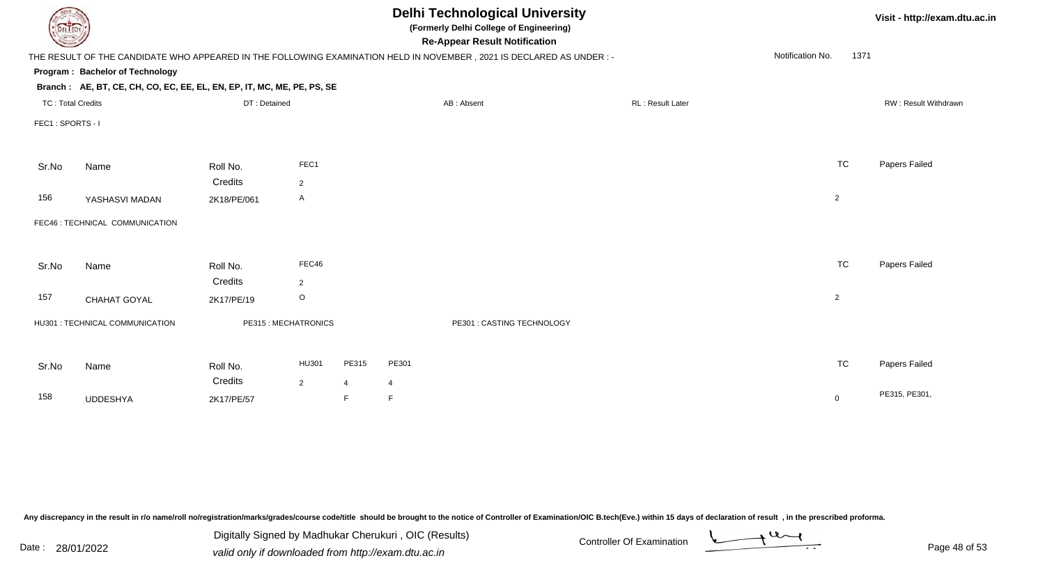# Delhi Technological University

**(Formerly Delhi College of Engineering)**

**Re-Appear Result Notification**

Visit - http://exam.dtu.ac.in

THE RESULT OF THE CANDIDATE WHO APPEARED IN THE FOLLOWING EXAMINATION HELD IN NOVEMBER , 2021 IS DECLARED AS UNDER : -

Notification No. 1371

**Program : Bachelor of Technology**

**Branch : AE, BT, CE, CH, CO, EC, EE, EL, EN, EP, IT, MC, ME, PE, PS, SE**

TC : Total Credits | DT : Detained | AB : Absent | RL : Result Later | RW : Result Withdrawn

FEC1 : SPORTS - I

| Sr.No | Name | Roll No. | FEC1 | TC | Papers Failed |
|---|---|---|---|---|---|
| | | Credits | 2 | | |
| 156 | YASHASVI MADAN | 2K18/PE/061 | A | 2 | |

FEC46 : TECHNICAL COMMUNICATION

| Sr.No | Name | Roll No. | FEC46 | TC | Papers Failed |
|---|---|---|---|---|---|
| | | Credits | 2 | | |
| 157 | CHAHAT GOYAL | 2K17/PE/19 | O | 2 | |

HU301 : TECHNICAL COMMUNICATION | PE315 : MECHATRONICS | PE301 : CASTING TECHNOLOGY

| Sr.No | Name | Roll No. | HU301 | PE315 | PE301 | TC | Papers Failed |
|---|---|---|---|---|---|---|---|
| | | Credits | 2 | 4 | 4 | | |
| 158 | UDDESHYA | 2K17/PE/57 | | F | F | 0 | PE315, PE301, |

Any discrepancy in the result in r/o name/roll no/registration/marks/grades/course code/title should be brought to the notice of Controller of Examination/OIC B.tech(Eve.) within 15 days of declaration of result , in the prescribed proforma.

Date : 28/01/2022

Digitally Signed by Madhukar Cherukuri , OIC (Results)
valid only if downloaded from http://exam.dtu.ac.in

Controller Of Examination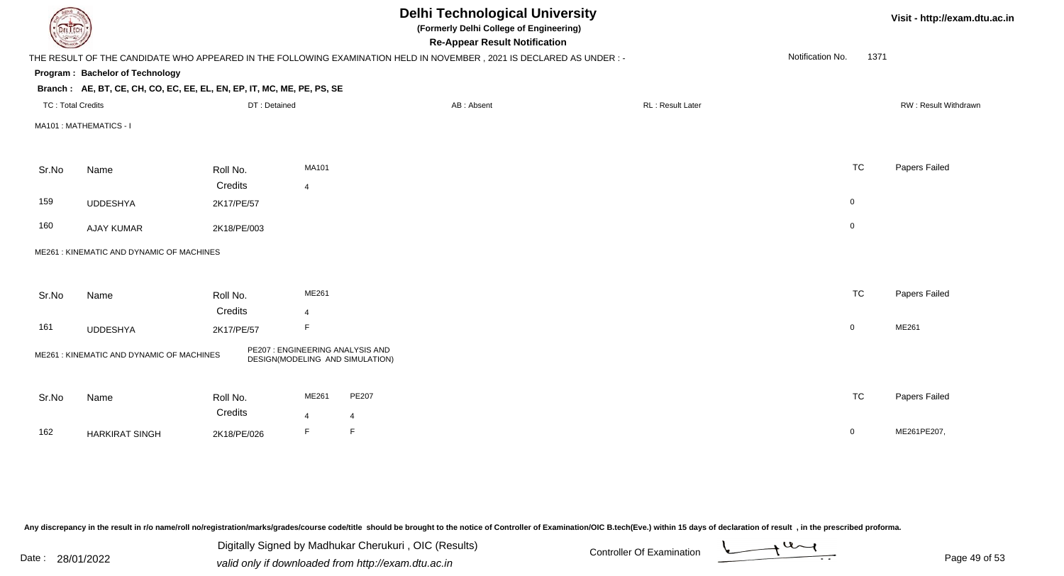# Delhi Technological University

**(Formerly Delhi College of Engineering)**

**Re-Appear Result Notification**

Visit - http://exam.dtu.ac.in

THE RESULT OF THE CANDIDATE WHO APPEARED IN THE FOLLOWING EXAMINATION HELD IN NOVEMBER , 2021 IS DECLARED AS UNDER : -

Notification No. 1371

**Program : Bachelor of Technology**

**Branch : AE, BT, CE, CH, CO, EC, EE, EL, EN, EP, IT, MC, ME, PE, PS, SE**

TC : Total Credits | DT : Detained | AB : Absent | RL : Result Later | RW : Result Withdrawn

MA101 : MATHEMATICS - I

| Sr.No | Name | Roll No. | MA101 | TC | Papers Failed |
|---|---|---|---|---|---|
| | | Credits | 4 | | |
| 159 | UDDESHYA | 2K17/PE/57 | | 0 | |
| 160 | AJAY KUMAR | 2K18/PE/003 | | 0 | |

ME261 : KINEMATIC AND DYNAMIC OF MACHINES

| Sr.No | Name | Roll No. | ME261 | TC | Papers Failed |
|---|---|---|---|---|---|
| | | Credits | 4 | | |
| 161 | UDDESHYA | 2K17/PE/57 | F | 0 | ME261 |

ME261 : KINEMATIC AND DYNAMIC OF MACHINES

PE207 : ENGINEERING ANALYSIS AND DESIGN(MODELING AND SIMULATION)

| Sr.No | Name | Roll No. | ME261 | PE207 | TC | Papers Failed |
|---|---|---|---|---|---|---|
| | | Credits | 4 | 4 | | |
| 162 | HARKIRAT SINGH | 2K18/PE/026 | F | F | 0 | ME261PE207, |

Any discrepancy in the result in r/o name/roll no/registration/marks/grades/course code/title should be brought to the notice of Controller of Examination/OIC B.tech(Eve.) within 15 days of declaration of result , in the prescribed proforma.

Date : 28/01/2022

Digitally Signed by Madhukar Cherukuri , OIC (Results)

valid only if downloaded from http://exam.dtu.ac.in

Controller Of Examination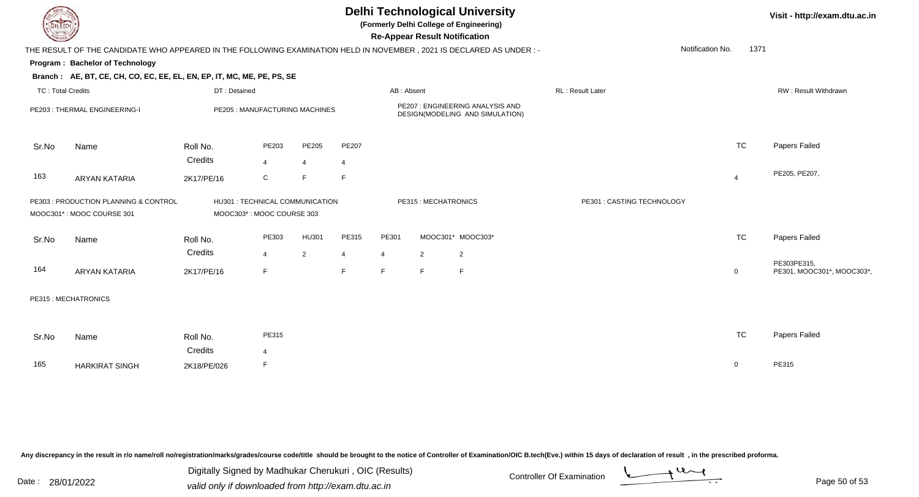# Delhi Technological University

**(Formerly Delhi College of Engineering)**

**Re-Appear Result Notification**

Visit - http://exam.dtu.ac.in

THE RESULT OF THE CANDIDATE WHO APPEARED IN THE FOLLOWING EXAMINATION HELD IN NOVEMBER , 2021 IS DECLARED AS UNDER : -

Notification No. 1371

**Program : Bachelor of Technology**

**Branch : AE, BT, CE, CH, CO, EC, EE, EL, EN, EP, IT, MC, ME, PE, PS, SE**

TC : Total Credits | DT : Detained | AB : Absent | RL : Result Later | RW : Result Withdrawn

PE203 : THERMAL ENGINEERING-I | PE205 : MANUFACTURING MACHINES | PE207 : ENGINEERING ANALYSIS AND DESIGN(MODELING AND SIMULATION)

| Sr.No | Name | Roll No. | PE203 | PE205 | PE207 | TC | Papers Failed |
|---|---|---|---|---|---|---|---|
| | | Credits | 4 | 4 | 4 | | |
| 163 | ARYAN KATARIA | 2K17/PE/16 | C | F | F | 4 | PE205, PE207, |

PE303 : PRODUCTION PLANNING & CONTROL | HU301 : TECHNICAL COMMUNICATION | PE315 : MECHATRONICS | PE301 : CASTING TECHNOLOGY | MOOC301* : MOOC COURSE 301 | MOOC303* : MOOC COURSE 303

| Sr.No | Name | Roll No. | PE303 | HU301 | PE315 | PE301 | MOOC301* | MOOC303* | TC | Papers Failed |
|---|---|---|---|---|---|---|---|---|---|---|
| | | Credits | 4 | 2 | 4 | 4 | 2 | 2 | | |
| 164 | ARYAN KATARIA | 2K17/PE/16 | F | | F | F | F | F | 0 | PE303PE315, PE301, MOOC301*, MOOC303*, |

PE315 : MECHATRONICS

| Sr.No | Name | Roll No. | PE315 | TC | Papers Failed |
|---|---|---|---|---|---|
| | | Credits | 4 | | |
| 165 | HARKIRAT SINGH | 2K18/PE/026 | F | 0 | PE315 |

Any discrepancy in the result in r/o name/roll no/registration/marks/grades/course code/title should be brought to the notice of Controller of Examination/OIC B.tech(Eve.) within 15 days of declaration of result , in the prescribed proforma.

Date : 28/01/2022

Digitally Signed by Madhukar Cherukuri , OIC (Results)
valid only if downloaded from http://exam.dtu.ac.in

Controller Of Examination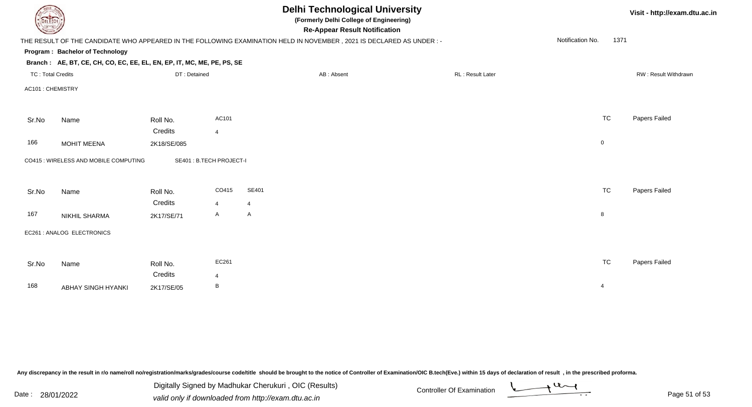# Delhi Technological University

**(Formerly Delhi College of Engineering)**

**Re-Appear Result Notification**

THE RESULT OF THE CANDIDATE WHO APPEARED IN THE FOLLOWING EXAMINATION HELD IN NOVEMBER , 2021 IS DECLARED AS UNDER : -

Notification No. 1371

**Program : Bachelor of Technology**

**Branch : AE, BT, CE, CH, CO, EC, EE, EL, EN, EP, IT, MC, ME, PE, PS, SE**

TC : Total Credits | DT : Detained | AB : Absent | RL : Result Later | RW : Result Withdrawn

AC101 : CHEMISTRY

| Sr.No | Name | Roll No. | AC101 | TC | Papers Failed |
|---|---|---|---|---|---|
| | | Credits | 4 | | |
| 166 | MOHIT MEENA | 2K18/SE/085 | | 0 | |

CO415 : WIRELESS AND MOBILE COMPUTING    SE401 : B.TECH PROJECT-I

| Sr.No | Name | Roll No. | CO415 | SE401 | TC | Papers Failed |
|---|---|---|---|---|---|---|
| | | Credits | 4 | 4 | | |
| 167 | NIKHIL SHARMA | 2K17/SE/71 | A | A | 8 | |

EC261 : ANALOG ELECTRONICS

| Sr.No | Name | Roll No. | EC261 | TC | Papers Failed |
|---|---|---|---|---|---|
| | | Credits | 4 | | |
| 168 | ABHAY SINGH HYANKI | 2K17/SE/05 | B | 4 | |

Any discrepancy in the result in r/o name/roll no/registration/marks/grades/course code/title should be brought to the notice of Controller of Examination/OIC B.tech(Eve.) within 15 days of declaration of result , in the prescribed proforma.

Date : 28/01/2022

Digitally Signed by Madhukar Cherukuri , OIC (Results)
valid only if downloaded from http://exam.dtu.ac.in

Controller Of Examination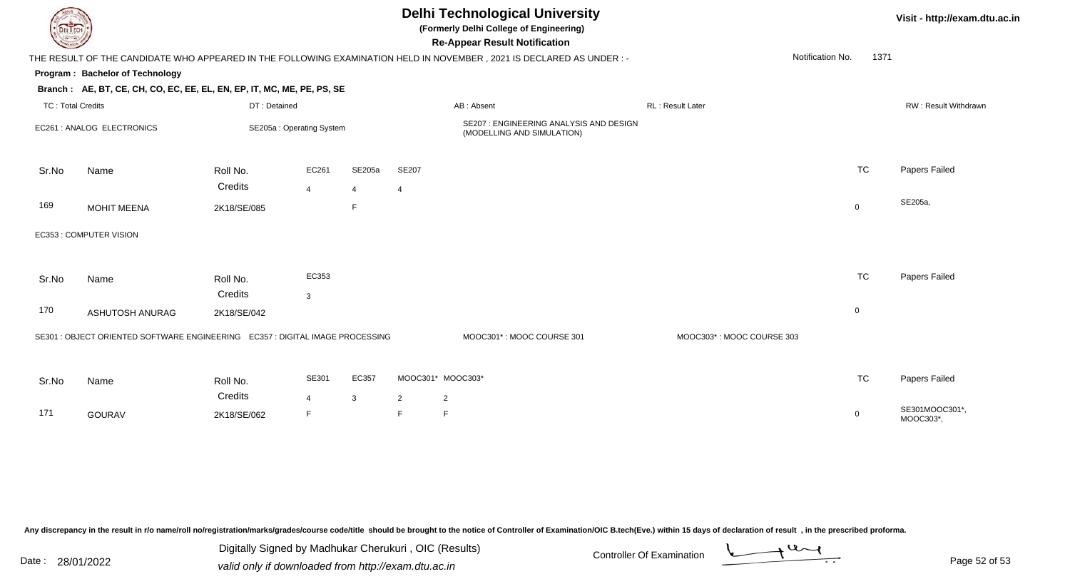# Delhi Technological University

**(Formerly Delhi College of Engineering)**

**Re-Appear Result Notification**

Visit - http://exam.dtu.ac.in

THE RESULT OF THE CANDIDATE WHO APPEARED IN THE FOLLOWING EXAMINATION HELD IN NOVEMBER , 2021 IS DECLARED AS UNDER : -

Notification No. 1371

**Program : Bachelor of Technology**

**Branch : AE, BT, CE, CH, CO, EC, EE, EL, EN, EP, IT, MC, ME, PE, PS, SE**

TC : Total Credits | DT : Detained | AB : Absent | RL : Result Later | RW : Result Withdrawn

EC261 : ANALOG ELECTRONICS | SE205a : Operating System | SE207 : ENGINEERING ANALYSIS AND DESIGN (MODELLING AND SIMULATION)

| Sr.No | Name | Roll No. | EC261 | SE205a | SE207 | TC | Papers Failed |
|---|---|---|---|---|---|---|---|
| | | Credits | 4 | 4 | 4 | | |
| 169 | MOHIT MEENA | 2K18/SE/085 | | F | | 0 | SE205a, |

EC353 : COMPUTER VISION

| Sr.No | Name | Roll No. | EC353 | TC | Papers Failed |
|---|---|---|---|---|---|
| | | Credits | 3 | | |
| 170 | ASHUTOSH ANURAG | 2K18/SE/042 | | 0 | |

SE301 : OBJECT ORIENTED SOFTWARE ENGINEERING | EC357 : DIGITAL IMAGE PROCESSING | MOOC301* : MOOC COURSE 301 | MOOC303* : MOOC COURSE 303

| Sr.No | Name | Roll No. | SE301 | EC357 | MOOC301* | MOOC303* | TC | Papers Failed |
|---|---|---|---|---|---|---|---|---|
| | | Credits | 4 | 3 | 2 | 2 | | |
| 171 | GOURAV | 2K18/SE/062 | F | | F | F | 0 | SE301MOOC301*, MOOC303*, |

Any discrepancy in the result in r/o name/roll no/registration/marks/grades/course code/title should be brought to the notice of Controller of Examination/OIC B.tech(Eve.) within 15 days of declaration of result , in the prescribed proforma.

Date : 28/01/2022

Digitally Signed by Madhukar Cherukuri , OIC (Results)
valid only if downloaded from http://exam.dtu.ac.in

Controller Of Examination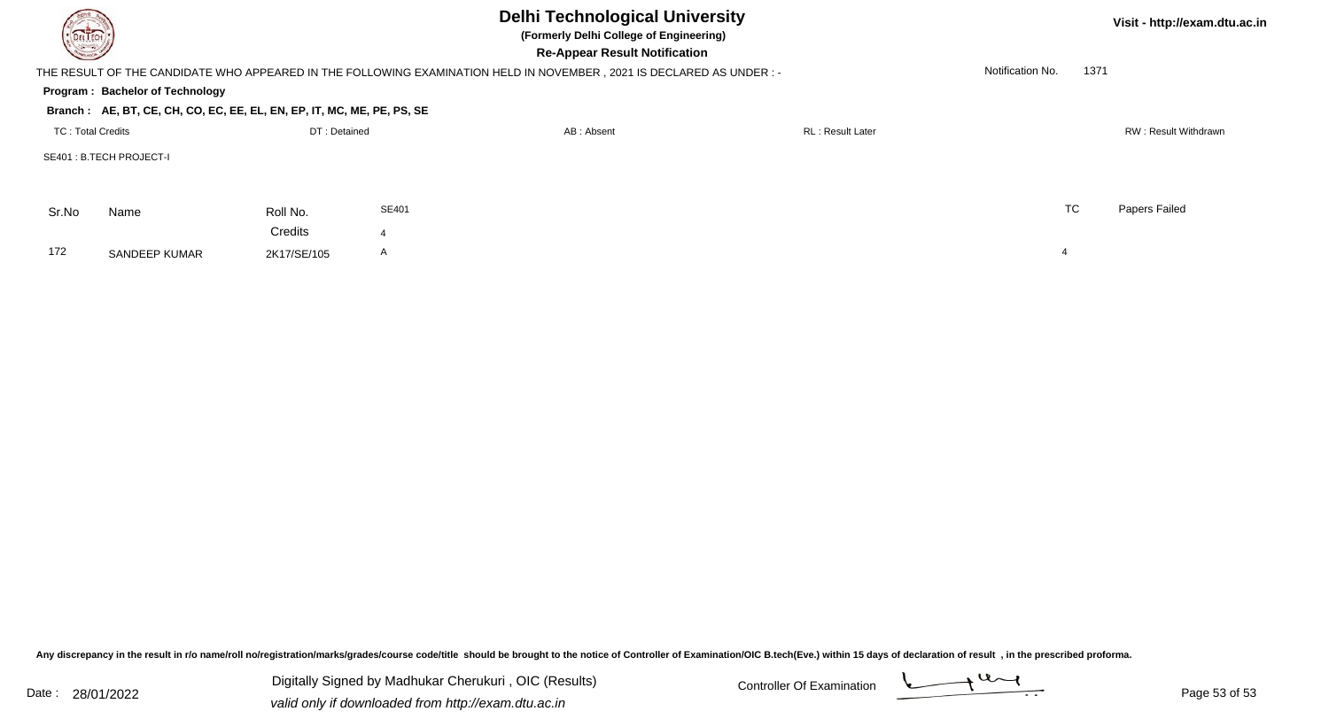# Delhi Technological University

**(Formerly Delhi College of Engineering)**

**Re-Appear Result Notification**

THE RESULT OF THE CANDIDATE WHO APPEARED IN THE FOLLOWING EXAMINATION HELD IN NOVEMBER , 2021 IS DECLARED AS UNDER : -

Notification No. 1371

**Program : Bachelor of Technology**

**Branch : AE, BT, CE, CH, CO, EC, EE, EL, EN, EP, IT, MC, ME, PE, PS, SE**

TC : Total Credits | DT : Detained | AB : Absent | RL : Result Later | RW : Result Withdrawn

SE401 : B.TECH PROJECT-I

| Sr.No | Name | Roll No. | SE401 | TC | Papers Failed |
|---|---|---|---|---|---|
| | | Credits | 4 | | |
| 172 | SANDEEP KUMAR | 2K17/SE/105 | A | 4 | |

Any discrepancy in the result in r/o name/roll no/registration/marks/grades/course code/title should be brought to the notice of Controller of Examination/OIC B.tech(Eve.) within 15 days of declaration of result , in the prescribed proforma.

Date : 28/01/2022

Digitally Signed by Madhukar Cherukuri , OIC (Results)
valid only if downloaded from http://exam.dtu.ac.in

Controller Of Examination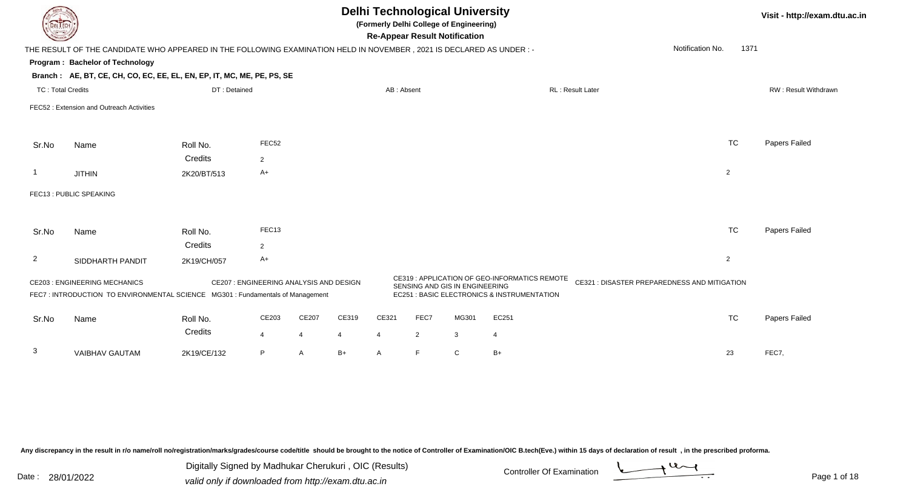# Delhi Technological University

**(Formerly Delhi College of Engineering)**

**Re-Appear Result Notification**

Visit - http://exam.dtu.ac.in

THE RESULT OF THE CANDIDATE WHO APPEARED IN THE FOLLOWING EXAMINATION HELD IN NOVEMBER , 2021 IS DECLARED AS UNDER : -

Notification No. 1371

**Program : Bachelor of Technology**

**Branch : AE, BT, CE, CH, CO, EC, EE, EL, EN, EP, IT, MC, ME, PE, PS, SE**

TC : Total Credits | DT : Detained | AB : Absent | RL : Result Later | RW : Result Withdrawn

FEC52 : Extension and Outreach Activities

| Sr.No | Name | Roll No. | FEC52 | TC | Papers Failed |
|---|---|---|---|---|---|
| | | Credits | 2 | | |
| 1 | JITHIN | 2K20/BT/513 | A+ | 2 | |

FEC13 : PUBLIC SPEAKING

| Sr.No | Name | Roll No. | FEC13 | TC | Papers Failed |
|---|---|---|---|---|---|
| | | Credits | 2 | | |
| 2 | SIDDHARTH PANDIT | 2K19/CH/057 | A+ | 2 | |

CE203 : ENGINEERING MECHANICS
CE207 : ENGINEERING ANALYSIS AND DESIGN
CE319 : APPLICATION OF GEO-INFORMATICS REMOTE SENSING AND GIS IN ENGINEERING
CE321 : DISASTER PREPAREDNESS AND MITIGATION
FEC7 : INTRODUCTION TO ENVIRONMENTAL SCIENCE
MG301 : Fundamentals of Management
EC251 : BASIC ELECTRONICS & INSTRUMENTATION

| Sr.No | Name | Roll No. | CE203 | CE207 | CE319 | CE321 | FEC7 | MG301 | EC251 | TC | Papers Failed |
|---|---|---|---|---|---|---|---|---|---|---|---|
| | | Credits | 4 | 4 | 4 | 4 | 2 | 3 | 4 | | |
| 3 | VAIBHAV GAUTAM | 2K19/CE/132 | P | A | B+ | A | F | C | B+ | 23 | FEC7, |

Any discrepancy in the result in r/o name/roll no/registration/marks/grades/course code/title should be brought to the notice of Controller of Examination/OIC B.tech(Eve.) within 15 days of declaration of result , in the prescribed proforma.

Date : 28/01/2022

Digitally Signed by Madhukar Cherukuri , OIC (Results)
valid only if downloaded from http://exam.dtu.ac.in

Controller Of Examination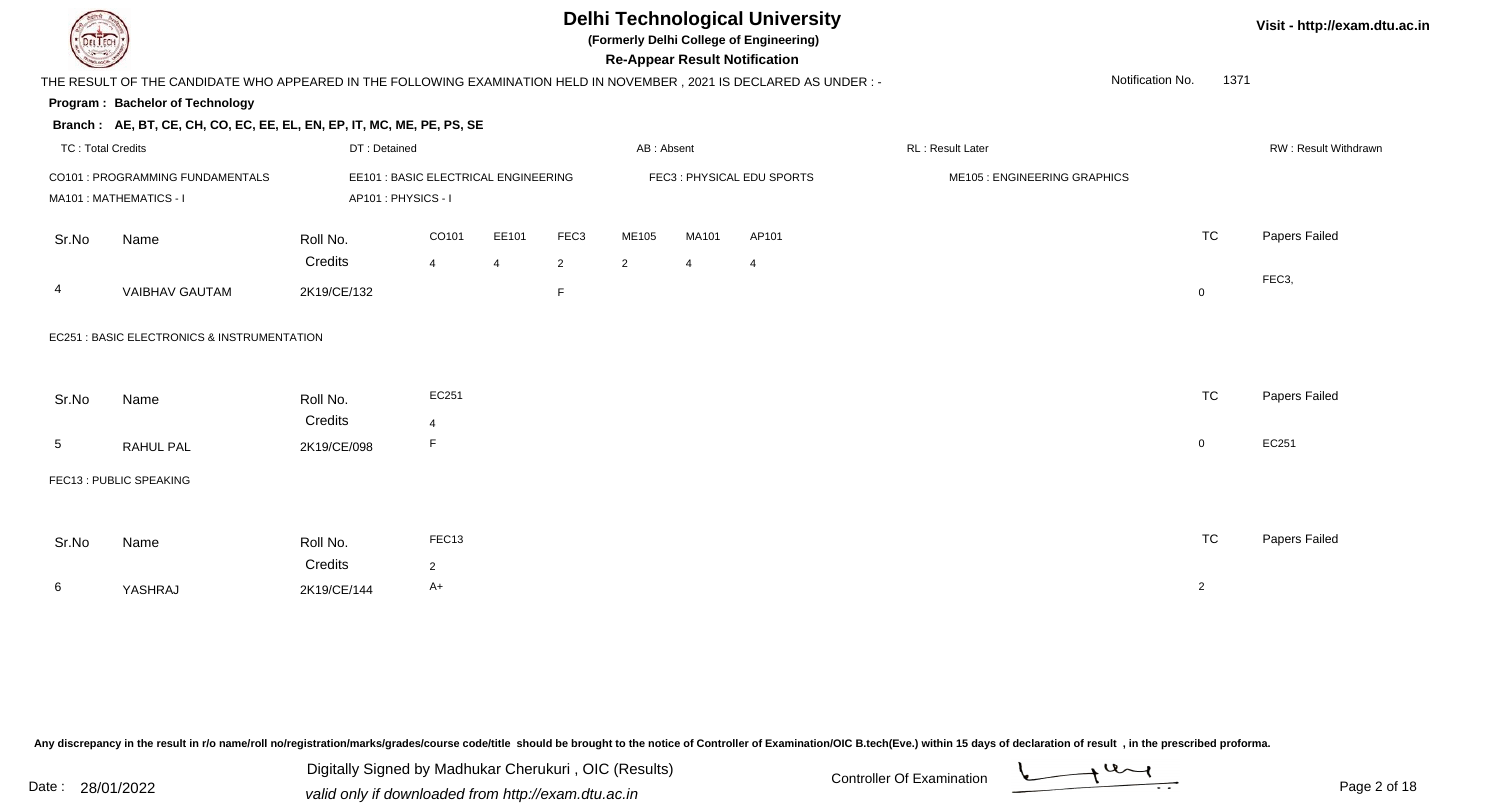# Delhi Technological University

**(Formerly Delhi College of Engineering)**

**Re-Appear Result Notification**

Visit - http://exam.dtu.ac.in

THE RESULT OF THE CANDIDATE WHO APPEARED IN THE FOLLOWING EXAMINATION HELD IN NOVEMBER , 2021 IS DECLARED AS UNDER : -

Notification No. 1371

**Program : Bachelor of Technology**

**Branch : AE, BT, CE, CH, CO, EC, EE, EL, EN, EP, IT, MC, ME, PE, PS, SE**

TC : Total Credits | DT : Detained | AB : Absent | RL : Result Later | RW : Result Withdrawn

CO101 : PROGRAMMING FUNDAMENTALS
EE101 : BASIC ELECTRICAL ENGINEERING
FEC3 : PHYSICAL EDU SPORTS
ME105 : ENGINEERING GRAPHICS
MA101 : MATHEMATICS - I
AP101 : PHYSICS - I

| Sr.No | Name | Roll No. | CO101 | EE101 | FEC3 | ME105 | MA101 | AP101 | TC | Papers Failed |
|---|---|---|---|---|---|---|---|---|---|---|
| | | Credits | 4 | 4 | 2 | 2 | 4 | 4 | | |
| 4 | VAIBHAV GAUTAM | 2K19/CE/132 | | | F | | | | 0 | FEC3, |

EC251 : BASIC ELECTRONICS & INSTRUMENTATION

| Sr.No | Name | Roll No. | EC251 | TC | Papers Failed |
|---|---|---|---|---|---|
| | | Credits | 4 | | |
| 5 | RAHUL PAL | 2K19/CE/098 | F | 0 | EC251 |

FEC13 : PUBLIC SPEAKING

| Sr.No | Name | Roll No. | FEC13 | TC | Papers Failed |
|---|---|---|---|---|---|
| | | Credits | 2 | | |
| 6 | YASHRAJ | 2K19/CE/144 | A+ | 2 | |

Any discrepancy in the result in r/o name/roll no/registration/marks/grades/course code/title should be brought to the notice of Controller of Examination/OIC B.tech(Eve.) within 15 days of declaration of result , in the prescribed proforma.

Date : 28/01/2022

Digitally Signed by Madhukar Cherukuri , OIC (Results)
valid only if downloaded from http://exam.dtu.ac.in

Controller Of Examination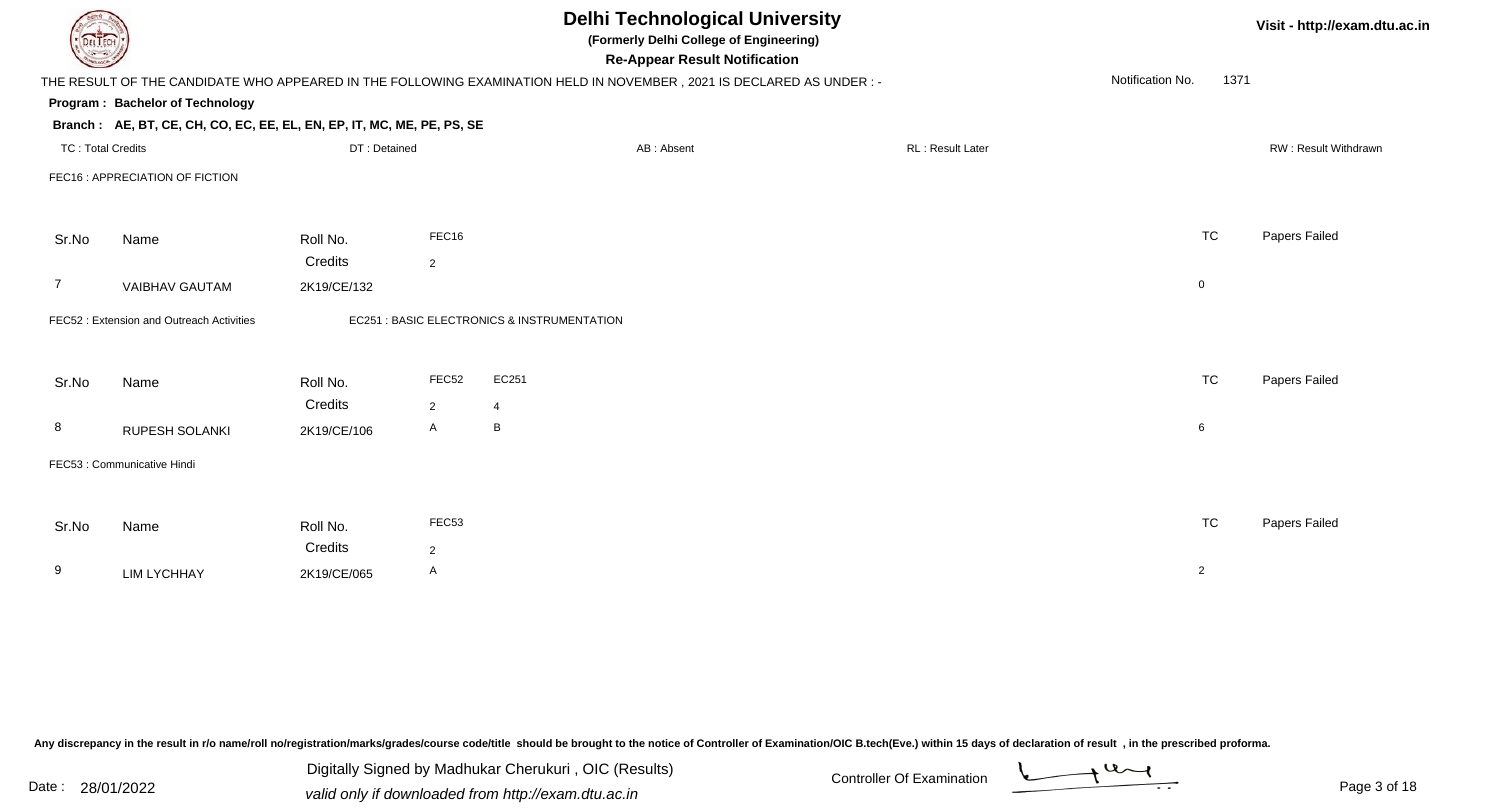# Delhi Technological University

**(Formerly Delhi College of Engineering)**

**Re-Appear Result Notification**

Visit - http://exam.dtu.ac.in

THE RESULT OF THE CANDIDATE WHO APPEARED IN THE FOLLOWING EXAMINATION HELD IN NOVEMBER , 2021 IS DECLARED AS UNDER : -

Notification No. 1371

**Program : Bachelor of Technology**

**Branch : AE, BT, CE, CH, CO, EC, EE, EL, EN, EP, IT, MC, ME, PE, PS, SE**

TC : Total Credits | DT : Detained | AB : Absent | RL : Result Later | RW : Result Withdrawn

FEC16 : APPRECIATION OF FICTION

| Sr.No | Name | Roll No. | FEC16 | TC | Papers Failed |
|---|---|---|---|---|---|
| | | Credits | 2 | | |
| 7 | VAIBHAV GAUTAM | 2K19/CE/132 | | 0 | |

FEC52 : Extension and Outreach Activities

EC251 : BASIC ELECTRONICS & INSTRUMENTATION

| Sr.No | Name | Roll No. | FEC52 | EC251 | TC | Papers Failed |
|---|---|---|---|---|---|---|
| | | Credits | 2 | 4 | | |
| 8 | RUPESH SOLANKI | 2K19/CE/106 | A | B | 6 | |

FEC53 : Communicative Hindi

| Sr.No | Name | Roll No. | FEC53 | TC | Papers Failed |
|---|---|---|---|---|---|
| | | Credits | 2 | | |
| 9 | LIM LYCHHAY | 2K19/CE/065 | A | 2 | |

Any discrepancy in the result in r/o name/roll no/registration/marks/grades/course code/title should be brought to the notice of Controller of Examination/OIC B.tech(Eve.) within 15 days of declaration of result , in the prescribed proforma.

Date : 28/01/2022

Digitally Signed by Madhukar Cherukuri , OIC (Results)
valid only if downloaded from http://exam.dtu.ac.in

Controller Of Examination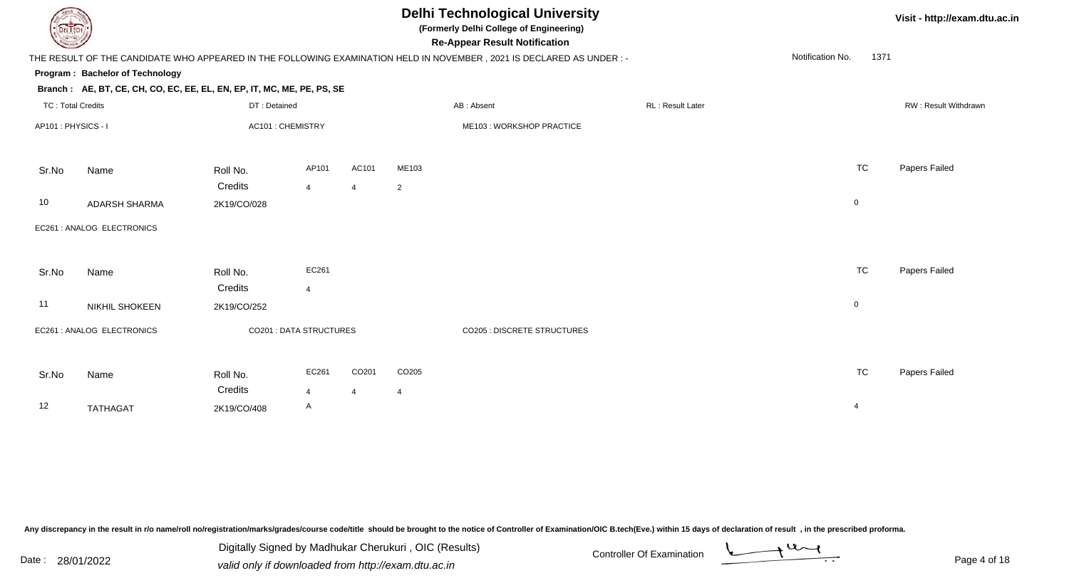# Delhi Technological University

**(Formerly Delhi College of Engineering)**

**Re-Appear Result Notification**

Visit - http://exam.dtu.ac.in

THE RESULT OF THE CANDIDATE WHO APPEARED IN THE FOLLOWING EXAMINATION HELD IN NOVEMBER , 2021 IS DECLARED AS UNDER : -

Notification No. 1371

**Program : Bachelor of Technology**

**Branch : AE, BT, CE, CH, CO, EC, EE, EL, EN, EP, IT, MC, ME, PE, PS, SE**

TC : Total Credits | DT : Detained | AB : Absent | RL : Result Later | RW : Result Withdrawn

AP101 : PHYSICS - I | AC101 : CHEMISTRY | ME103 : WORKSHOP PRACTICE

| Sr.No | Name | Roll No. | AP101 | AC101 | ME103 | TC | Papers Failed |
|---|---|---|---|---|---|---|---|
| | | Credits | 4 | 4 | 2 | | |
| 10 | ADARSH SHARMA | 2K19/CO/028 | | | | 0 | |

EC261 : ANALOG ELECTRONICS

| Sr.No | Name | Roll No. | EC261 | TC | Papers Failed |
|---|---|---|---|---|---|
| | | Credits | 4 | | |
| 11 | NIKHIL SHOKEEN | 2K19/CO/252 | | 0 | |

EC261 : ANALOG ELECTRONICS | CO201 : DATA STRUCTURES | CO205 : DISCRETE STRUCTURES

| Sr.No | Name | Roll No. | EC261 | CO201 | CO205 | TC | Papers Failed |
|---|---|---|---|---|---|---|---|
| | | Credits | 4 | 4 | 4 | | |
| 12 | TATHAGAT | 2K19/CO/408 | A | | | 4 | |

Any discrepancy in the result in r/o name/roll no/registration/marks/grades/course code/title should be brought to the notice of Controller of Examination/OIC B.tech(Eve.) within 15 days of declaration of result , in the prescribed proforma.

Date : 28/01/2022

Digitally Signed by Madhukar Cherukuri , OIC (Results)
valid only if downloaded from http://exam.dtu.ac.in

Controller Of Examination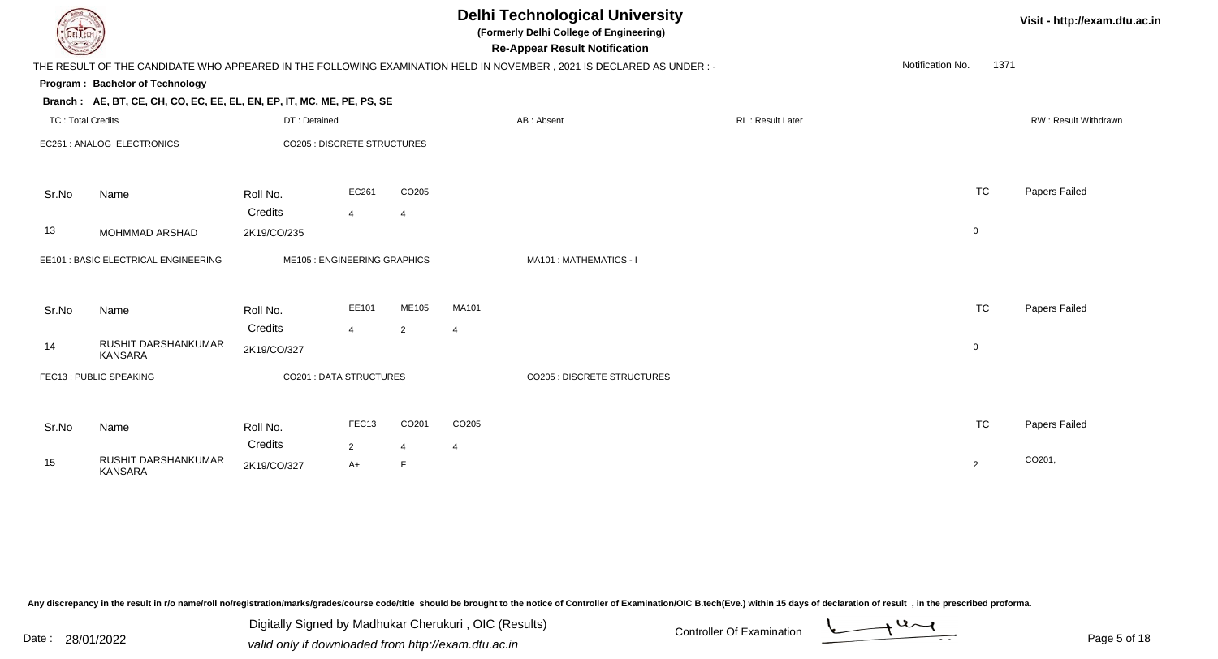# Delhi Technological University

**(Formerly Delhi College of Engineering)**

**Re-Appear Result Notification**

Visit - http://exam.dtu.ac.in

THE RESULT OF THE CANDIDATE WHO APPEARED IN THE FOLLOWING EXAMINATION HELD IN NOVEMBER , 2021 IS DECLARED AS UNDER : -

Notification No. 1371

**Program : Bachelor of Technology**

**Branch : AE, BT, CE, CH, CO, EC, EE, EL, EN, EP, IT, MC, ME, PE, PS, SE**

TC : Total Credits | DT : Detained | AB : Absent | RL : Result Later | RW : Result Withdrawn

EC261 : ANALOG ELECTRONICS | CO205 : DISCRETE STRUCTURES

| Sr.No | Name | Roll No. | EC261 | CO205 | TC | Papers Failed |
|---|---|---|---|---|---|---|
| | | Credits | 4 | 4 | | |
| 13 | MOHMMAD ARSHAD | 2K19/CO/235 | | | 0 | |

EE101 : BASIC ELECTRICAL ENGINEERING | ME105 : ENGINEERING GRAPHICS | MA101 : MATHEMATICS - I

| Sr.No | Name | Roll No. | EE101 | ME105 | MA101 | TC | Papers Failed |
|---|---|---|---|---|---|---|---|
| | | Credits | 4 | 2 | 4 | | |
| 14 | RUSHIT DARSHANKUMAR KANSARA | 2K19/CO/327 | | | | 0 | |

FEC13 : PUBLIC SPEAKING | CO201 : DATA STRUCTURES | CO205 : DISCRETE STRUCTURES

| Sr.No | Name | Roll No. | FEC13 | CO201 | CO205 | TC | Papers Failed |
|---|---|---|---|---|---|---|---|
| | | Credits | 2 | 4 | 4 | | |
| 15 | RUSHIT DARSHANKUMAR KANSARA | 2K19/CO/327 | A+ | F | | 2 | CO201, |

Any discrepancy in the result in r/o name/roll no/registration/marks/grades/course code/title should be brought to the notice of Controller of Examination/OIC B.tech(Eve.) within 15 days of declaration of result , in the prescribed proforma.

Date : 28/01/2022

Digitally Signed by Madhukar Cherukuri , OIC (Results)

valid only if downloaded from http://exam.dtu.ac.in

Controller Of Examination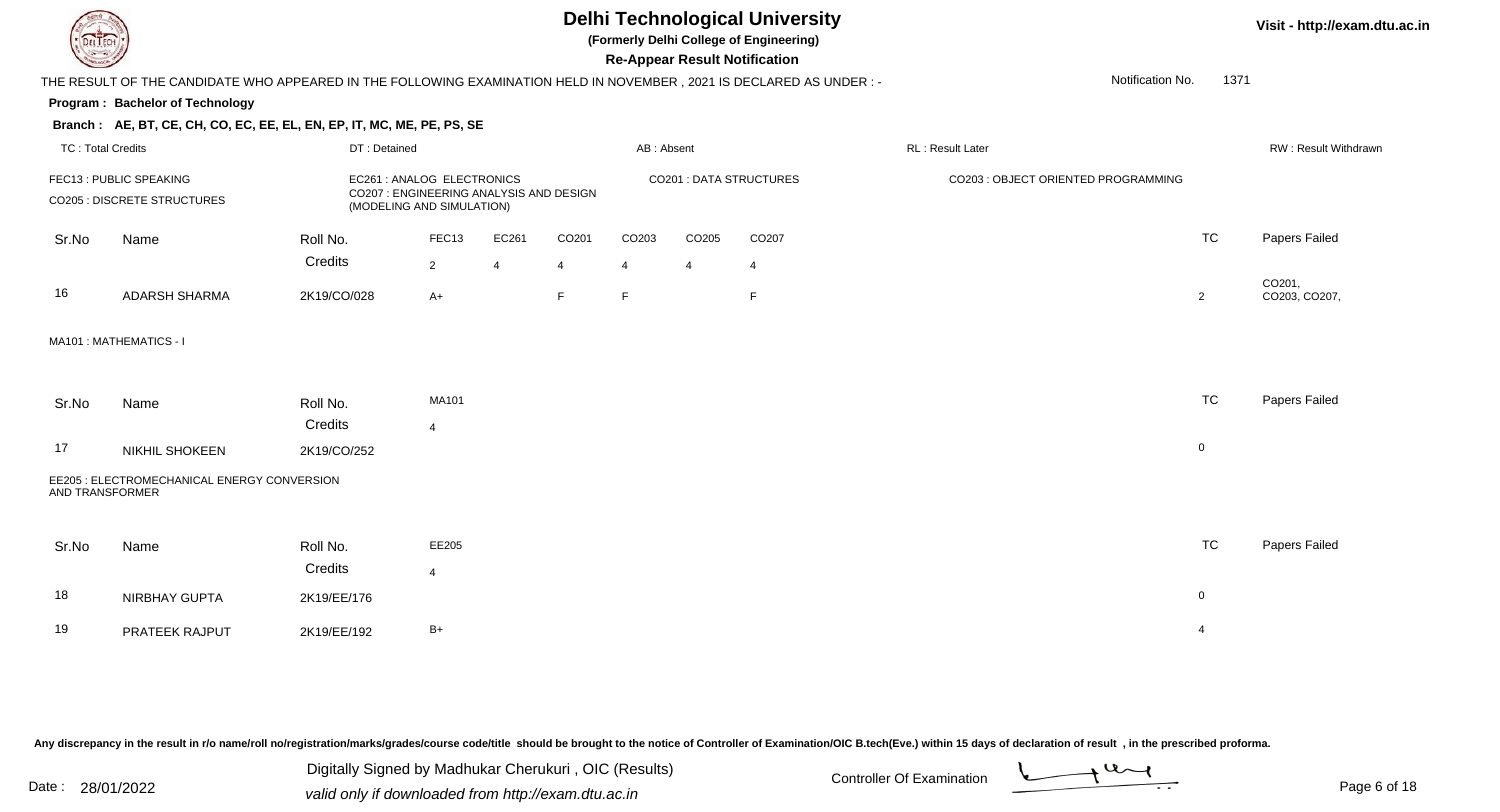# Delhi Technological University

**(Formerly Delhi College of Engineering)**

**Re-Appear Result Notification**

Visit - http://exam.dtu.ac.in

THE RESULT OF THE CANDIDATE WHO APPEARED IN THE FOLLOWING EXAMINATION HELD IN NOVEMBER , 2021 IS DECLARED AS UNDER : -

Notification No. 1371

**Program : Bachelor of Technology**

**Branch : AE, BT, CE, CH, CO, EC, EE, EL, EN, EP, IT, MC, ME, PE, PS, SE**

TC : Total Credits | DT : Detained | AB : Absent | RL : Result Later | RW : Result Withdrawn

FEC13 : PUBLIC SPEAKING
EC261 : ANALOG ELECTRONICS
CO201 : DATA STRUCTURES
CO203 : OBJECT ORIENTED PROGRAMMING
CO205 : DISCRETE STRUCTURES
CO207 : ENGINEERING ANALYSIS AND DESIGN (MODELING AND SIMULATION)

| Sr.No | Name | Roll No. | FEC13 | EC261 | CO201 | CO203 | CO205 | CO207 | TC | Papers Failed |
|---|---|---|---|---|---|---|---|---|---|---|
| | | Credits | 2 | 4 | 4 | 4 | 4 | 4 | | |
| 16 | ADARSH SHARMA | 2K19/CO/028 | A+ | | F | F | | F | 2 | CO201, CO203, CO207, |

MA101 : MATHEMATICS - I

| Sr.No | Name | Roll No. | MA101 | TC | Papers Failed |
|---|---|---|---|---|---|
| | | Credits | 4 | | |
| 17 | NIKHIL SHOKEEN | 2K19/CO/252 | | 0 | |

EE205 : ELECTROMECHANICAL ENERGY CONVERSION AND TRANSFORMER

| Sr.No | Name | Roll No. | EE205 | TC | Papers Failed |
|---|---|---|---|---|---|
| | | Credits | 4 | | |
| 18 | NIRBHAY GUPTA | 2K19/EE/176 | | 0 | |
| 19 | PRATEEK RAJPUT | 2K19/EE/192 | B+ | 4 | |

Any discrepancy in the result in r/o name/roll no/registration/marks/grades/course code/title should be brought to the notice of Controller of Examination/OIC B.tech(Eve.) within 15 days of declaration of result , in the prescribed proforma.

Date : 28/01/2022

Digitally Signed by Madhukar Cherukuri , OIC (Results)
valid only if downloaded from http://exam.dtu.ac.in

Controller Of Examination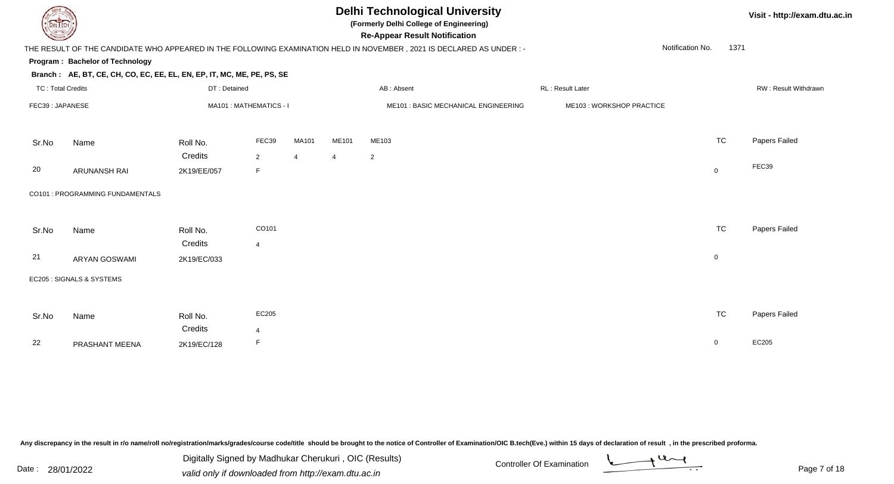# Delhi Technological University

**(Formerly Delhi College of Engineering)**

**Re-Appear Result Notification**

THE RESULT OF THE CANDIDATE WHO APPEARED IN THE FOLLOWING EXAMINATION HELD IN NOVEMBER , 2021 IS DECLARED AS UNDER : -

Notification No. 1371

**Program : Bachelor of Technology**

**Branch : AE, BT, CE, CH, CO, EC, EE, EL, EN, EP, IT, MC, ME, PE, PS, SE**

TC : Total Credits | DT : Detained | AB : Absent | RL : Result Later | RW : Result Withdrawn

FEC39 : JAPANESE | MA101 : MATHEMATICS - I | ME101 : BASIC MECHANICAL ENGINEERING | ME103 : WORKSHOP PRACTICE

| Sr.No | Name | Roll No. | FEC39 | MA101 | ME101 | ME103 | TC | Papers Failed |
|---|---|---|---|---|---|---|---|---|
| | | Credits | 2 | 4 | 4 | 2 | | |
| 20 | ARUNANSH RAI | 2K19/EE/057 | F | | | | 0 | FEC39 |

CO101 : PROGRAMMING FUNDAMENTALS

| Sr.No | Name | Roll No. | CO101 | TC | Papers Failed |
|---|---|---|---|---|---|
| | | Credits | 4 | | |
| 21 | ARYAN GOSWAMI | 2K19/EC/033 | | 0 | |

EC205 : SIGNALS & SYSTEMS

| Sr.No | Name | Roll No. | EC205 | TC | Papers Failed |
|---|---|---|---|---|---|
| | | Credits | 4 | | |
| 22 | PRASHANT MEENA | 2K19/EC/128 | F | 0 | EC205 |

Any discrepancy in the result in r/o name/roll no/registration/marks/grades/course code/title should be brought to the notice of Controller of Examination/OIC B.tech(Eve.) within 15 days of declaration of result , in the prescribed proforma.

Date : 28/01/2022

Digitally Signed by Madhukar Cherukuri , OIC (Results)
valid only if downloaded from http://exam.dtu.ac.in

Controller Of Examination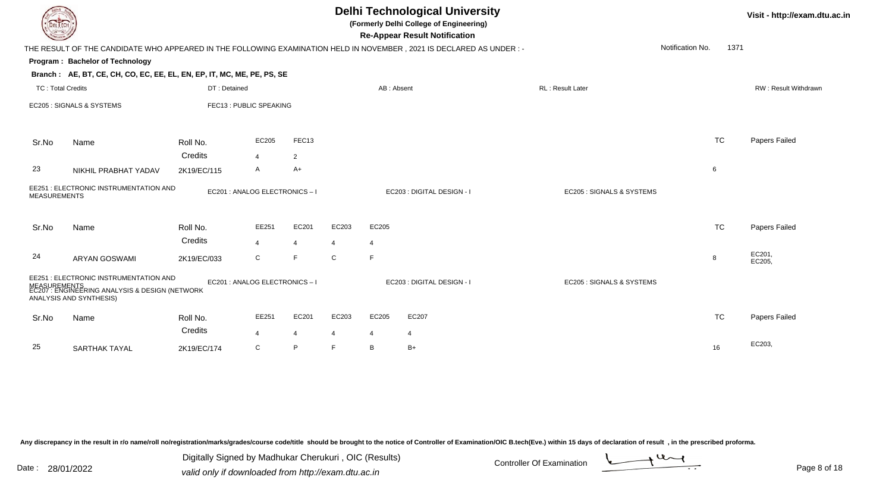# Delhi Technological University

**(Formerly Delhi College of Engineering)**

**Re-Appear Result Notification**

THE RESULT OF THE CANDIDATE WHO APPEARED IN THE FOLLOWING EXAMINATION HELD IN NOVEMBER , 2021 IS DECLARED AS UNDER : -

Notification No. 1371

**Program : Bachelor of Technology**

**Branch : AE, BT, CE, CH, CO, EC, EE, EL, EN, EP, IT, MC, ME, PE, PS, SE**

TC : Total Credits | DT : Detained | AB : Absent | RL : Result Later | RW : Result Withdrawn

EC205 : SIGNALS & SYSTEMS | FEC13 : PUBLIC SPEAKING

| Sr.No | Name | Roll No. | EC205 | FEC13 | TC | Papers Failed |
|---|---|---|---|---|---|---|
| | | Credits | 4 | 2 | | |
| 23 | NIKHIL PRABHAT YADAV | 2K19/EC/115 | A | A+ | 6 | |

EE251 : ELECTRONIC INSTRUMENTATION AND MEASUREMENTS | EC201 : ANALOG ELECTRONICS – I | EC203 : DIGITAL DESIGN - I | EC205 : SIGNALS & SYSTEMS

| Sr.No | Name | Roll No. | EE251 | EC201 | EC203 | EC205 | TC | Papers Failed |
|---|---|---|---|---|---|---|---|---|
| | | Credits | 4 | 4 | 4 | 4 | | |
| 24 | ARYAN GOSWAMI | 2K19/EC/033 | C | F | C | F | 8 | EC201, EC205, |

EE251 : ELECTRONIC INSTRUMENTATION AND MEASUREMENTS | EC201 : ANALOG ELECTRONICS – I | EC203 : DIGITAL DESIGN - I | EC205 : SIGNALS & SYSTEMS | EC207 : ENGINEERING ANALYSIS & DESIGN (NETWORK ANALYSIS AND SYNTHESIS)

| Sr.No | Name | Roll No. | EE251 | EC201 | EC203 | EC205 | EC207 | TC | Papers Failed |
|---|---|---|---|---|---|---|---|---|---|
| | | Credits | 4 | 4 | 4 | 4 | 4 | | |
| 25 | SARTHAK TAYAL | 2K19/EC/174 | C | P | F | B | B+ | 16 | EC203, |

Any discrepancy in the result in r/o name/roll no/registration/marks/grades/course code/title should be brought to the notice of Controller of Examination/OIC B.tech(Eve.) within 15 days of declaration of result , in the prescribed proforma.

Date : 28/01/2022

Digitally Signed by Madhukar Cherukuri , OIC (Results)
valid only if downloaded from http://exam.dtu.ac.in

Controller Of Examination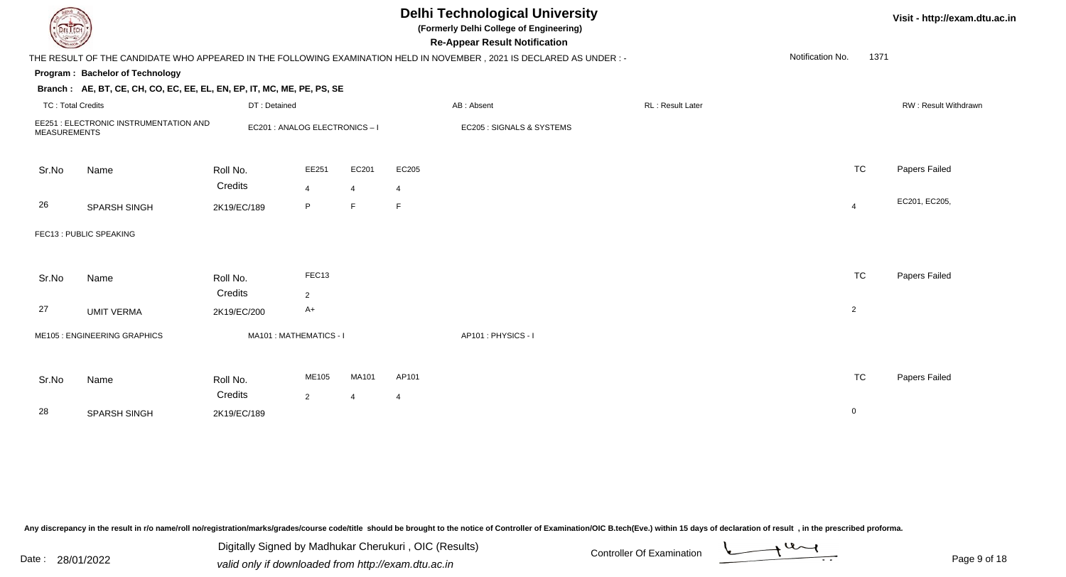# Delhi Technological University

**(Formerly Delhi College of Engineering)**

**Re-Appear Result Notification**

Visit - http://exam.dtu.ac.in

THE RESULT OF THE CANDIDATE WHO APPEARED IN THE FOLLOWING EXAMINATION HELD IN NOVEMBER , 2021 IS DECLARED AS UNDER : -

Notification No. 1371

**Program : Bachelor of Technology**

**Branch : AE, BT, CE, CH, CO, EC, EE, EL, EN, EP, IT, MC, ME, PE, PS, SE**

TC : Total Credits | DT : Detained | AB : Absent | RL : Result Later | RW : Result Withdrawn

EE251 : ELECTRONIC INSTRUMENTATION AND MEASUREMENTS | EC201 : ANALOG ELECTRONICS – I | EC205 : SIGNALS & SYSTEMS

| Sr.No | Name | Roll No. | EE251 | EC201 | EC205 | TC | Papers Failed |
|---|---|---|---|---|---|---|---|
| | | Credits | 4 | 4 | 4 | | |
| 26 | SPARSH SINGH | 2K19/EC/189 | P | F | F | 4 | EC201, EC205, |

FEC13 : PUBLIC SPEAKING

| Sr.No | Name | Roll No. | FEC13 | TC | Papers Failed |
|---|---|---|---|---|---|
| | | Credits | 2 | | |
| 27 | UMIT VERMA | 2K19/EC/200 | A+ | 2 | |

ME105 : ENGINEERING GRAPHICS | MA101 : MATHEMATICS - I | AP101 : PHYSICS - I

| Sr.No | Name | Roll No. | ME105 | MA101 | AP101 | TC | Papers Failed |
|---|---|---|---|---|---|---|---|
| | | Credits | 2 | 4 | 4 | | |
| 28 | SPARSH SINGH | 2K19/EC/189 | | | | 0 | |

Any discrepancy in the result in r/o name/roll no/registration/marks/grades/course code/title should be brought to the notice of Controller of Examination/OIC B.tech(Eve.) within 15 days of declaration of result , in the prescribed proforma.

Date : 28/01/2022

Digitally Signed by Madhukar Cherukuri , OIC (Results)
valid only if downloaded from http://exam.dtu.ac.in

Controller Of Examination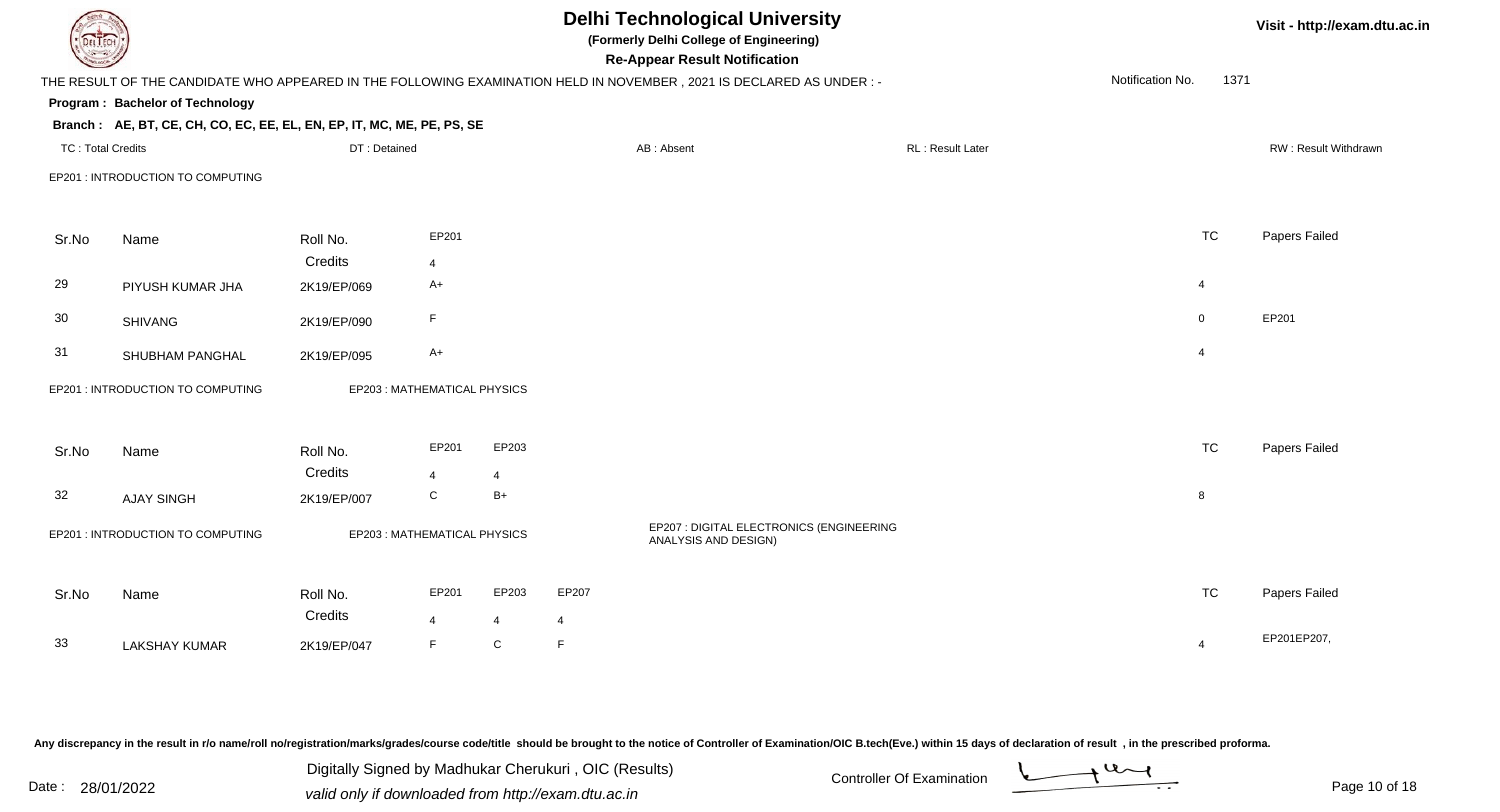# Delhi Technological University

**(Formerly Delhi College of Engineering)**

**Re-Appear Result Notification**

Visit - http://exam.dtu.ac.in

THE RESULT OF THE CANDIDATE WHO APPEARED IN THE FOLLOWING EXAMINATION HELD IN NOVEMBER , 2021 IS DECLARED AS UNDER : -

Notification No. 1371

**Program : Bachelor of Technology**

**Branch : AE, BT, CE, CH, CO, EC, EE, EL, EN, EP, IT, MC, ME, PE, PS, SE**

TC : Total Credits | DT : Detained | AB : Absent | RL : Result Later | RW : Result Withdrawn

EP201 : INTRODUCTION TO COMPUTING

| Sr.No | Name | Roll No. | EP201 | TC | Papers Failed |
|---|---|---|---|---|---|
| | | Credits | 4 | | |
| 29 | PIYUSH KUMAR JHA | 2K19/EP/069 | A+ | 4 | |
| 30 | SHIVANG | 2K19/EP/090 | F | 0 | EP201 |
| 31 | SHUBHAM PANGHAL | 2K19/EP/095 | A+ | 4 | |

EP201 : INTRODUCTION TO COMPUTING | EP203 : MATHEMATICAL PHYSICS

| Sr.No | Name | Roll No. | EP201 | EP203 | TC | Papers Failed |
|---|---|---|---|---|---|---|
| | | Credits | 4 | 4 | | |
| 32 | AJAY SINGH | 2K19/EP/007 | C | B+ | 8 | |

EP201 : INTRODUCTION TO COMPUTING | EP203 : MATHEMATICAL PHYSICS | EP207 : DIGITAL ELECTRONICS (ENGINEERING ANALYSIS AND DESIGN)

| Sr.No | Name | Roll No. | EP201 | EP203 | EP207 | TC | Papers Failed |
|---|---|---|---|---|---|---|---|
| | | Credits | 4 | 4 | 4 | | |
| 33 | LAKSHAY KUMAR | 2K19/EP/047 | F | C | F | 4 | EP201EP207, |

Any discrepancy in the result in r/o name/roll no/registration/marks/grades/course code/title should be brought to the notice of Controller of Examination/OIC B.tech(Eve.) within 15 days of declaration of result , in the prescribed proforma.

Date : 28/01/2022

Digitally Signed by Madhukar Cherukuri , OIC (Results)
valid only if downloaded from http://exam.dtu.ac.in

Controller Of Examination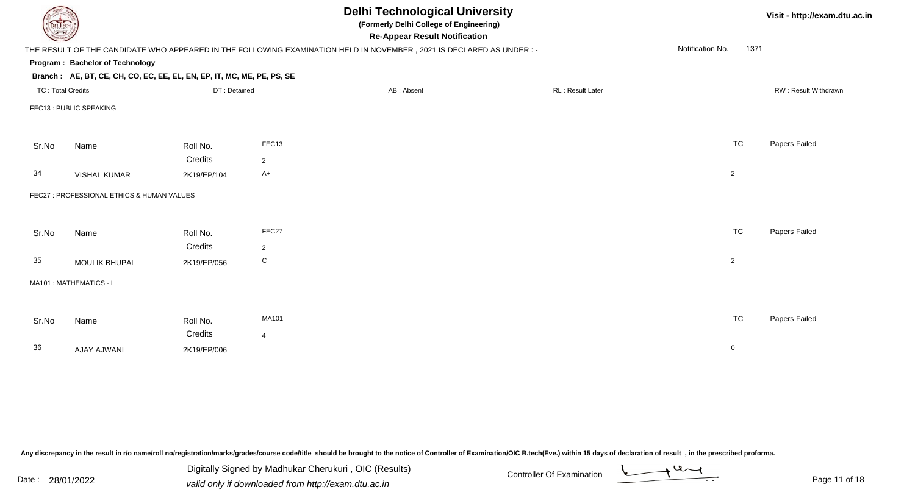# Delhi Technological University

**(Formerly Delhi College of Engineering)**

**Re-Appear Result Notification**

Visit - http://exam.dtu.ac.in

THE RESULT OF THE CANDIDATE WHO APPEARED IN THE FOLLOWING EXAMINATION HELD IN NOVEMBER , 2021 IS DECLARED AS UNDER : -

Notification No. 1371

**Program : Bachelor of Technology**

**Branch : AE, BT, CE, CH, CO, EC, EE, EL, EN, EP, IT, MC, ME, PE, PS, SE**

TC : Total Credits | DT : Detained | AB : Absent | RL : Result Later | RW : Result Withdrawn

FEC13 : PUBLIC SPEAKING

| Sr.No | Name | Roll No. | FEC13 | TC | Papers Failed |
|---|---|---|---|---|---|
| | | Credits | 2 | | |
| 34 | VISHAL KUMAR | 2K19/EP/104 | A+ | 2 | |

FEC27 : PROFESSIONAL ETHICS & HUMAN VALUES

| Sr.No | Name | Roll No. | FEC27 | TC | Papers Failed |
|---|---|---|---|---|---|
| | | Credits | 2 | | |
| 35 | MOULIK BHUPAL | 2K19/EP/056 | C | 2 | |

MA101 : MATHEMATICS - I

| Sr.No | Name | Roll No. | MA101 | TC | Papers Failed |
|---|---|---|---|---|---|
| | | Credits | 4 | | |
| 36 | AJAY AJWANI | 2K19/EP/006 | | 0 | |

Any discrepancy in the result in r/o name/roll no/registration/marks/grades/course code/title should be brought to the notice of Controller of Examination/OIC B.tech(Eve.) within 15 days of declaration of result , in the prescribed proforma.

Date : 28/01/2022

Digitally Signed by Madhukar Cherukuri , OIC (Results)
valid only if downloaded from http://exam.dtu.ac.in

Controller Of Examination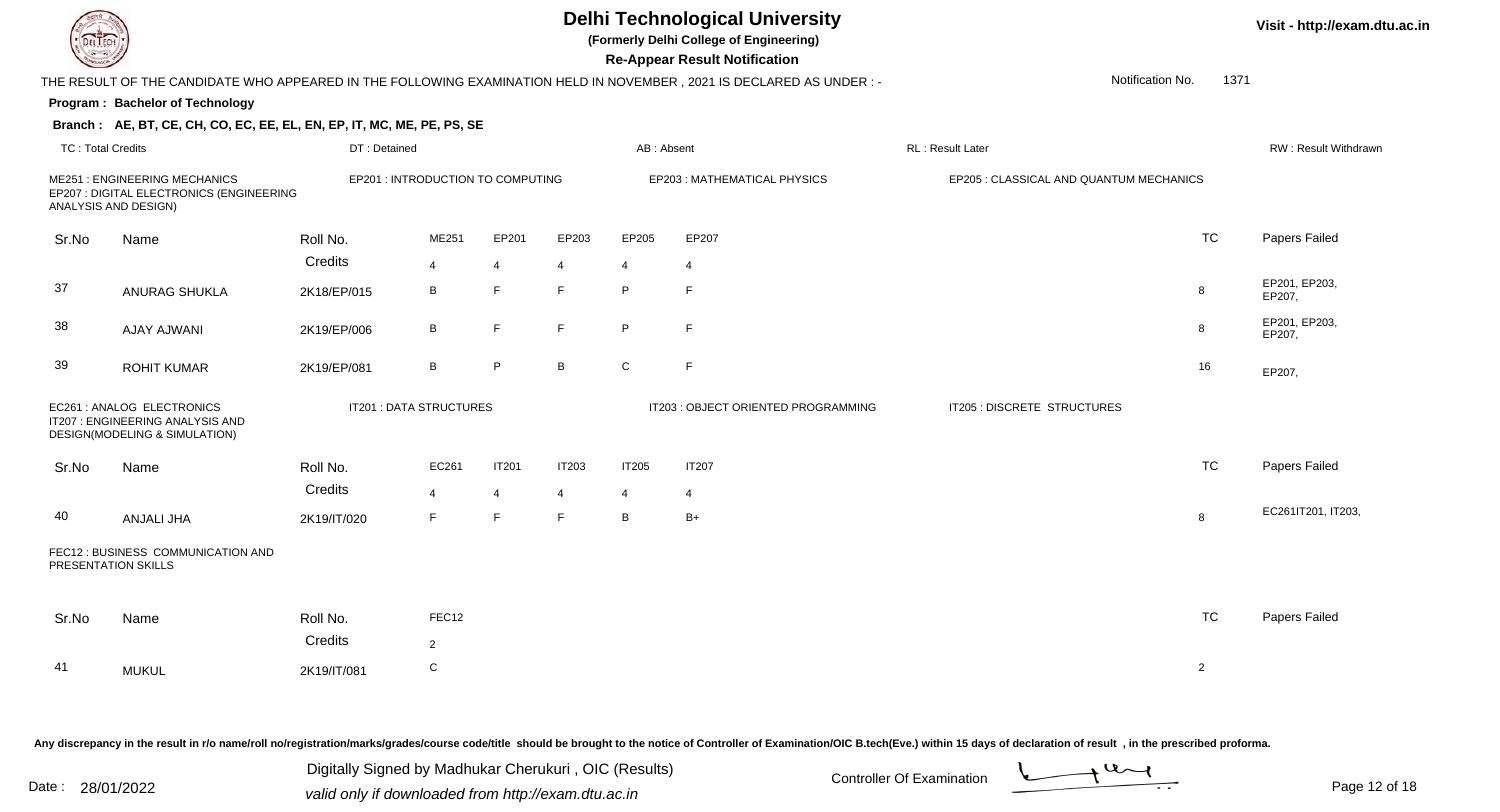# Delhi Technological University

**(Formerly Delhi College of Engineering)**

**Re-Appear Result Notification**

THE RESULT OF THE CANDIDATE WHO APPEARED IN THE FOLLOWING EXAMINATION HELD IN NOVEMBER , 2021 IS DECLARED AS UNDER : -

Notification No. 1371

**Program : Bachelor of Technology**

**Branch : AE, BT, CE, CH, CO, EC, EE, EL, EN, EP, IT, MC, ME, PE, PS, SE**

TC : Total Credits | DT : Detained | AB : Absent | RL : Result Later | RW : Result Withdrawn

ME251 : ENGINEERING MECHANICS
EP201 : INTRODUCTION TO COMPUTING
EP203 : MATHEMATICAL PHYSICS
EP205 : CLASSICAL AND QUANTUM MECHANICS
EP207 : DIGITAL ELECTRONICS (ENGINEERING ANALYSIS AND DESIGN)

| Sr.No | Name | Roll No. | ME251 | EP201 | EP203 | EP205 | EP207 | TC | Papers Failed |
|---|---|---|---|---|---|---|---|---|---|
| | | Credits | 4 | 4 | 4 | 4 | 4 | | |
| 37 | ANURAG SHUKLA | 2K18/EP/015 | B | F | F | P | F | 8 | EP201, EP203, EP207, |
| 38 | AJAY AJWANI | 2K19/EP/006 | B | F | F | P | F | 8 | EP201, EP203, EP207, |
| 39 | ROHIT KUMAR | 2K19/EP/081 | B | P | B | C | F | 16 | EP207, |

EC261 : ANALOG ELECTRONICS
IT201 : DATA STRUCTURES
IT203 : OBJECT ORIENTED PROGRAMMING
IT205 : DISCRETE STRUCTURES
IT207 : ENGINEERING ANALYSIS AND DESIGN(MODELING & SIMULATION)

| Sr.No | Name | Roll No. | EC261 | IT201 | IT203 | IT205 | IT207 | TC | Papers Failed |
|---|---|---|---|---|---|---|---|---|---|
| | | Credits | 4 | 4 | 4 | 4 | 4 | | |
| 40 | ANJALI JHA | 2K19/IT/020 | F | F | F | B | B+ | 8 | EC261IT201, IT203, |

FEC12 : BUSINESS COMMUNICATION AND PRESENTATION SKILLS

| Sr.No | Name | Roll No. | FEC12 | TC | Papers Failed |
|---|---|---|---|---|---|
| | | Credits | 2 | | |
| 41 | MUKUL | 2K19/IT/081 | C | 2 | |

Any discrepancy in the result in r/o name/roll no/registration/marks/grades/course code/title should be brought to the notice of Controller of Examination/OIC B.tech(Eve.) within 15 days of declaration of result , in the prescribed proforma.

Date : 28/01/2022

Digitally Signed by Madhukar Cherukuri , OIC (Results)
valid only if downloaded from http://exam.dtu.ac.in

Controller Of Examination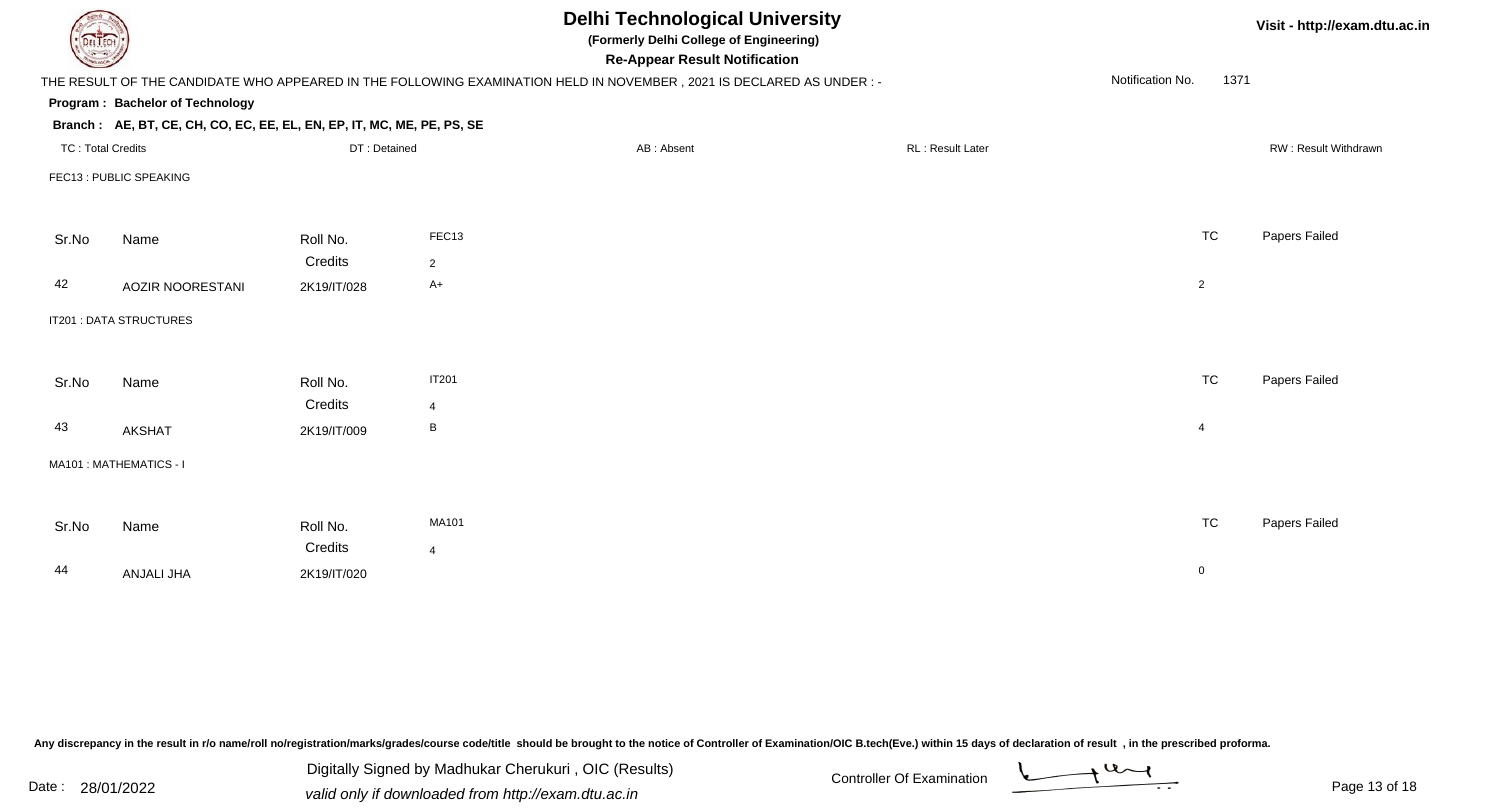# Delhi Technological University

**(Formerly Delhi College of Engineering)**

**Re-Appear Result Notification**

Visit - http://exam.dtu.ac.in

THE RESULT OF THE CANDIDATE WHO APPEARED IN THE FOLLOWING EXAMINATION HELD IN NOVEMBER , 2021 IS DECLARED AS UNDER : -

Notification No. 1371

**Program : Bachelor of Technology**

**Branch : AE, BT, CE, CH, CO, EC, EE, EL, EN, EP, IT, MC, ME, PE, PS, SE**

TC : Total Credits | DT : Detained | AB : Absent | RL : Result Later | RW : Result Withdrawn

FEC13 : PUBLIC SPEAKING

| Sr.No | Name | Roll No. | FEC13 | TC | Papers Failed |
|---|---|---|---|---|---|
| | | Credits | 2 | | |
| 42 | AOZIR NOORESTANI | 2K19/IT/028 | A+ | 2 | |

IT201 : DATA STRUCTURES

| Sr.No | Name | Roll No. | IT201 | TC | Papers Failed |
|---|---|---|---|---|---|
| | | Credits | 4 | | |
| 43 | AKSHAT | 2K19/IT/009 | B | 4 | |

MA101 : MATHEMATICS - I

| Sr.No | Name | Roll No. | MA101 | TC | Papers Failed |
|---|---|---|---|---|---|
| | | Credits | 4 | | |
| 44 | ANJALI JHA | 2K19/IT/020 | | 0 | |

Any discrepancy in the result in r/o name/roll no/registration/marks/grades/course code/title should be brought to the notice of Controller of Examination/OIC B.tech(Eve.) within 15 days of declaration of result , in the prescribed proforma.

Date : 28/01/2022

Digitally Signed by Madhukar Cherukuri , OIC (Results)
valid only if downloaded from http://exam.dtu.ac.in

Controller Of Examination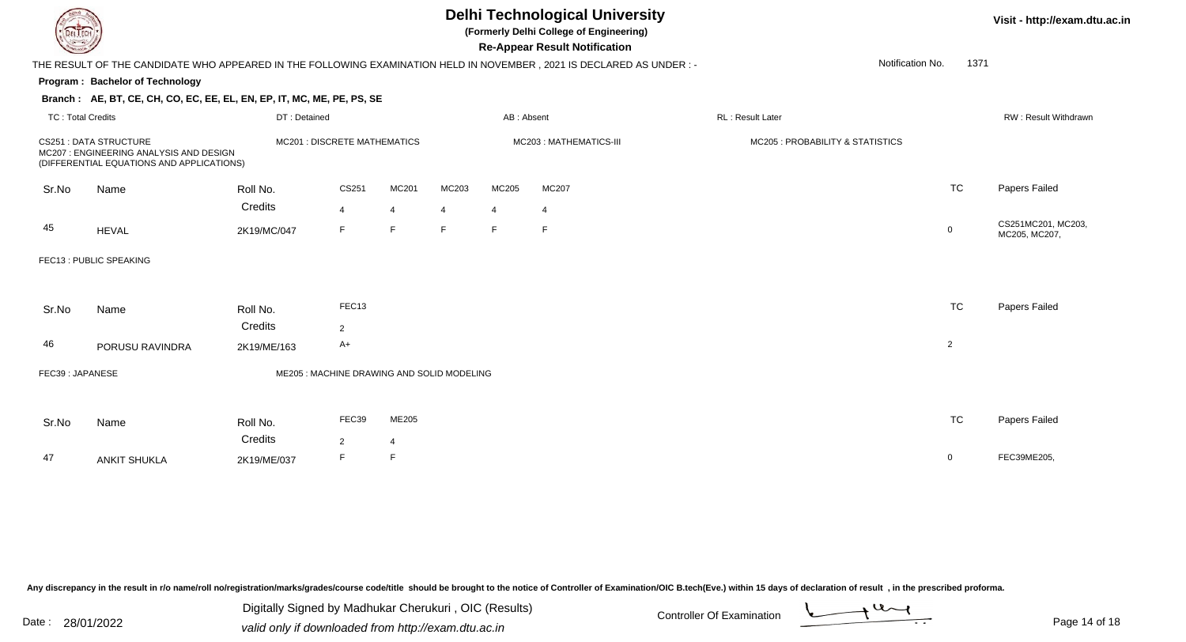# Delhi Technological University

**(Formerly Delhi College of Engineering)**

**Re-Appear Result Notification**

Visit - http://exam.dtu.ac.in

THE RESULT OF THE CANDIDATE WHO APPEARED IN THE FOLLOWING EXAMINATION HELD IN NOVEMBER , 2021 IS DECLARED AS UNDER : -

Notification No. 1371

**Program : Bachelor of Technology**

**Branch : AE, BT, CE, CH, CO, EC, EE, EL, EN, EP, IT, MC, ME, PE, PS, SE**

TC : Total Credits | DT : Detained | AB : Absent | RL : Result Later | RW : Result Withdrawn

CS251 : DATA STRUCTURE
MC201 : DISCRETE MATHEMATICS
MC203 : MATHEMATICS-III
MC205 : PROBABILITY & STATISTICS
MC207 : ENGINEERING ANALYSIS AND DESIGN (DIFFERENTIAL EQUATIONS AND APPLICATIONS)

| Sr.No | Name | Roll No. | CS251 | MC201 | MC203 | MC205 | MC207 | TC | Papers Failed |
|---|---|---|---|---|---|---|---|---|---|
| | | Credits | 4 | 4 | 4 | 4 | 4 | | |
| 45 | HEVAL | 2K19/MC/047 | F | F | F | F | F | 0 | CS251MC201, MC203, MC205, MC207, |

FEC13 : PUBLIC SPEAKING

| Sr.No | Name | Roll No. | FEC13 | TC | Papers Failed |
|---|---|---|---|---|---|
| | | Credits | 2 | | |
| 46 | PORUSU RAVINDRA | 2K19/ME/163 | A+ | 2 | |

FEC39 : JAPANESE
ME205 : MACHINE DRAWING AND SOLID MODELING

| Sr.No | Name | Roll No. | FEC39 | ME205 | TC | Papers Failed |
|---|---|---|---|---|---|---|
| | | Credits | 2 | 4 | | |
| 47 | ANKIT SHUKLA | 2K19/ME/037 | F | F | 0 | FEC39ME205, |

Any discrepancy in the result in r/o name/roll no/registration/marks/grades/course code/title should be brought to the notice of Controller of Examination/OIC B.tech(Eve.) within 15 days of declaration of result , in the prescribed proforma.

Date : 28/01/2022

Digitally Signed by Madhukar Cherukuri , OIC (Results)
valid only if downloaded from http://exam.dtu.ac.in

Controller Of Examination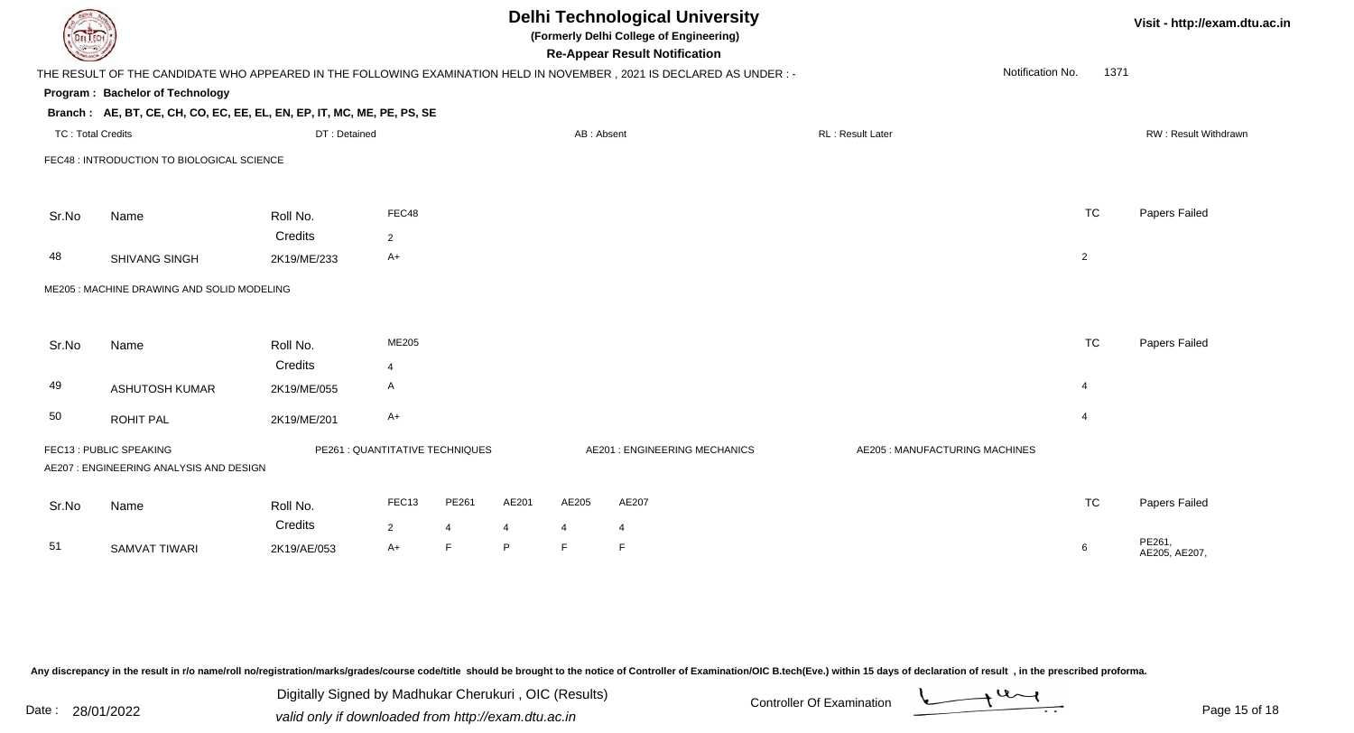# Delhi Technological University

**(Formerly Delhi College of Engineering)**

**Re-Appear Result Notification**

THE RESULT OF THE CANDIDATE WHO APPEARED IN THE FOLLOWING EXAMINATION HELD IN NOVEMBER , 2021 IS DECLARED AS UNDER : -

Notification No. 1371

**Program : Bachelor of Technology**

**Branch : AE, BT, CE, CH, CO, EC, EE, EL, EN, EP, IT, MC, ME, PE, PS, SE**

TC : Total Credits | DT : Detained | AB : Absent | RL : Result Later | RW : Result Withdrawn

FEC48 : INTRODUCTION TO BIOLOGICAL SCIENCE

| Sr.No | Name | Roll No. | FEC48 | TC | Papers Failed |
|---|---|---|---|---|---|
| | | Credits | 2 | | |
| 48 | SHIVANG SINGH | 2K19/ME/233 | A+ | 2 | |

ME205 : MACHINE DRAWING AND SOLID MODELING

| Sr.No | Name | Roll No. | ME205 | TC | Papers Failed |
|---|---|---|---|---|---|
| | | Credits | 4 | | |
| 49 | ASHUTOSH KUMAR | 2K19/ME/055 | A | 4 | |
| 50 | ROHIT PAL | 2K19/ME/201 | A+ | 4 | |

FEC13 : PUBLIC SPEAKING | PE261 : QUANTITATIVE TECHNIQUES | AE201 : ENGINEERING MECHANICS | AE205 : MANUFACTURING MACHINES

AE207 : ENGINEERING ANALYSIS AND DESIGN

| Sr.No | Name | Roll No. | FEC13 | PE261 | AE201 | AE205 | AE207 | TC | Papers Failed |
|---|---|---|---|---|---|---|---|---|---|
| | | Credits | 2 | 4 | 4 | 4 | 4 | | |
| 51 | SAMVAT TIWARI | 2K19/AE/053 | A+ | F | P | F | F | 6 | PE261, AE205, AE207, |

Any discrepancy in the result in r/o name/roll no/registration/marks/grades/course code/title should be brought to the notice of Controller of Examination/OIC B.tech(Eve.) within 15 days of declaration of result , in the prescribed proforma.

Date : 28/01/2022

Digitally Signed by Madhukar Cherukuri , OIC (Results)
valid only if downloaded from http://exam.dtu.ac.in

Controller Of Examination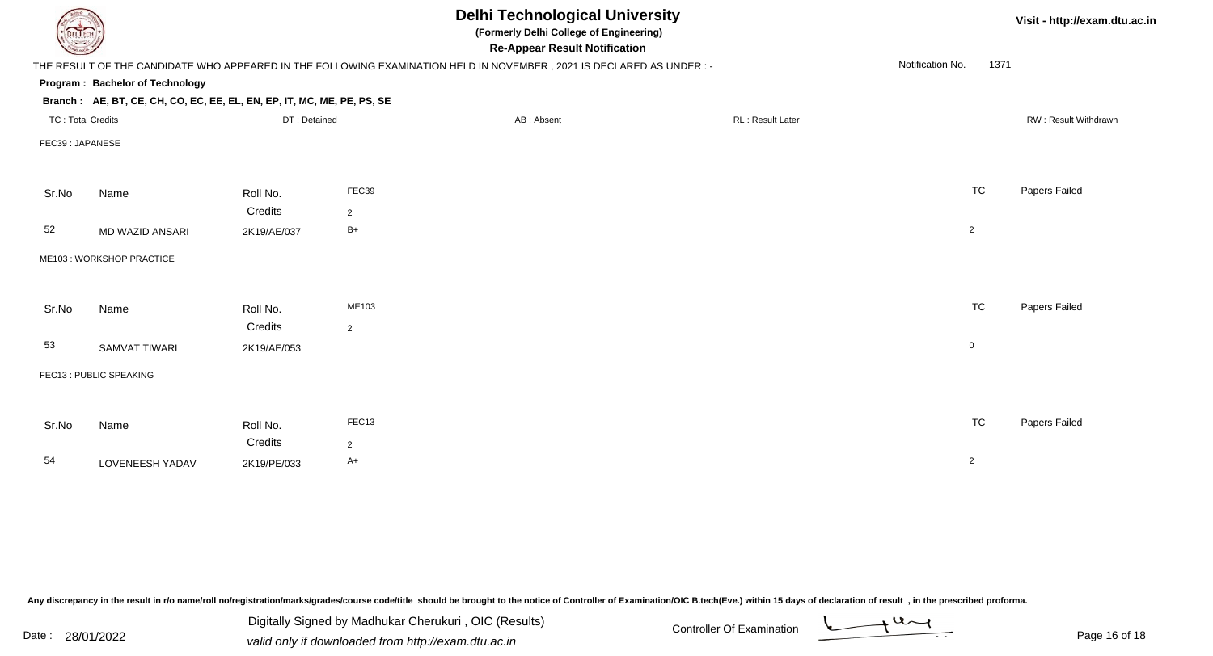# Delhi Technological University

**(Formerly Delhi College of Engineering)**

**Re-Appear Result Notification**

Visit - http://exam.dtu.ac.in

THE RESULT OF THE CANDIDATE WHO APPEARED IN THE FOLLOWING EXAMINATION HELD IN NOVEMBER , 2021 IS DECLARED AS UNDER : -

Notification No. 1371

**Program : Bachelor of Technology**

**Branch : AE, BT, CE, CH, CO, EC, EE, EL, EN, EP, IT, MC, ME, PE, PS, SE**

TC : Total Credits | DT : Detained | AB : Absent | RL : Result Later | RW : Result Withdrawn

FEC39 : JAPANESE

| Sr.No | Name | Roll No. | FEC39 | TC | Papers Failed |
|---|---|---|---|---|---|
| | | Credits | 2 | | |
| 52 | MD WAZID ANSARI | 2K19/AE/037 | B+ | 2 | |

ME103 : WORKSHOP PRACTICE

| Sr.No | Name | Roll No. | ME103 | TC | Papers Failed |
|---|---|---|---|---|---|
| | | Credits | 2 | | |
| 53 | SAMVAT TIWARI | 2K19/AE/053 | | 0 | |

FEC13 : PUBLIC SPEAKING

| Sr.No | Name | Roll No. | FEC13 | TC | Papers Failed |
|---|---|---|---|---|---|
| | | Credits | 2 | | |
| 54 | LOVENEESH YADAV | 2K19/PE/033 | A+ | 2 | |

Any discrepancy in the result in r/o name/roll no/registration/marks/grades/course code/title should be brought to the notice of Controller of Examination/OIC B.tech(Eve.) within 15 days of declaration of result , in the prescribed proforma.

Date : 28/01/2022

Digitally Signed by Madhukar Cherukuri , OIC (Results)
valid only if downloaded from http://exam.dtu.ac.in

Controller Of Examination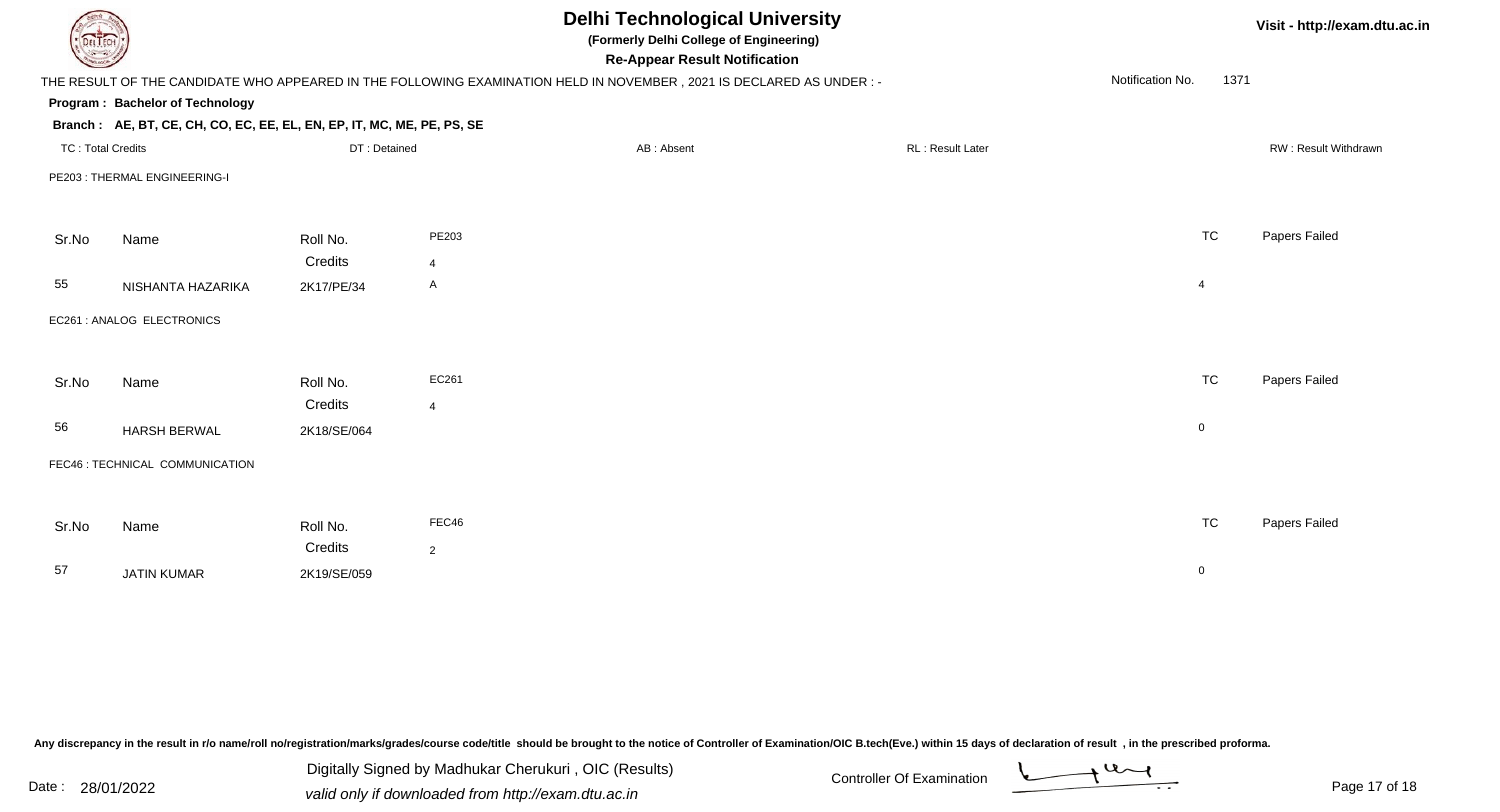# Delhi Technological University

**(Formerly Delhi College of Engineering)**

**Re-Appear Result Notification**

Visit - http://exam.dtu.ac.in

THE RESULT OF THE CANDIDATE WHO APPEARED IN THE FOLLOWING EXAMINATION HELD IN NOVEMBER , 2021 IS DECLARED AS UNDER : -

Notification No. 1371

**Program : Bachelor of Technology**

**Branch : AE, BT, CE, CH, CO, EC, EE, EL, EN, EP, IT, MC, ME, PE, PS, SE**

TC : Total Credits | DT : Detained | AB : Absent | RL : Result Later | RW : Result Withdrawn

PE203 : THERMAL ENGINEERING-I

| Sr.No | Name | Roll No. | PE203 | TC | Papers Failed |
|---|---|---|---|---|---|
| | | Credits | 4 | | |
| 55 | NISHANTA HAZARIKA | 2K17/PE/34 | A | 4 | |

EC261 : ANALOG ELECTRONICS

| Sr.No | Name | Roll No. | EC261 | TC | Papers Failed |
|---|---|---|---|---|---|
| | | Credits | 4 | | |
| 56 | HARSH BERWAL | 2K18/SE/064 | | 0 | |

FEC46 : TECHNICAL COMMUNICATION

| Sr.No | Name | Roll No. | FEC46 | TC | Papers Failed |
|---|---|---|---|---|---|
| | | Credits | 2 | | |
| 57 | JATIN KUMAR | 2K19/SE/059 | | 0 | |

Any discrepancy in the result in r/o name/roll no/registration/marks/grades/course code/title should be brought to the notice of Controller of Examination/OIC B.tech(Eve.) within 15 days of declaration of result , in the prescribed proforma.

Date : 28/01/2022

Digitally Signed by Madhukar Cherukuri , OIC (Results)

valid only if downloaded from http://exam.dtu.ac.in

Controller Of Examination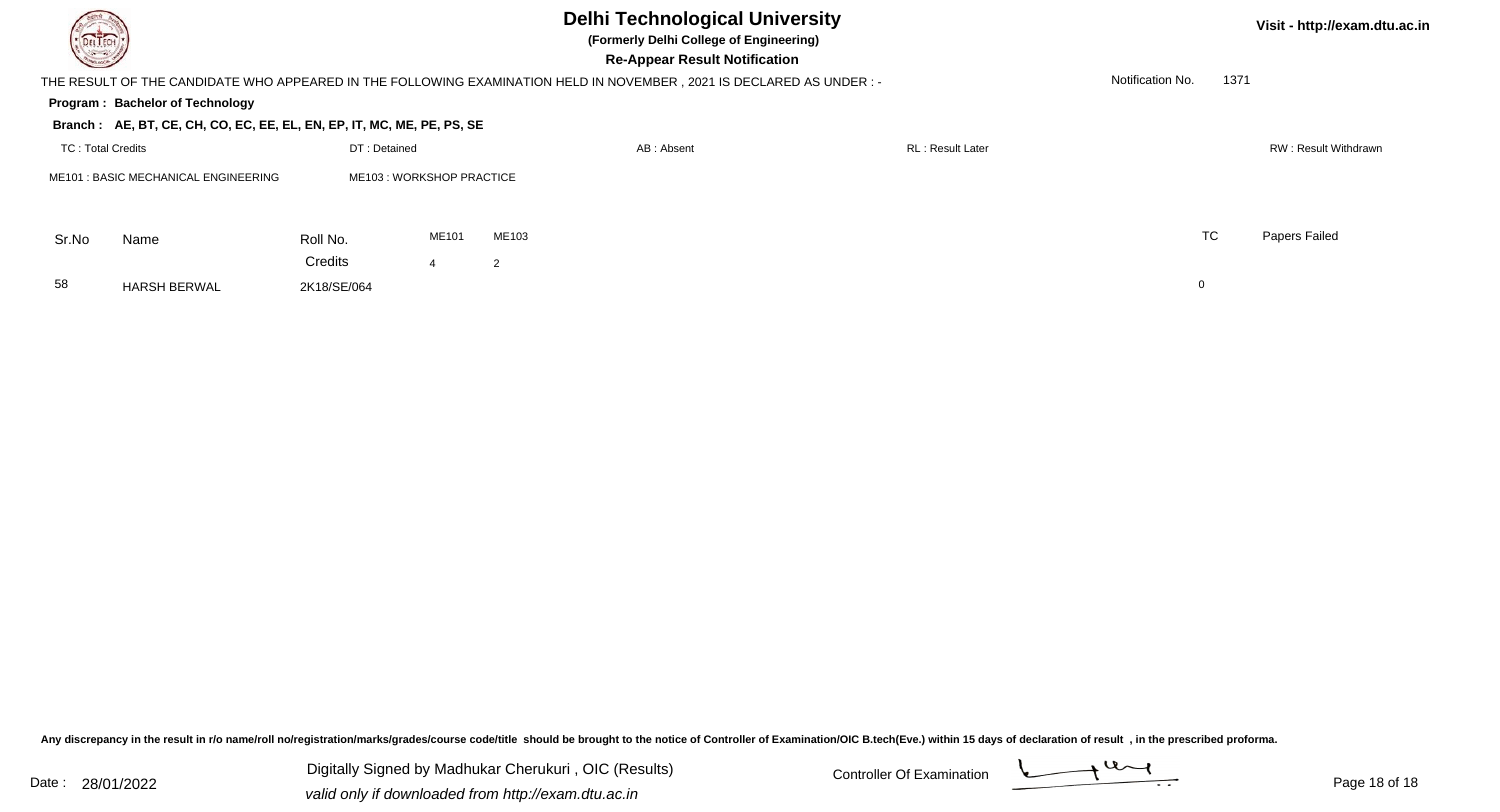# Delhi Technological University

**(Formerly Delhi College of Engineering)**

**Re-Appear Result Notification**

Visit - http://exam.dtu.ac.in

THE RESULT OF THE CANDIDATE WHO APPEARED IN THE FOLLOWING EXAMINATION HELD IN NOVEMBER , 2021 IS DECLARED AS UNDER : -

Notification No. 1371

**Program : Bachelor of Technology**

**Branch : AE, BT, CE, CH, CO, EC, EE, EL, EN, EP, IT, MC, ME, PE, PS, SE**

TC : Total Credits | DT : Detained | AB : Absent | RL : Result Later | RW : Result Withdrawn

ME101 : BASIC MECHANICAL ENGINEERING | ME103 : WORKSHOP PRACTICE

| Sr.No | Name | Roll No. | ME101 | ME103 | TC | Papers Failed |
|---|---|---|---|---|---|---|
| | | Credits | 4 | 2 | | |
| 58 | HARSH BERWAL | 2K18/SE/064 | | | 0 | |

Any discrepancy in the result in r/o name/roll no/registration/marks/grades/course code/title should be brought to the notice of Controller of Examination/OIC B.tech(Eve.) within 15 days of declaration of result , in the prescribed proforma.

Date : 28/01/2022

Digitally Signed by Madhukar Cherukuri , OIC (Results)

*valid only if downloaded from http://exam.dtu.ac.in*

Controller Of Examination